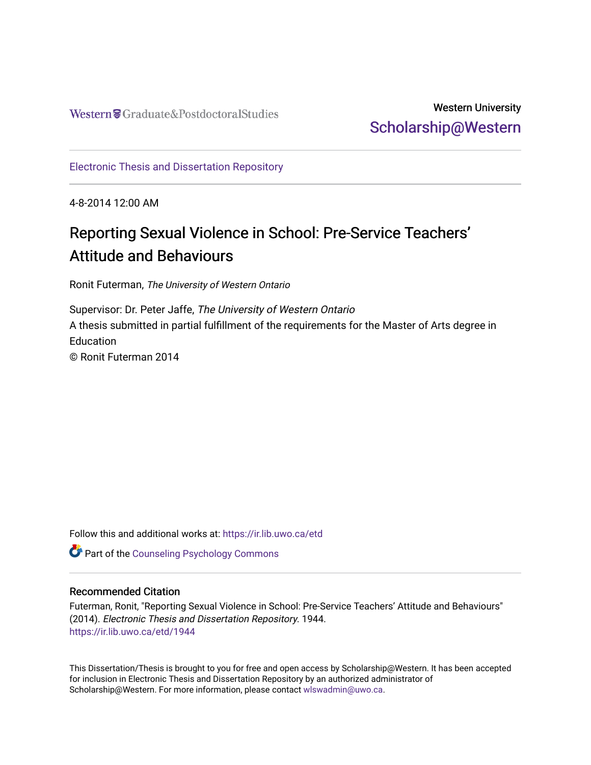Western Graduate&PostdoctoralStudies

Western University
Scholarship@Western

Electronic Thesis and Dissertation Repository

4-8-2014 12:00 AM

# Reporting Sexual Violence in School: Pre-Service Teachers' Attitude and Behaviours

Ronit Futerman, *The University of Western Ontario*

Supervisor: Dr. Peter Jaffe, *The University of Western Ontario*
A thesis submitted in partial fulfillment of the requirements for the Master of Arts degree in Education
© Ronit Futerman 2014

Follow this and additional works at: https://ir.lib.uwo.ca/etd

Part of the Counseling Psychology Commons

## Recommended Citation

Futerman, Ronit, "Reporting Sexual Violence in School: Pre-Service Teachers' Attitude and Behaviours" (2014). *Electronic Thesis and Dissertation Repository*. 1944.
https://ir.lib.uwo.ca/etd/1944

This Dissertation/Thesis is brought to you for free and open access by Scholarship@Western. It has been accepted for inclusion in Electronic Thesis and Dissertation Repository by an authorized administrator of Scholarship@Western. For more information, please contact wlswadmin@uwo.ca.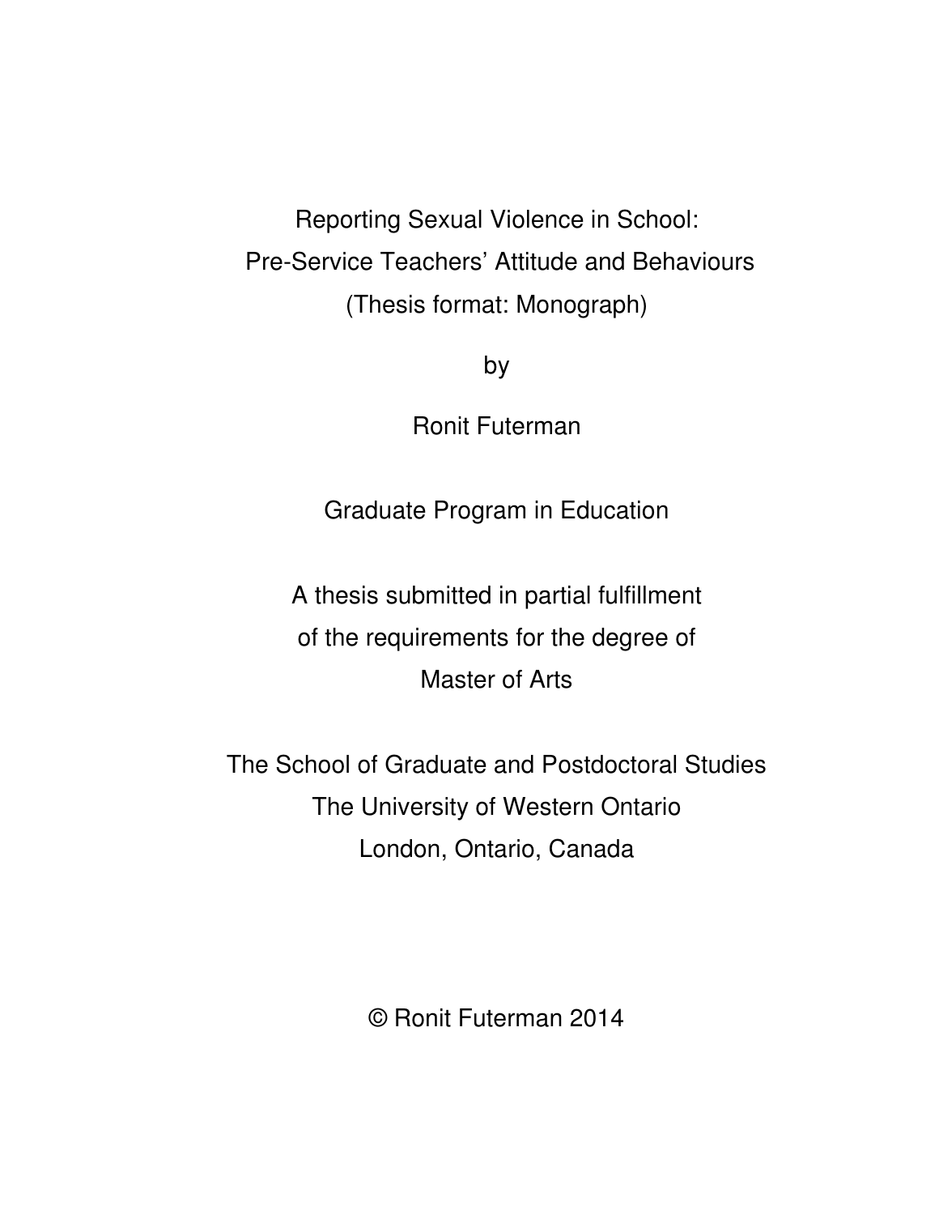# Reporting Sexual Violence in School: Pre-Service Teachers' Attitude and Behaviours

(Thesis format: Monograph)

by

Ronit Futerman

Graduate Program in Education

A thesis submitted in partial fulfillment
of the requirements for the degree of
Master of Arts

The School of Graduate and Postdoctoral Studies
The University of Western Ontario
London, Ontario, Canada

© Ronit Futerman 2014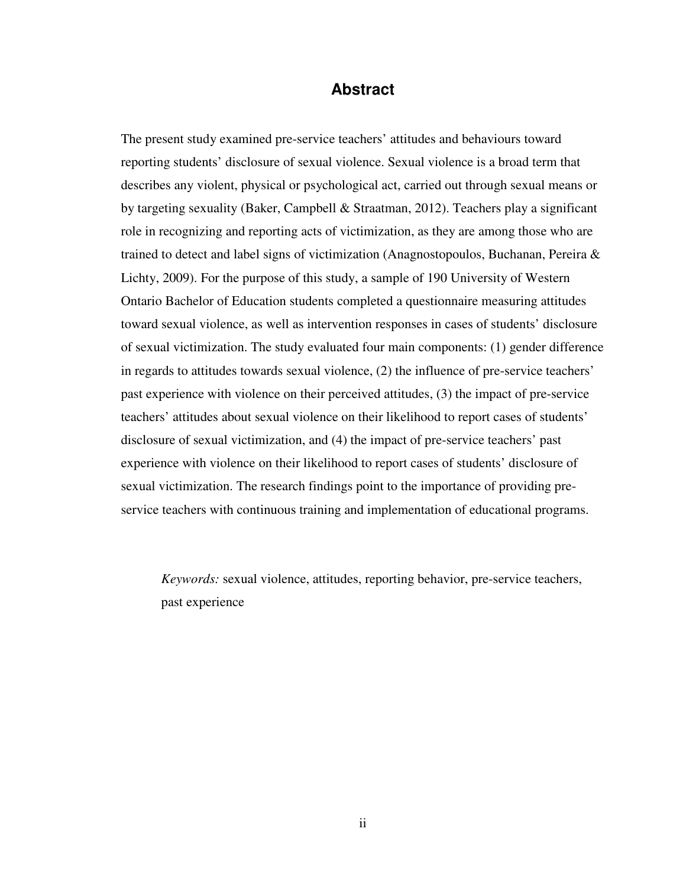# Abstract

The present study examined pre-service teachers' attitudes and behaviours toward reporting students' disclosure of sexual violence. Sexual violence is a broad term that describes any violent, physical or psychological act, carried out through sexual means or by targeting sexuality (Baker, Campbell & Straatman, 2012). Teachers play a significant role in recognizing and reporting acts of victimization, as they are among those who are trained to detect and label signs of victimization (Anagnostopoulos, Buchanan, Pereira & Lichty, 2009). For the purpose of this study, a sample of 190 University of Western Ontario Bachelor of Education students completed a questionnaire measuring attitudes toward sexual violence, as well as intervention responses in cases of students' disclosure of sexual victimization. The study evaluated four main components: (1) gender difference in regards to attitudes towards sexual violence, (2) the influence of pre-service teachers' past experience with violence on their perceived attitudes, (3) the impact of pre-service teachers' attitudes about sexual violence on their likelihood to report cases of students' disclosure of sexual victimization, and (4) the impact of pre-service teachers' past experience with violence on their likelihood to report cases of students' disclosure of sexual victimization. The research findings point to the importance of providing pre-service teachers with continuous training and implementation of educational programs.

*Keywords:* sexual violence, attitudes, reporting behavior, pre-service teachers, past experience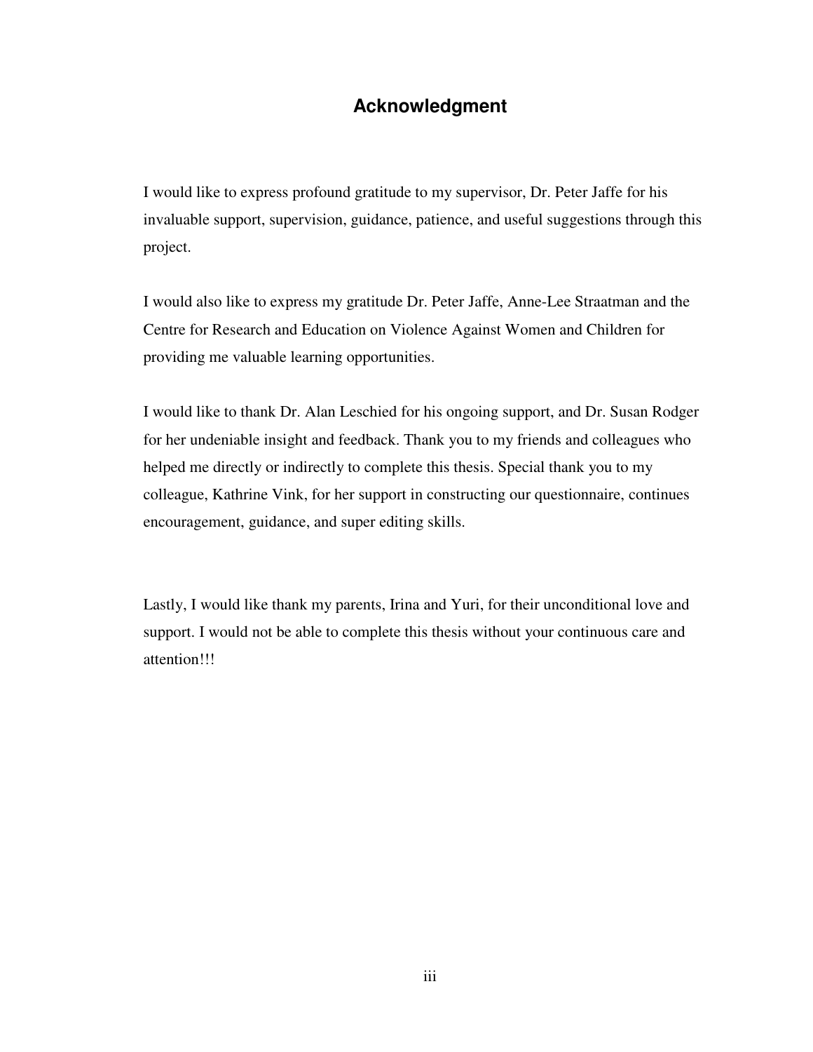# Acknowledgment

I would like to express profound gratitude to my supervisor, Dr. Peter Jaffe for his invaluable support, supervision, guidance, patience, and useful suggestions through this project.

I would also like to express my gratitude Dr. Peter Jaffe, Anne-Lee Straatman and the Centre for Research and Education on Violence Against Women and Children for providing me valuable learning opportunities.

I would like to thank Dr. Alan Leschied for his ongoing support, and Dr. Susan Rodger for her undeniable insight and feedback. Thank you to my friends and colleagues who helped me directly or indirectly to complete this thesis. Special thank you to my colleague, Kathrine Vink, for her support in constructing our questionnaire, continues encouragement, guidance, and super editing skills.

Lastly, I would like thank my parents, Irina and Yuri, for their unconditional love and support. I would not be able to complete this thesis without your continuous care and attention!!!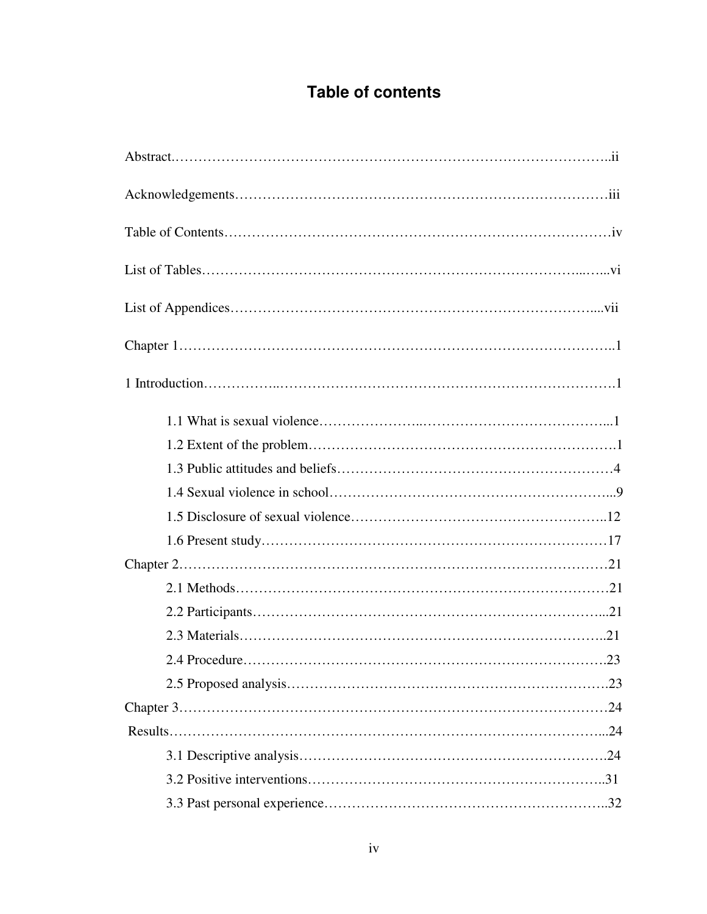# Table of contents

Abstract……………………………………………………………………………………..ii

Acknowledgements……………………………………………………………………iii

Table of Contents………………………………………………………………………iv

List of Tables……………………………………………………………………...…...vi

List of Appendices………………………………………………………………….....vii

Chapter 1………………………………………………………………………………..1

1 Introduction…………...…………………………………………………………….1

1.1 What is sexual violence…………………...…………………………………...1

1.2 Extent of the problem……………………………………………………….1

1.3 Public attitudes and beliefs…………………………………………………4

1.4 Sexual violence in school……………………………………………………...9

1.5 Disclosure of sexual violence………………………………………………..12

1.6 Present study………………………………………………………………17

Chapter 2…………………………………………………………………………………21

2.1 Methods…………………………………………………………………………21

2.2 Participants………………………………………………………………………...21

2.3 Materials…………………………………………………………………………..21

2.4 Procedure…………………………………………………………………………23

2.5 Proposed analysis………………………………………………………………23

Chapter 3…………………………………………………………………………………24

Results……………………………………………………………………………………...24

3.1 Descriptive analysis…………………………………………………………….24

3.2 Positive interventions…………………………………………………………..31

3.3 Past personal experience………………………………………………………..32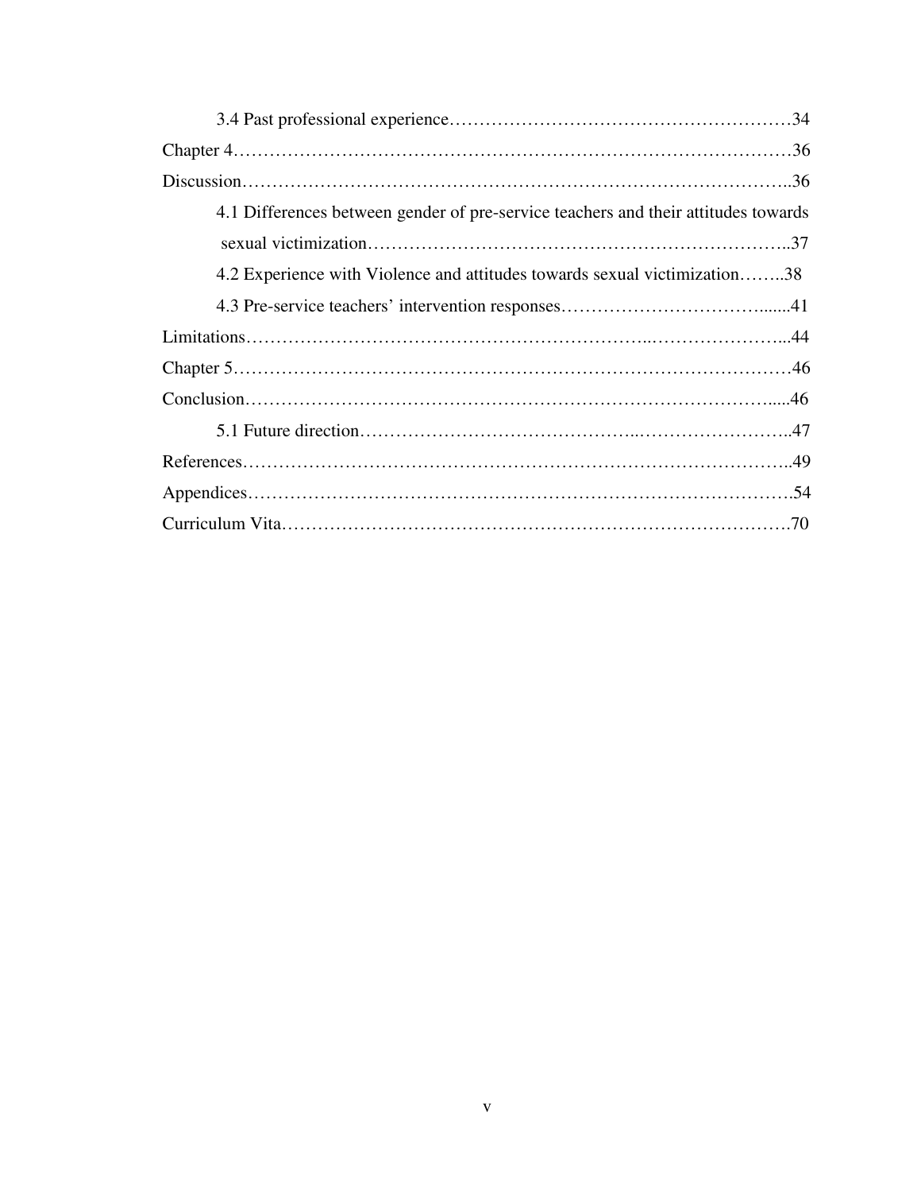3.4 Past professional experience……………………………………………………34

Chapter 4………………………………………………………………………………36

Discussion……………………………………………………………………………..36

4.1 Differences between gender of pre-service teachers and their attitudes towards sexual victimization…………………………………………………………..37

4.2 Experience with Violence and attitudes towards sexual victimization……..38

4.3 Pre-service teachers' intervention responses……………………………......41

Limitations………………………………………………………...…………………...44

Chapter 5………………………………………………………………………………46

Conclusion………………………………………………………………………….....46

5.1 Future direction……………………………………..……………………..47

References……………………………………………………………………………..49

Appendices…………………………………………………………………………….54

Curriculum Vita……………………………………………………………………….70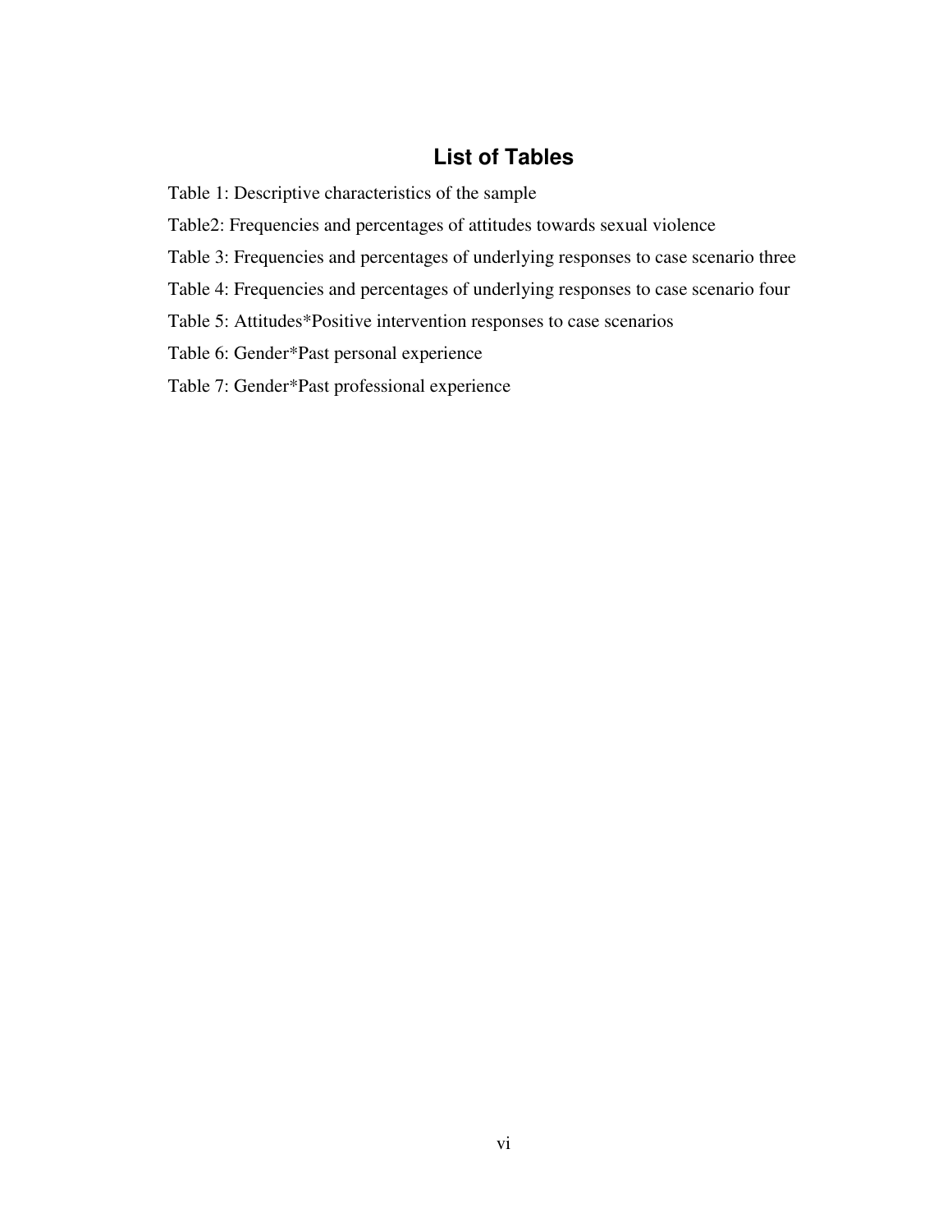## List of Tables

Table 1: Descriptive characteristics of the sample

Table2: Frequencies and percentages of attitudes towards sexual violence

Table 3: Frequencies and percentages of underlying responses to case scenario three

Table 4: Frequencies and percentages of underlying responses to case scenario four

Table 5: Attitudes*Positive intervention responses to case scenarios

Table 6: Gender*Past personal experience

Table 7: Gender*Past professional experience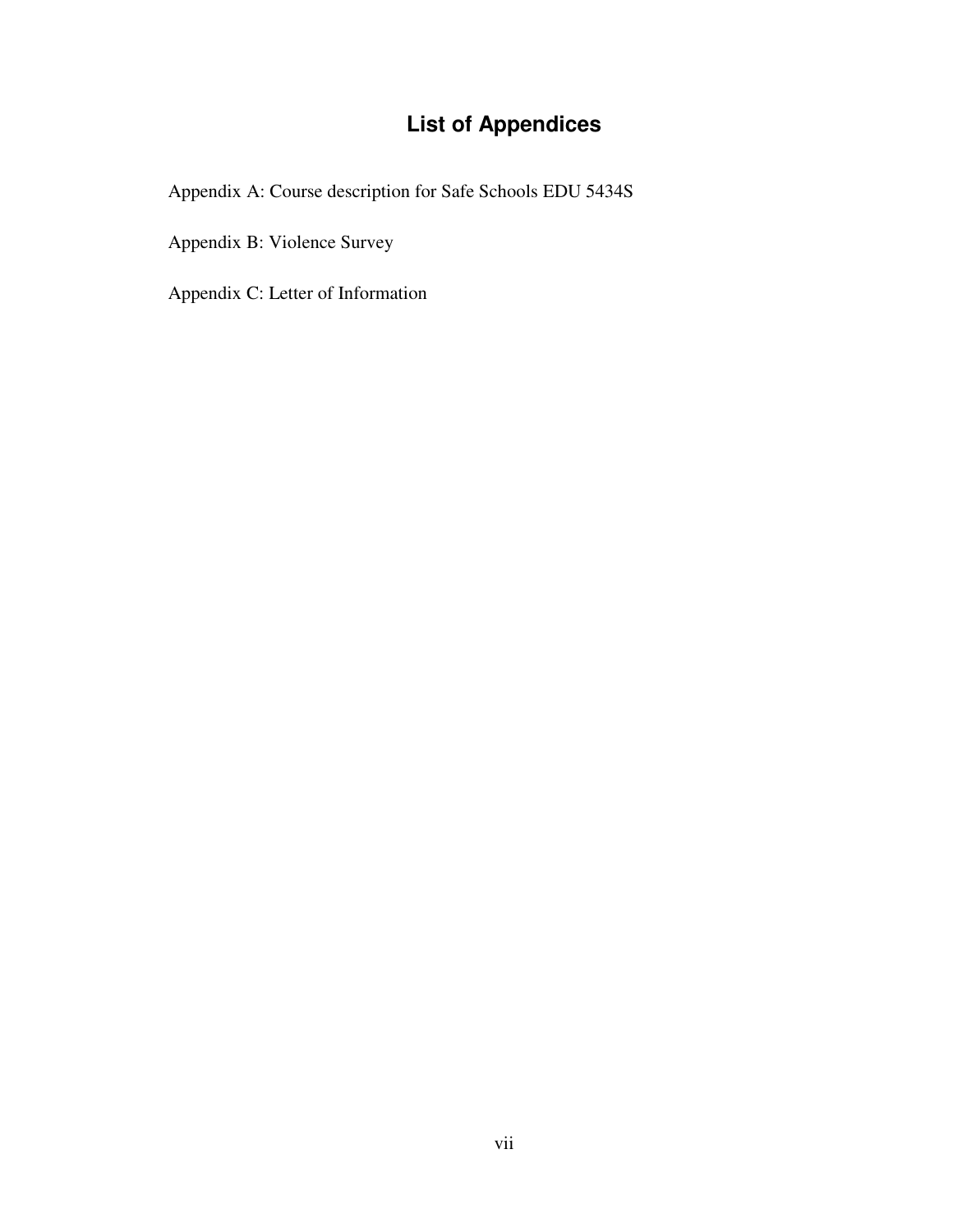# List of Appendices

Appendix A: Course description for Safe Schools EDU 5434S

Appendix B: Violence Survey

Appendix C: Letter of Information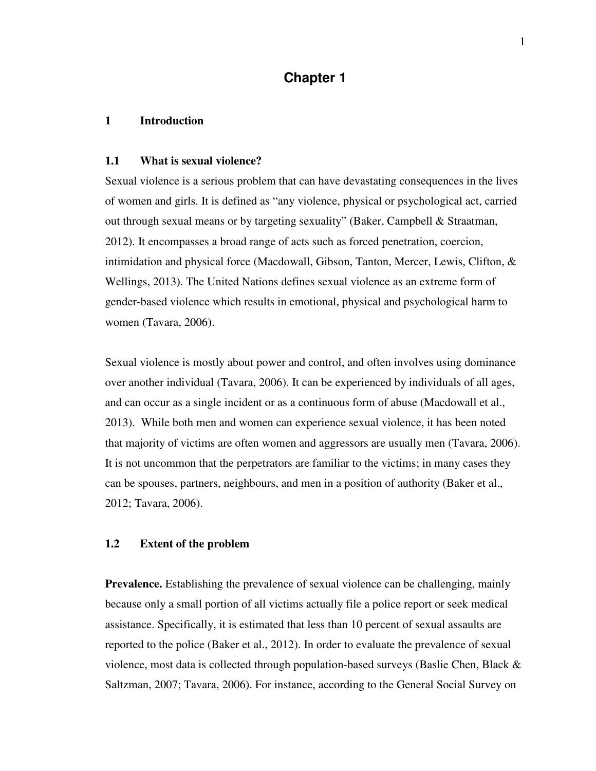# Chapter 1

## 1 Introduction

### 1.1 What is sexual violence?

Sexual violence is a serious problem that can have devastating consequences in the lives of women and girls. It is defined as "any violence, physical or psychological act, carried out through sexual means or by targeting sexuality" (Baker, Campbell & Straatman, 2012). It encompasses a broad range of acts such as forced penetration, coercion, intimidation and physical force (Macdowall, Gibson, Tanton, Mercer, Lewis, Clifton, & Wellings, 2013). The United Nations defines sexual violence as an extreme form of gender-based violence which results in emotional, physical and psychological harm to women (Tavara, 2006).

Sexual violence is mostly about power and control, and often involves using dominance over another individual (Tavara, 2006). It can be experienced by individuals of all ages, and can occur as a single incident or as a continuous form of abuse (Macdowall et al., 2013). While both men and women can experience sexual violence, it has been noted that majority of victims are often women and aggressors are usually men (Tavara, 2006). It is not uncommon that the perpetrators are familiar to the victims; in many cases they can be spouses, partners, neighbours, and men in a position of authority (Baker et al., 2012; Tavara, 2006).

### 1.2 Extent of the problem

**Prevalence.** Establishing the prevalence of sexual violence can be challenging, mainly because only a small portion of all victims actually file a police report or seek medical assistance. Specifically, it is estimated that less than 10 percent of sexual assaults are reported to the police (Baker et al., 2012). In order to evaluate the prevalence of sexual violence, most data is collected through population-based surveys (Baslie Chen, Black & Saltzman, 2007; Tavara, 2006). For instance, according to the General Social Survey on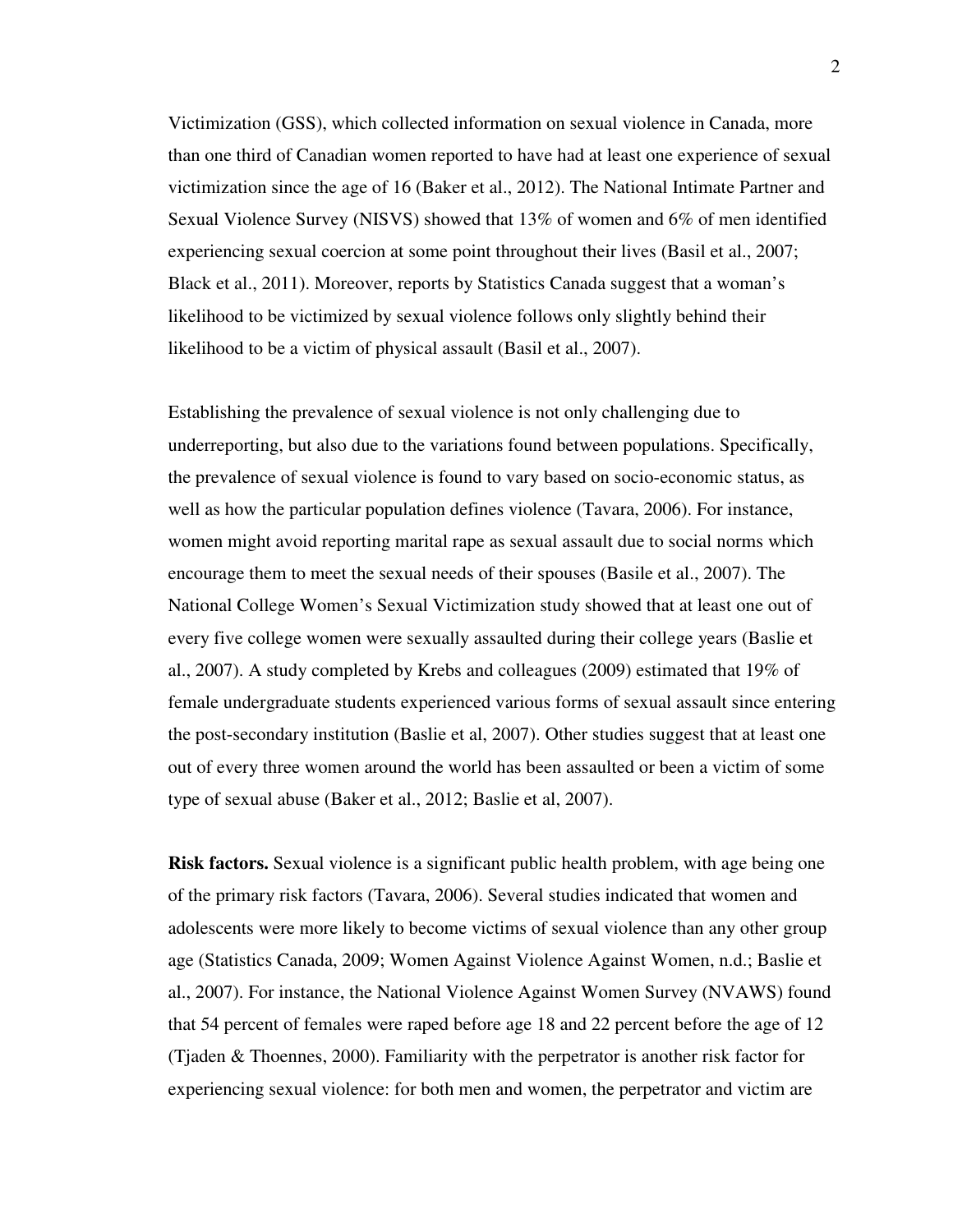Victimization (GSS), which collected information on sexual violence in Canada, more than one third of Canadian women reported to have had at least one experience of sexual victimization since the age of 16 (Baker et al., 2012). The National Intimate Partner and Sexual Violence Survey (NISVS) showed that 13% of women and 6% of men identified experiencing sexual coercion at some point throughout their lives (Basil et al., 2007; Black et al., 2011). Moreover, reports by Statistics Canada suggest that a woman's likelihood to be victimized by sexual violence follows only slightly behind their likelihood to be a victim of physical assault (Basil et al., 2007).

Establishing the prevalence of sexual violence is not only challenging due to underreporting, but also due to the variations found between populations. Specifically, the prevalence of sexual violence is found to vary based on socio-economic status, as well as how the particular population defines violence (Tavara, 2006). For instance, women might avoid reporting marital rape as sexual assault due to social norms which encourage them to meet the sexual needs of their spouses (Basile et al., 2007). The National College Women's Sexual Victimization study showed that at least one out of every five college women were sexually assaulted during their college years (Baslie et al., 2007). A study completed by Krebs and colleagues (2009) estimated that 19% of female undergraduate students experienced various forms of sexual assault since entering the post-secondary institution (Baslie et al, 2007). Other studies suggest that at least one out of every three women around the world has been assaulted or been a victim of some type of sexual abuse (Baker et al., 2012; Baslie et al, 2007).

**Risk factors.** Sexual violence is a significant public health problem, with age being one of the primary risk factors (Tavara, 2006). Several studies indicated that women and adolescents were more likely to become victims of sexual violence than any other group age (Statistics Canada, 2009; Women Against Violence Against Women, n.d.; Baslie et al., 2007). For instance, the National Violence Against Women Survey (NVAWS) found that 54 percent of females were raped before age 18 and 22 percent before the age of 12 (Tjaden & Thoennes, 2000). Familiarity with the perpetrator is another risk factor for experiencing sexual violence: for both men and women, the perpetrator and victim are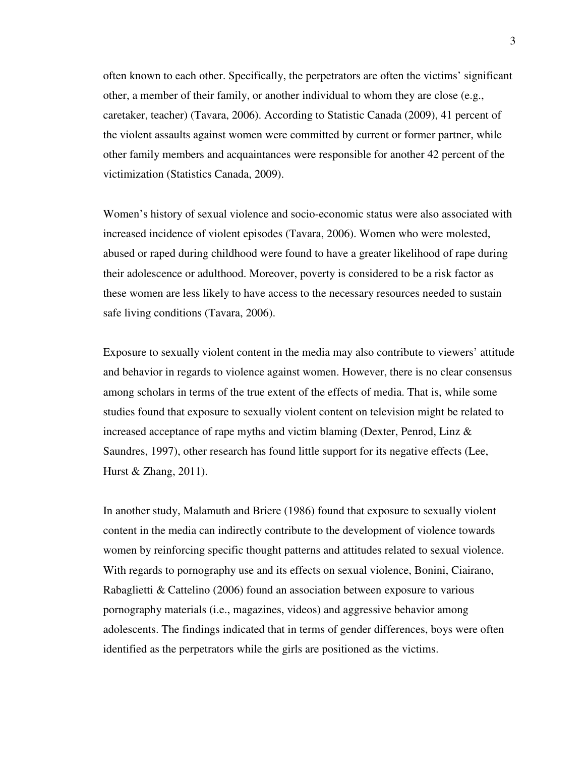often known to each other. Specifically, the perpetrators are often the victims' significant other, a member of their family, or another individual to whom they are close (e.g., caretaker, teacher) (Tavara, 2006). According to Statistic Canada (2009), 41 percent of the violent assaults against women were committed by current or former partner, while other family members and acquaintances were responsible for another 42 percent of the victimization (Statistics Canada, 2009).

Women's history of sexual violence and socio-economic status were also associated with increased incidence of violent episodes (Tavara, 2006). Women who were molested, abused or raped during childhood were found to have a greater likelihood of rape during their adolescence or adulthood. Moreover, poverty is considered to be a risk factor as these women are less likely to have access to the necessary resources needed to sustain safe living conditions (Tavara, 2006).

Exposure to sexually violent content in the media may also contribute to viewers' attitude and behavior in regards to violence against women. However, there is no clear consensus among scholars in terms of the true extent of the effects of media. That is, while some studies found that exposure to sexually violent content on television might be related to increased acceptance of rape myths and victim blaming (Dexter, Penrod, Linz & Saundres, 1997), other research has found little support for its negative effects (Lee, Hurst & Zhang, 2011).

In another study, Malamuth and Briere (1986) found that exposure to sexually violent content in the media can indirectly contribute to the development of violence towards women by reinforcing specific thought patterns and attitudes related to sexual violence. With regards to pornography use and its effects on sexual violence, Bonini, Ciairano, Rabaglietti & Cattelino (2006) found an association between exposure to various pornography materials (i.e., magazines, videos) and aggressive behavior among adolescents. The findings indicated that in terms of gender differences, boys were often identified as the perpetrators while the girls are positioned as the victims.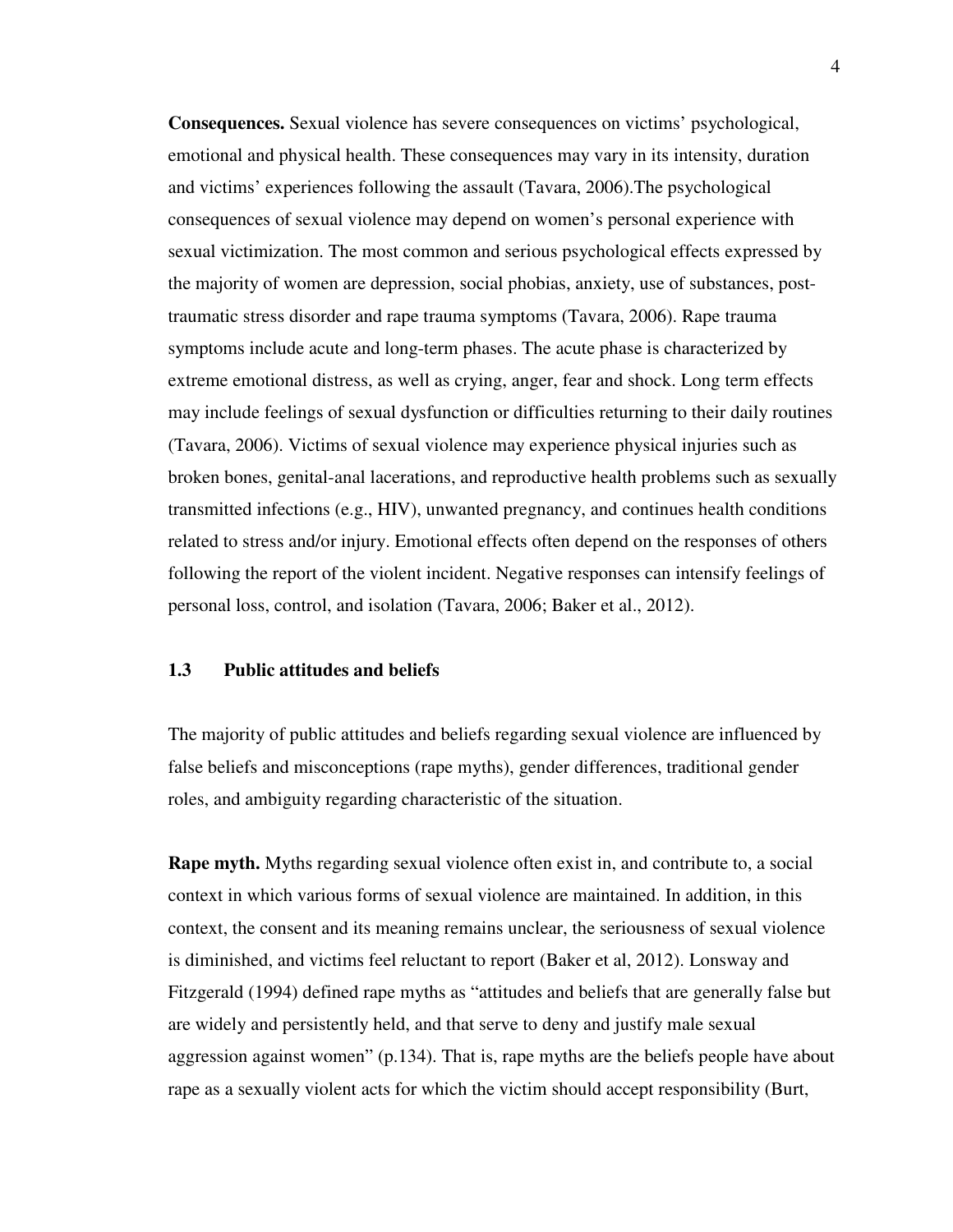**Consequences.** Sexual violence has severe consequences on victims' psychological, emotional and physical health. These consequences may vary in its intensity, duration and victims' experiences following the assault (Tavara, 2006).The psychological consequences of sexual violence may depend on women's personal experience with sexual victimization. The most common and serious psychological effects expressed by the majority of women are depression, social phobias, anxiety, use of substances, post-traumatic stress disorder and rape trauma symptoms (Tavara, 2006). Rape trauma symptoms include acute and long-term phases. The acute phase is characterized by extreme emotional distress, as well as crying, anger, fear and shock. Long term effects may include feelings of sexual dysfunction or difficulties returning to their daily routines (Tavara, 2006). Victims of sexual violence may experience physical injuries such as broken bones, genital-anal lacerations, and reproductive health problems such as sexually transmitted infections (e.g., HIV), unwanted pregnancy, and continues health conditions related to stress and/or injury. Emotional effects often depend on the responses of others following the report of the violent incident. Negative responses can intensify feelings of personal loss, control, and isolation (Tavara, 2006; Baker et al., 2012).

### 1.3 Public attitudes and beliefs

The majority of public attitudes and beliefs regarding sexual violence are influenced by false beliefs and misconceptions (rape myths), gender differences, traditional gender roles, and ambiguity regarding characteristic of the situation.

**Rape myth.** Myths regarding sexual violence often exist in, and contribute to, a social context in which various forms of sexual violence are maintained. In addition, in this context, the consent and its meaning remains unclear, the seriousness of sexual violence is diminished, and victims feel reluctant to report (Baker et al, 2012). Lonsway and Fitzgerald (1994) defined rape myths as "attitudes and beliefs that are generally false but are widely and persistently held, and that serve to deny and justify male sexual aggression against women" (p.134). That is, rape myths are the beliefs people have about rape as a sexually violent acts for which the victim should accept responsibility (Burt,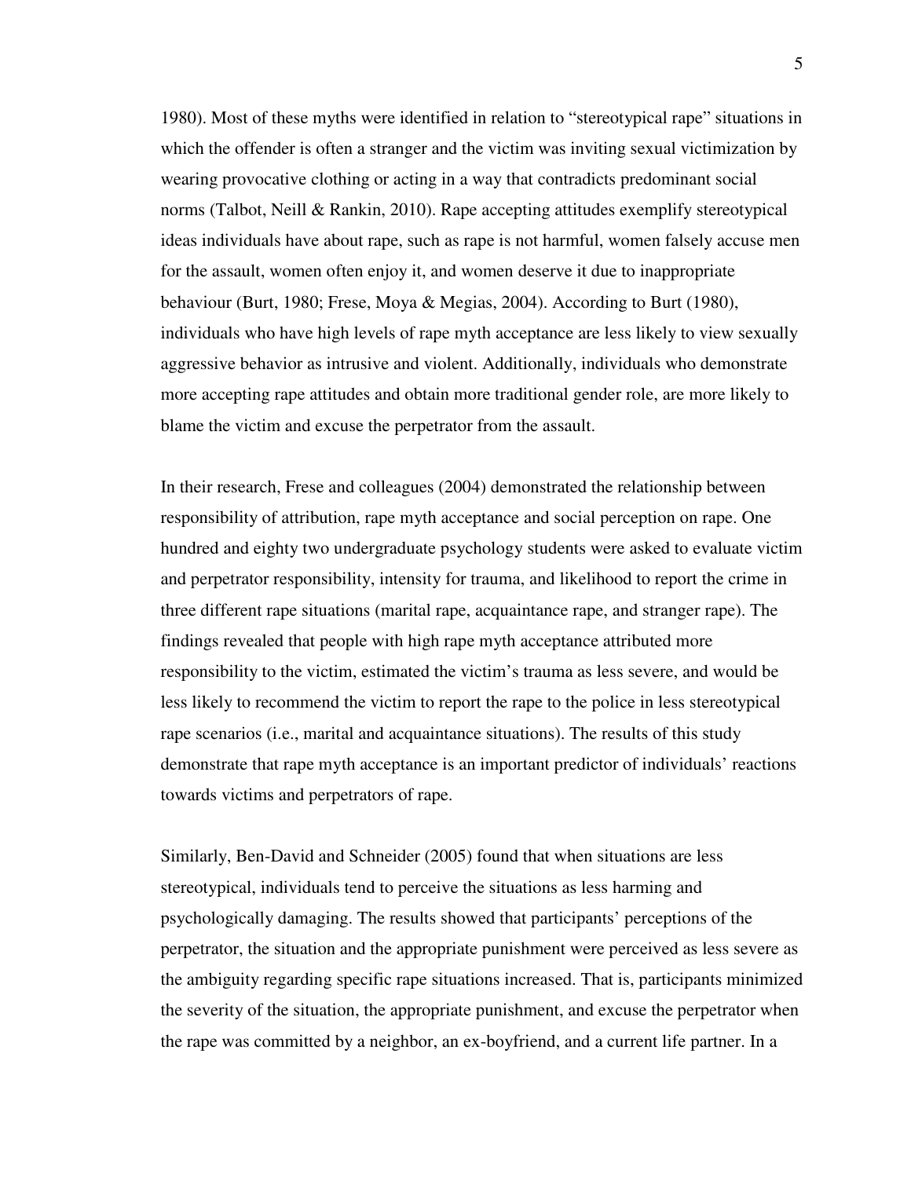1980). Most of these myths were identified in relation to "stereotypical rape" situations in which the offender is often a stranger and the victim was inviting sexual victimization by wearing provocative clothing or acting in a way that contradicts predominant social norms (Talbot, Neill & Rankin, 2010). Rape accepting attitudes exemplify stereotypical ideas individuals have about rape, such as rape is not harmful, women falsely accuse men for the assault, women often enjoy it, and women deserve it due to inappropriate behaviour (Burt, 1980; Frese, Moya & Megias, 2004). According to Burt (1980), individuals who have high levels of rape myth acceptance are less likely to view sexually aggressive behavior as intrusive and violent. Additionally, individuals who demonstrate more accepting rape attitudes and obtain more traditional gender role, are more likely to blame the victim and excuse the perpetrator from the assault.

In their research, Frese and colleagues (2004) demonstrated the relationship between responsibility of attribution, rape myth acceptance and social perception on rape. One hundred and eighty two undergraduate psychology students were asked to evaluate victim and perpetrator responsibility, intensity for trauma, and likelihood to report the crime in three different rape situations (marital rape, acquaintance rape, and stranger rape). The findings revealed that people with high rape myth acceptance attributed more responsibility to the victim, estimated the victim's trauma as less severe, and would be less likely to recommend the victim to report the rape to the police in less stereotypical rape scenarios (i.e., marital and acquaintance situations). The results of this study demonstrate that rape myth acceptance is an important predictor of individuals' reactions towards victims and perpetrators of rape.

Similarly, Ben-David and Schneider (2005) found that when situations are less stereotypical, individuals tend to perceive the situations as less harming and psychologically damaging. The results showed that participants' perceptions of the perpetrator, the situation and the appropriate punishment were perceived as less severe as the ambiguity regarding specific rape situations increased. That is, participants minimized the severity of the situation, the appropriate punishment, and excuse the perpetrator when the rape was committed by a neighbor, an ex-boyfriend, and a current life partner. In a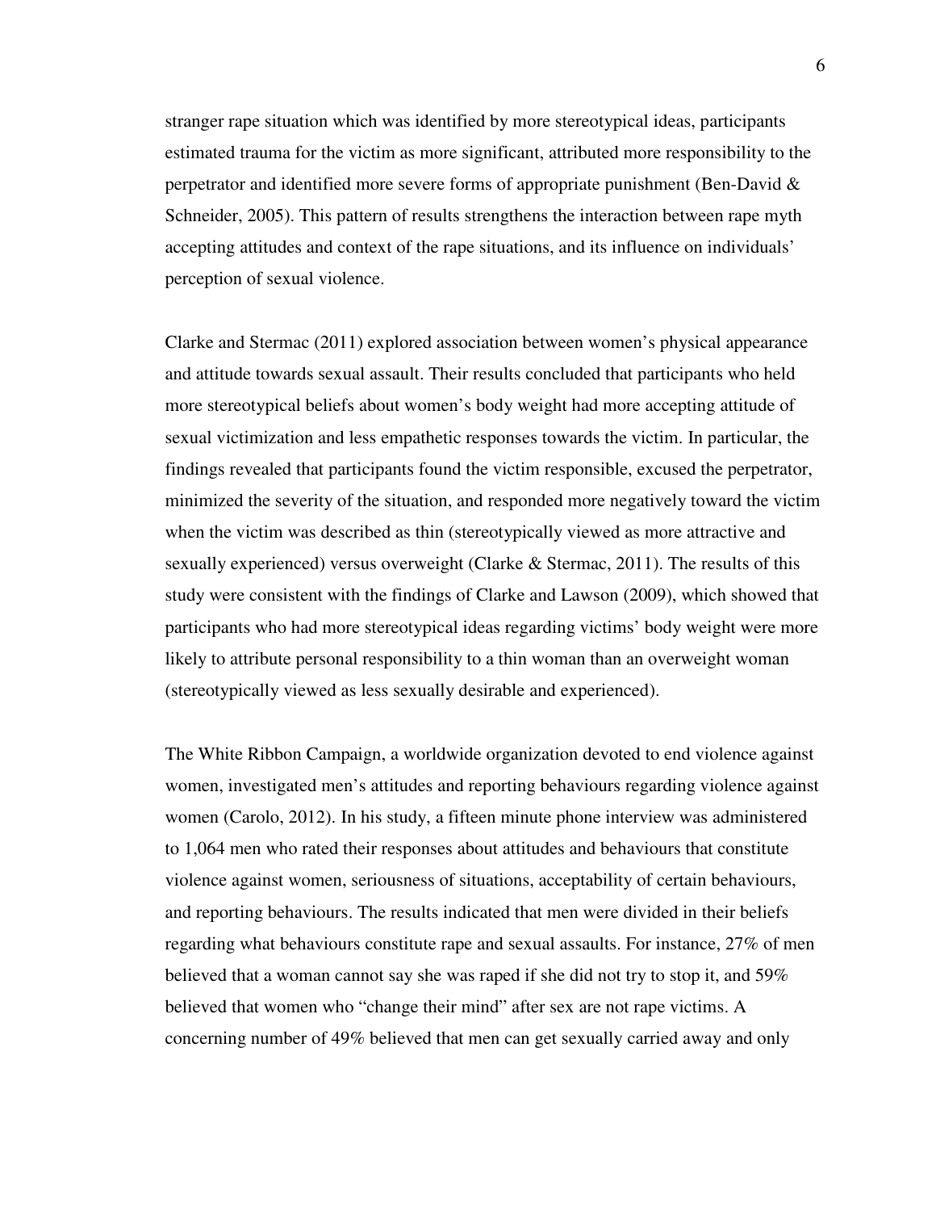stranger rape situation which was identified by more stereotypical ideas, participants estimated trauma for the victim as more significant, attributed more responsibility to the perpetrator and identified more severe forms of appropriate punishment (Ben-David & Schneider, 2005). This pattern of results strengthens the interaction between rape myth accepting attitudes and context of the rape situations, and its influence on individuals' perception of sexual violence.

Clarke and Stermac (2011) explored association between women's physical appearance and attitude towards sexual assault. Their results concluded that participants who held more stereotypical beliefs about women's body weight had more accepting attitude of sexual victimization and less empathetic responses towards the victim. In particular, the findings revealed that participants found the victim responsible, excused the perpetrator, minimized the severity of the situation, and responded more negatively toward the victim when the victim was described as thin (stereotypically viewed as more attractive and sexually experienced) versus overweight (Clarke & Stermac, 2011). The results of this study were consistent with the findings of Clarke and Lawson (2009), which showed that participants who had more stereotypical ideas regarding victims' body weight were more likely to attribute personal responsibility to a thin woman than an overweight woman (stereotypically viewed as less sexually desirable and experienced).

The White Ribbon Campaign, a worldwide organization devoted to end violence against women, investigated men's attitudes and reporting behaviours regarding violence against women (Carolo, 2012). In his study, a fifteen minute phone interview was administered to 1,064 men who rated their responses about attitudes and behaviours that constitute violence against women, seriousness of situations, acceptability of certain behaviours, and reporting behaviours. The results indicated that men were divided in their beliefs regarding what behaviours constitute rape and sexual assaults. For instance, 27% of men believed that a woman cannot say she was raped if she did not try to stop it, and 59% believed that women who "change their mind" after sex are not rape victims. A concerning number of 49% believed that men can get sexually carried away and only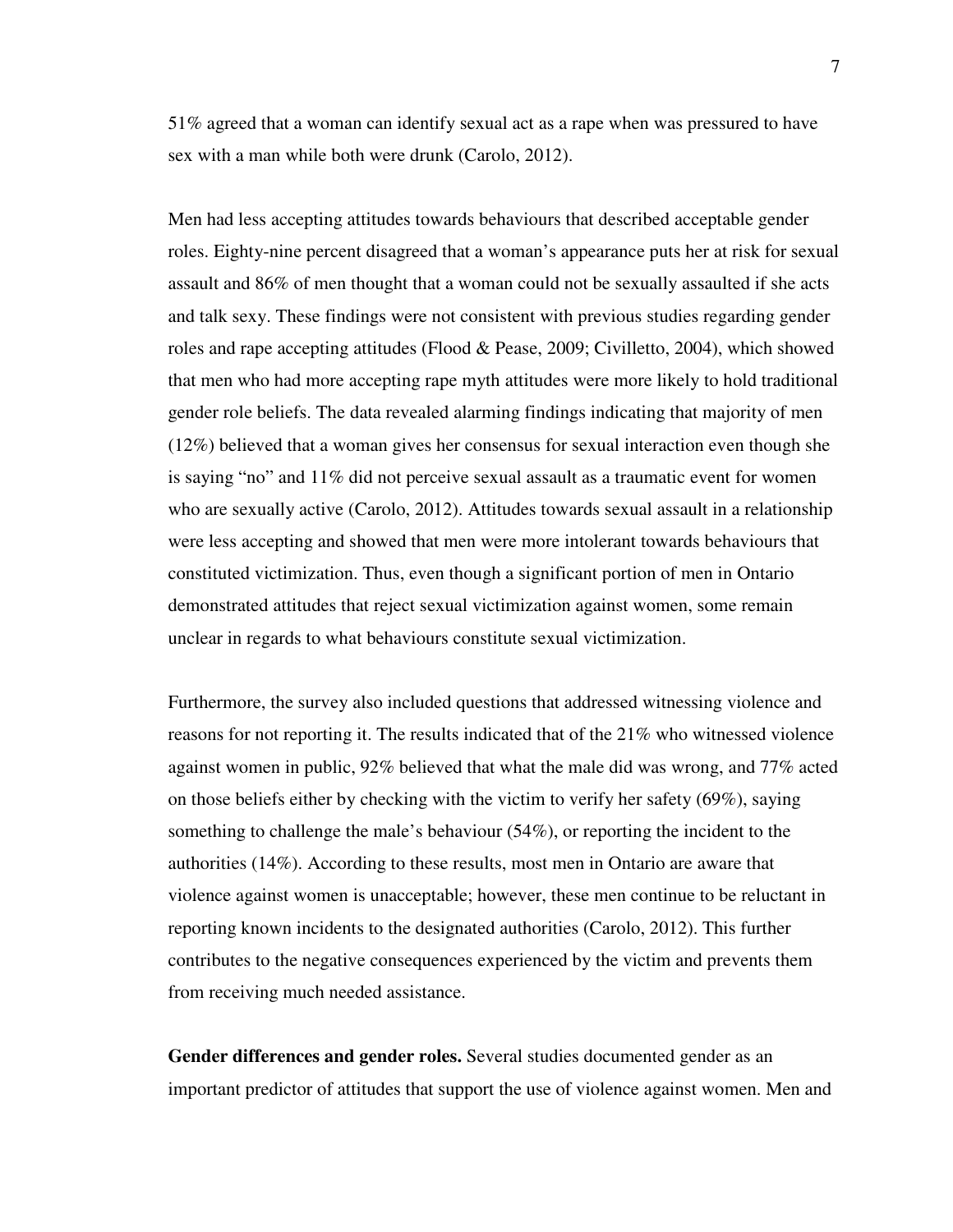51% agreed that a woman can identify sexual act as a rape when was pressured to have sex with a man while both were drunk (Carolo, 2012).

Men had less accepting attitudes towards behaviours that described acceptable gender roles. Eighty-nine percent disagreed that a woman's appearance puts her at risk for sexual assault and 86% of men thought that a woman could not be sexually assaulted if she acts and talk sexy. These findings were not consistent with previous studies regarding gender roles and rape accepting attitudes (Flood & Pease, 2009; Civilletto, 2004), which showed that men who had more accepting rape myth attitudes were more likely to hold traditional gender role beliefs. The data revealed alarming findings indicating that majority of men (12%) believed that a woman gives her consensus for sexual interaction even though she is saying "no" and 11% did not perceive sexual assault as a traumatic event for women who are sexually active (Carolo, 2012). Attitudes towards sexual assault in a relationship were less accepting and showed that men were more intolerant towards behaviours that constituted victimization. Thus, even though a significant portion of men in Ontario demonstrated attitudes that reject sexual victimization against women, some remain unclear in regards to what behaviours constitute sexual victimization.

Furthermore, the survey also included questions that addressed witnessing violence and reasons for not reporting it. The results indicated that of the 21% who witnessed violence against women in public, 92% believed that what the male did was wrong, and 77% acted on those beliefs either by checking with the victim to verify her safety (69%), saying something to challenge the male's behaviour (54%), or reporting the incident to the authorities (14%). According to these results, most men in Ontario are aware that violence against women is unacceptable; however, these men continue to be reluctant in reporting known incidents to the designated authorities (Carolo, 2012). This further contributes to the negative consequences experienced by the victim and prevents them from receiving much needed assistance.

**Gender differences and gender roles.** Several studies documented gender as an important predictor of attitudes that support the use of violence against women. Men and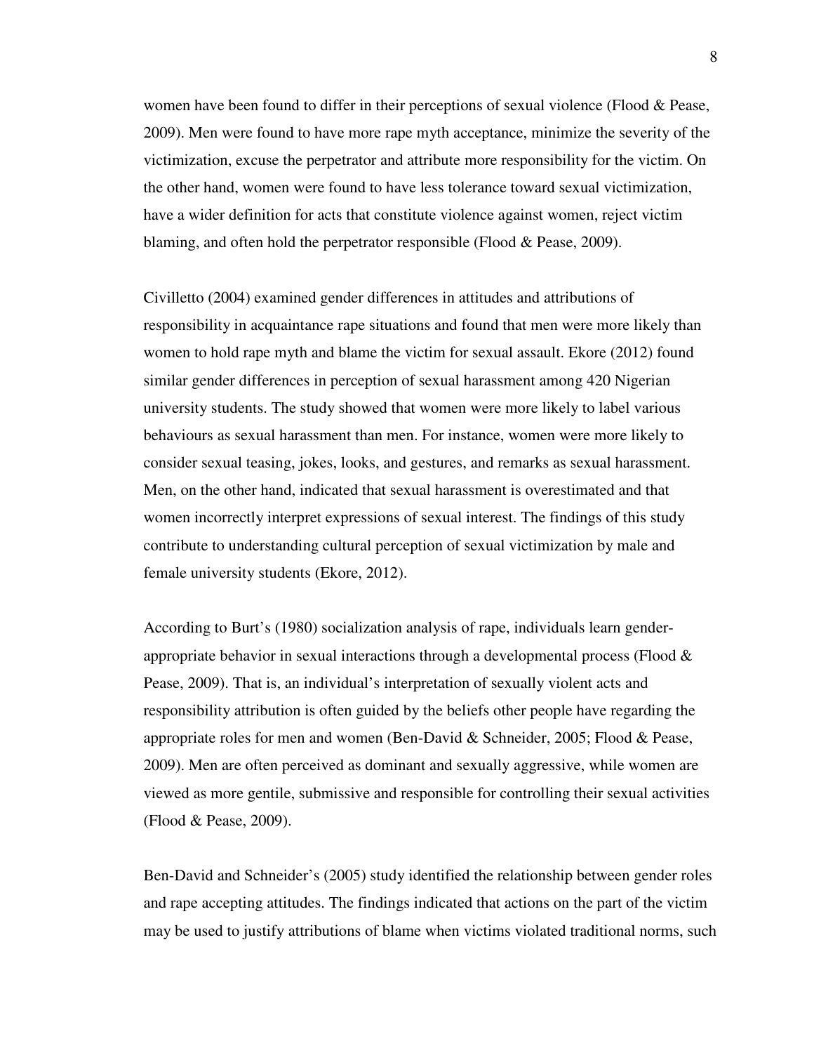women have been found to differ in their perceptions of sexual violence (Flood & Pease, 2009). Men were found to have more rape myth acceptance, minimize the severity of the victimization, excuse the perpetrator and attribute more responsibility for the victim. On the other hand, women were found to have less tolerance toward sexual victimization, have a wider definition for acts that constitute violence against women, reject victim blaming, and often hold the perpetrator responsible (Flood & Pease, 2009).

Civilletto (2004) examined gender differences in attitudes and attributions of responsibility in acquaintance rape situations and found that men were more likely than women to hold rape myth and blame the victim for sexual assault. Ekore (2012) found similar gender differences in perception of sexual harassment among 420 Nigerian university students. The study showed that women were more likely to label various behaviours as sexual harassment than men. For instance, women were more likely to consider sexual teasing, jokes, looks, and gestures, and remarks as sexual harassment. Men, on the other hand, indicated that sexual harassment is overestimated and that women incorrectly interpret expressions of sexual interest. The findings of this study contribute to understanding cultural perception of sexual victimization by male and female university students (Ekore, 2012).

According to Burt's (1980) socialization analysis of rape, individuals learn gender-appropriate behavior in sexual interactions through a developmental process (Flood & Pease, 2009). That is, an individual's interpretation of sexually violent acts and responsibility attribution is often guided by the beliefs other people have regarding the appropriate roles for men and women (Ben-David & Schneider, 2005; Flood & Pease, 2009). Men are often perceived as dominant and sexually aggressive, while women are viewed as more gentile, submissive and responsible for controlling their sexual activities (Flood & Pease, 2009).

Ben-David and Schneider's (2005) study identified the relationship between gender roles and rape accepting attitudes. The findings indicated that actions on the part of the victim may be used to justify attributions of blame when victims violated traditional norms, such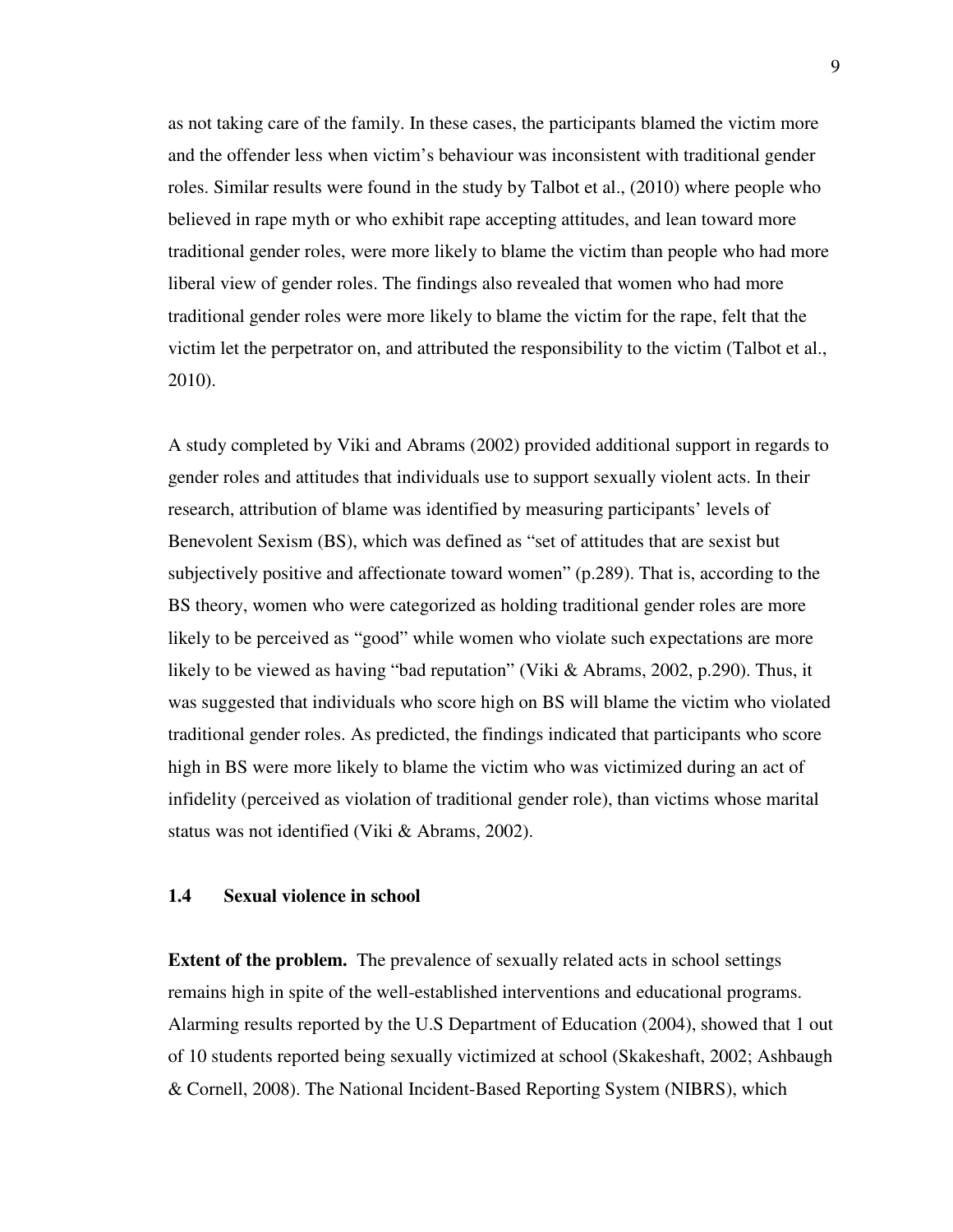as not taking care of the family. In these cases, the participants blamed the victim more and the offender less when victim's behaviour was inconsistent with traditional gender roles. Similar results were found in the study by Talbot et al., (2010) where people who believed in rape myth or who exhibit rape accepting attitudes, and lean toward more traditional gender roles, were more likely to blame the victim than people who had more liberal view of gender roles. The findings also revealed that women who had more traditional gender roles were more likely to blame the victim for the rape, felt that the victim let the perpetrator on, and attributed the responsibility to the victim (Talbot et al., 2010).

A study completed by Viki and Abrams (2002) provided additional support in regards to gender roles and attitudes that individuals use to support sexually violent acts. In their research, attribution of blame was identified by measuring participants' levels of Benevolent Sexism (BS), which was defined as "set of attitudes that are sexist but subjectively positive and affectionate toward women" (p.289). That is, according to the BS theory, women who were categorized as holding traditional gender roles are more likely to be perceived as "good" while women who violate such expectations are more likely to be viewed as having "bad reputation" (Viki & Abrams, 2002, p.290). Thus, it was suggested that individuals who score high on BS will blame the victim who violated traditional gender roles. As predicted, the findings indicated that participants who score high in BS were more likely to blame the victim who was victimized during an act of infidelity (perceived as violation of traditional gender role), than victims whose marital status was not identified (Viki & Abrams, 2002).

### 1.4 Sexual violence in school

**Extent of the problem.** The prevalence of sexually related acts in school settings remains high in spite of the well-established interventions and educational programs. Alarming results reported by the U.S Department of Education (2004), showed that 1 out of 10 students reported being sexually victimized at school (Skakeshaft, 2002; Ashbaugh & Cornell, 2008). The National Incident-Based Reporting System (NIBRS), which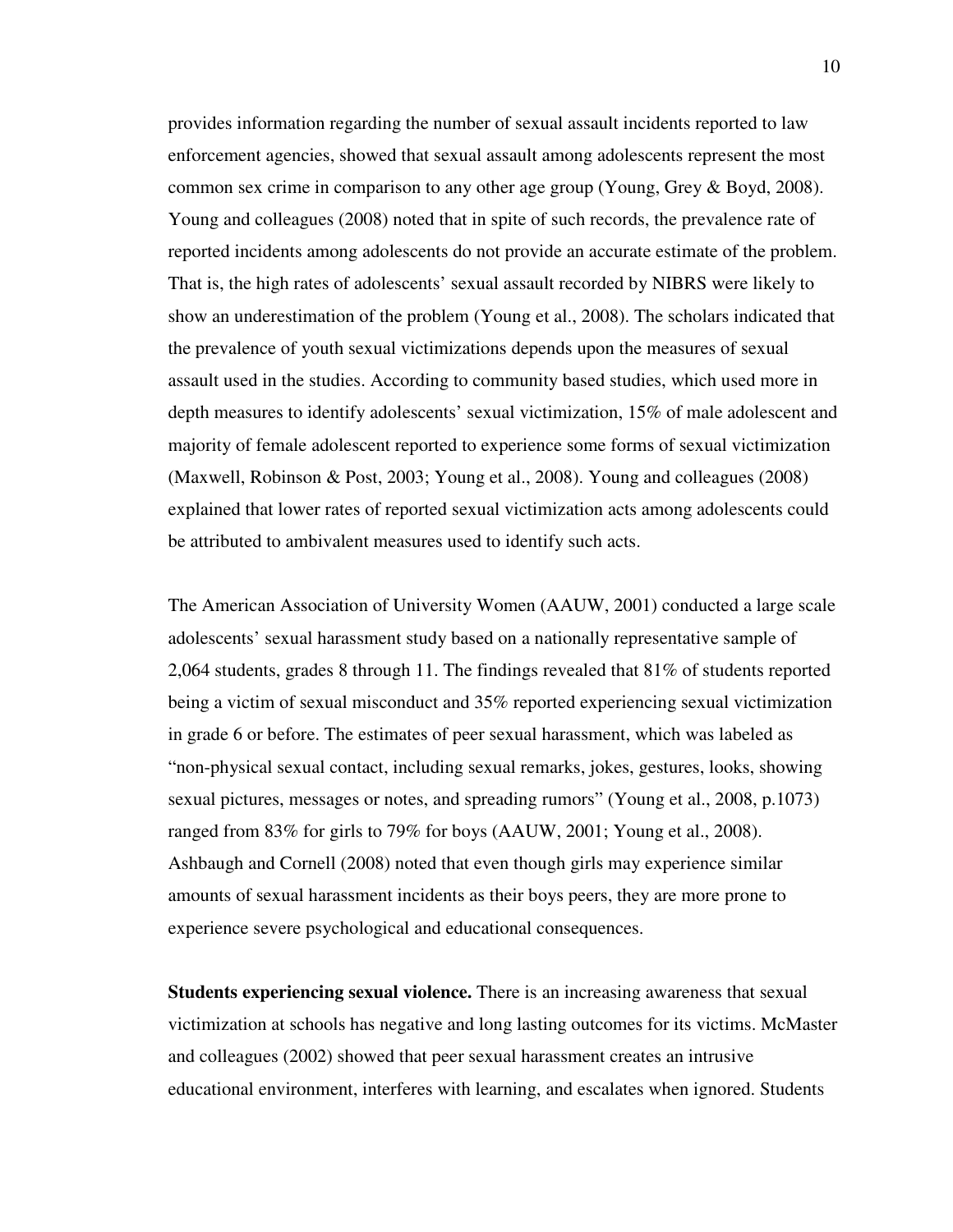provides information regarding the number of sexual assault incidents reported to law enforcement agencies, showed that sexual assault among adolescents represent the most common sex crime in comparison to any other age group (Young, Grey & Boyd, 2008). Young and colleagues (2008) noted that in spite of such records, the prevalence rate of reported incidents among adolescents do not provide an accurate estimate of the problem. That is, the high rates of adolescents' sexual assault recorded by NIBRS were likely to show an underestimation of the problem (Young et al., 2008). The scholars indicated that the prevalence of youth sexual victimizations depends upon the measures of sexual assault used in the studies. According to community based studies, which used more in depth measures to identify adolescents' sexual victimization, 15% of male adolescent and majority of female adolescent reported to experience some forms of sexual victimization (Maxwell, Robinson & Post, 2003; Young et al., 2008). Young and colleagues (2008) explained that lower rates of reported sexual victimization acts among adolescents could be attributed to ambivalent measures used to identify such acts.

The American Association of University Women (AAUW, 2001) conducted a large scale adolescents' sexual harassment study based on a nationally representative sample of 2,064 students, grades 8 through 11. The findings revealed that 81% of students reported being a victim of sexual misconduct and 35% reported experiencing sexual victimization in grade 6 or before. The estimates of peer sexual harassment, which was labeled as "non-physical sexual contact, including sexual remarks, jokes, gestures, looks, showing sexual pictures, messages or notes, and spreading rumors" (Young et al., 2008, p.1073) ranged from 83% for girls to 79% for boys (AAUW, 2001; Young et al., 2008). Ashbaugh and Cornell (2008) noted that even though girls may experience similar amounts of sexual harassment incidents as their boys peers, they are more prone to experience severe psychological and educational consequences.

**Students experiencing sexual violence.** There is an increasing awareness that sexual victimization at schools has negative and long lasting outcomes for its victims. McMaster and colleagues (2002) showed that peer sexual harassment creates an intrusive educational environment, interferes with learning, and escalates when ignored. Students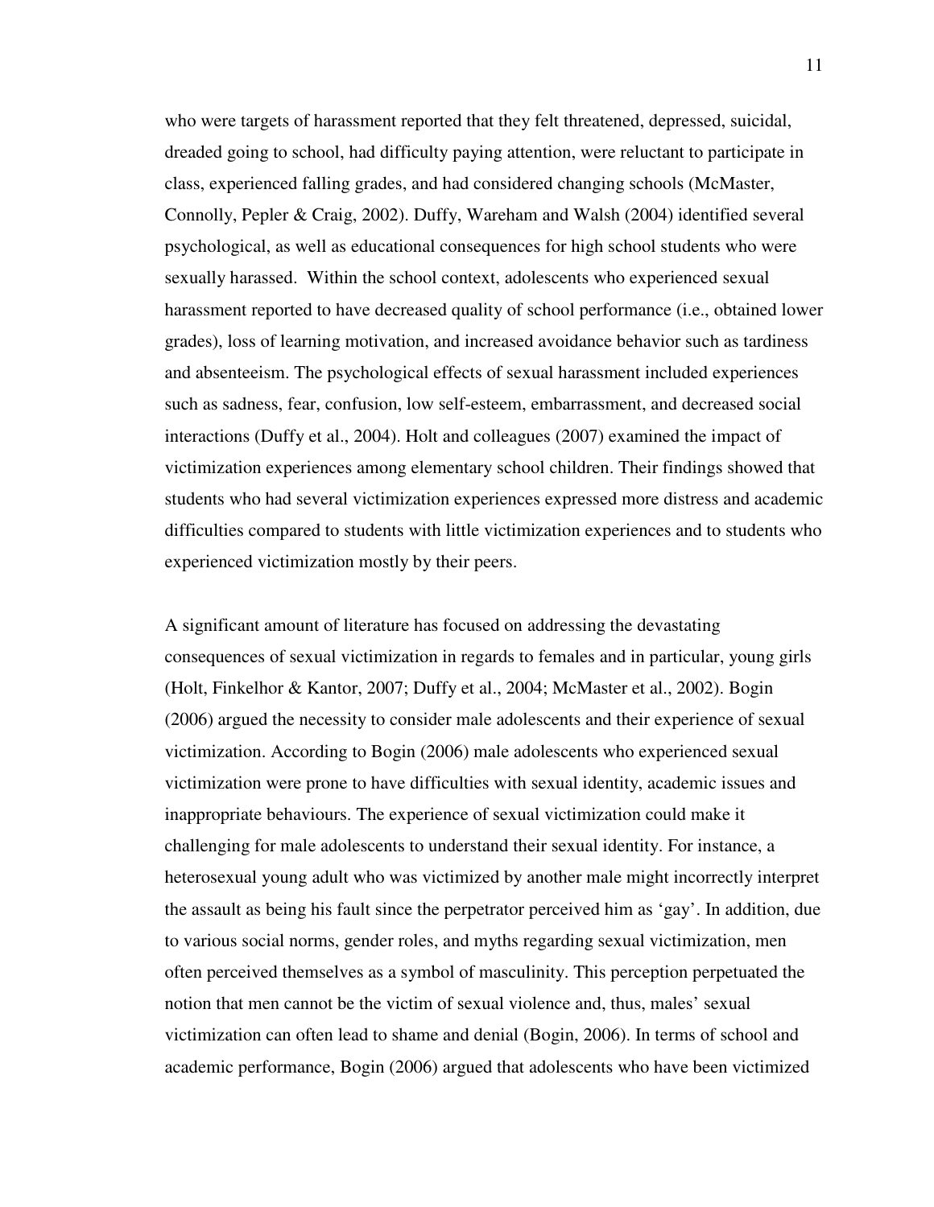who were targets of harassment reported that they felt threatened, depressed, suicidal, dreaded going to school, had difficulty paying attention, were reluctant to participate in class, experienced falling grades, and had considered changing schools (McMaster, Connolly, Pepler & Craig, 2002). Duffy, Wareham and Walsh (2004) identified several psychological, as well as educational consequences for high school students who were sexually harassed. Within the school context, adolescents who experienced sexual harassment reported to have decreased quality of school performance (i.e., obtained lower grades), loss of learning motivation, and increased avoidance behavior such as tardiness and absenteeism. The psychological effects of sexual harassment included experiences such as sadness, fear, confusion, low self-esteem, embarrassment, and decreased social interactions (Duffy et al., 2004). Holt and colleagues (2007) examined the impact of victimization experiences among elementary school children. Their findings showed that students who had several victimization experiences expressed more distress and academic difficulties compared to students with little victimization experiences and to students who experienced victimization mostly by their peers.

A significant amount of literature has focused on addressing the devastating consequences of sexual victimization in regards to females and in particular, young girls (Holt, Finkelhor & Kantor, 2007; Duffy et al., 2004; McMaster et al., 2002). Bogin (2006) argued the necessity to consider male adolescents and their experience of sexual victimization. According to Bogin (2006) male adolescents who experienced sexual victimization were prone to have difficulties with sexual identity, academic issues and inappropriate behaviours. The experience of sexual victimization could make it challenging for male adolescents to understand their sexual identity. For instance, a heterosexual young adult who was victimized by another male might incorrectly interpret the assault as being his fault since the perpetrator perceived him as 'gay'. In addition, due to various social norms, gender roles, and myths regarding sexual victimization, men often perceived themselves as a symbol of masculinity. This perception perpetuated the notion that men cannot be the victim of sexual violence and, thus, males' sexual victimization can often lead to shame and denial (Bogin, 2006). In terms of school and academic performance, Bogin (2006) argued that adolescents who have been victimized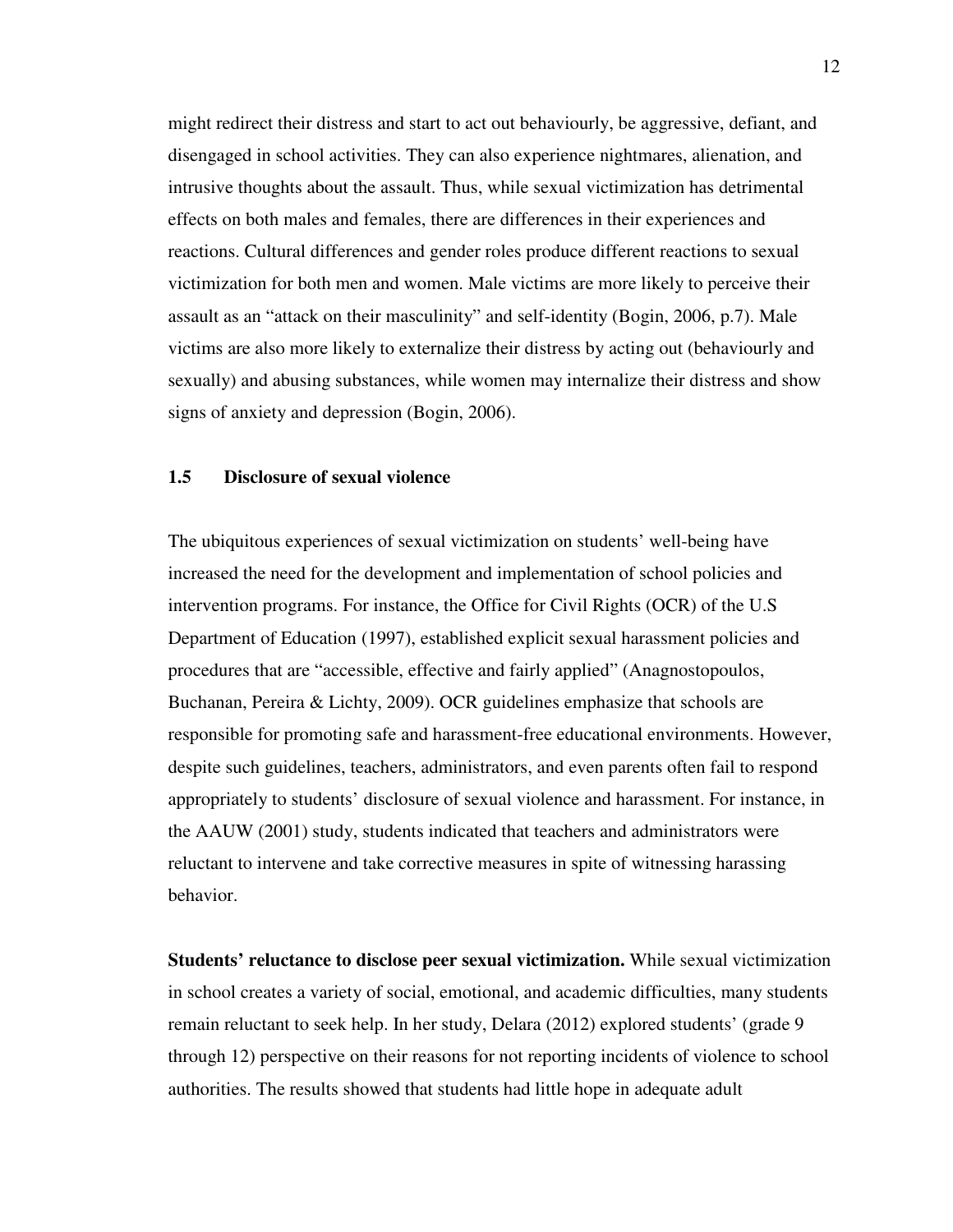might redirect their distress and start to act out behaviourly, be aggressive, defiant, and disengaged in school activities. They can also experience nightmares, alienation, and intrusive thoughts about the assault. Thus, while sexual victimization has detrimental effects on both males and females, there are differences in their experiences and reactions. Cultural differences and gender roles produce different reactions to sexual victimization for both men and women. Male victims are more likely to perceive their assault as an "attack on their masculinity" and self-identity (Bogin, 2006, p.7). Male victims are also more likely to externalize their distress by acting out (behaviourly and sexually) and abusing substances, while women may internalize their distress and show signs of anxiety and depression (Bogin, 2006).

### 1.5 Disclosure of sexual violence

The ubiquitous experiences of sexual victimization on students' well-being have increased the need for the development and implementation of school policies and intervention programs. For instance, the Office for Civil Rights (OCR) of the U.S Department of Education (1997), established explicit sexual harassment policies and procedures that are "accessible, effective and fairly applied" (Anagnostopoulos, Buchanan, Pereira & Lichty, 2009). OCR guidelines emphasize that schools are responsible for promoting safe and harassment-free educational environments. However, despite such guidelines, teachers, administrators, and even parents often fail to respond appropriately to students' disclosure of sexual violence and harassment. For instance, in the AAUW (2001) study, students indicated that teachers and administrators were reluctant to intervene and take corrective measures in spite of witnessing harassing behavior.

**Students' reluctance to disclose peer sexual victimization.** While sexual victimization in school creates a variety of social, emotional, and academic difficulties, many students remain reluctant to seek help. In her study, Delara (2012) explored students' (grade 9 through 12) perspective on their reasons for not reporting incidents of violence to school authorities. The results showed that students had little hope in adequate adult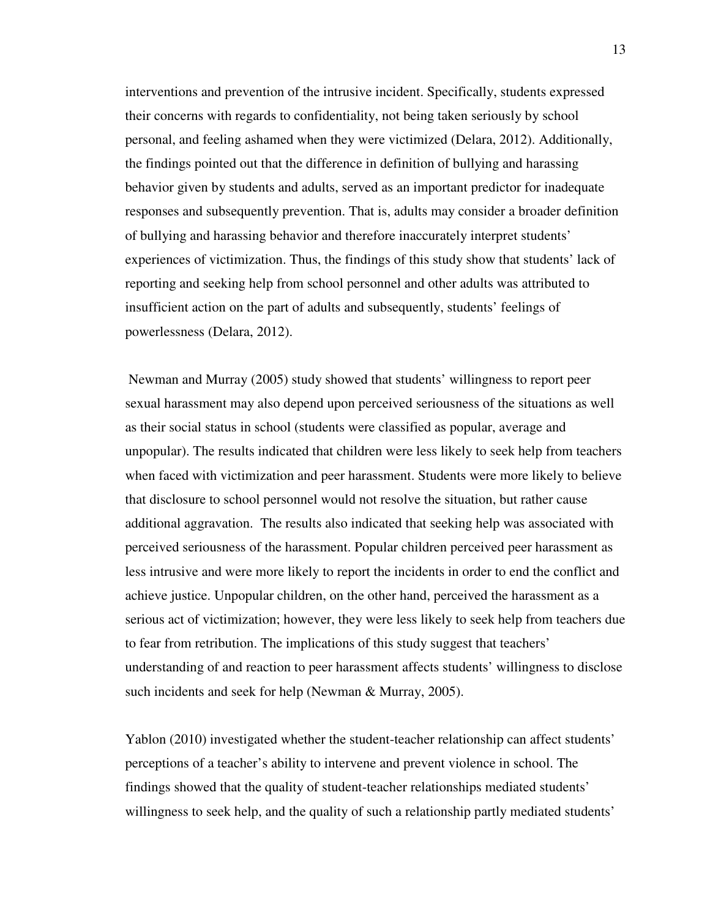interventions and prevention of the intrusive incident. Specifically, students expressed their concerns with regards to confidentiality, not being taken seriously by school personal, and feeling ashamed when they were victimized (Delara, 2012). Additionally, the findings pointed out that the difference in definition of bullying and harassing behavior given by students and adults, served as an important predictor for inadequate responses and subsequently prevention. That is, adults may consider a broader definition of bullying and harassing behavior and therefore inaccurately interpret students' experiences of victimization. Thus, the findings of this study show that students' lack of reporting and seeking help from school personnel and other adults was attributed to insufficient action on the part of adults and subsequently, students' feelings of powerlessness (Delara, 2012).

Newman and Murray (2005) study showed that students' willingness to report peer sexual harassment may also depend upon perceived seriousness of the situations as well as their social status in school (students were classified as popular, average and unpopular). The results indicated that children were less likely to seek help from teachers when faced with victimization and peer harassment. Students were more likely to believe that disclosure to school personnel would not resolve the situation, but rather cause additional aggravation. The results also indicated that seeking help was associated with perceived seriousness of the harassment. Popular children perceived peer harassment as less intrusive and were more likely to report the incidents in order to end the conflict and achieve justice. Unpopular children, on the other hand, perceived the harassment as a serious act of victimization; however, they were less likely to seek help from teachers due to fear from retribution. The implications of this study suggest that teachers' understanding of and reaction to peer harassment affects students' willingness to disclose such incidents and seek for help (Newman & Murray, 2005).

Yablon (2010) investigated whether the student-teacher relationship can affect students' perceptions of a teacher's ability to intervene and prevent violence in school. The findings showed that the quality of student-teacher relationships mediated students' willingness to seek help, and the quality of such a relationship partly mediated students'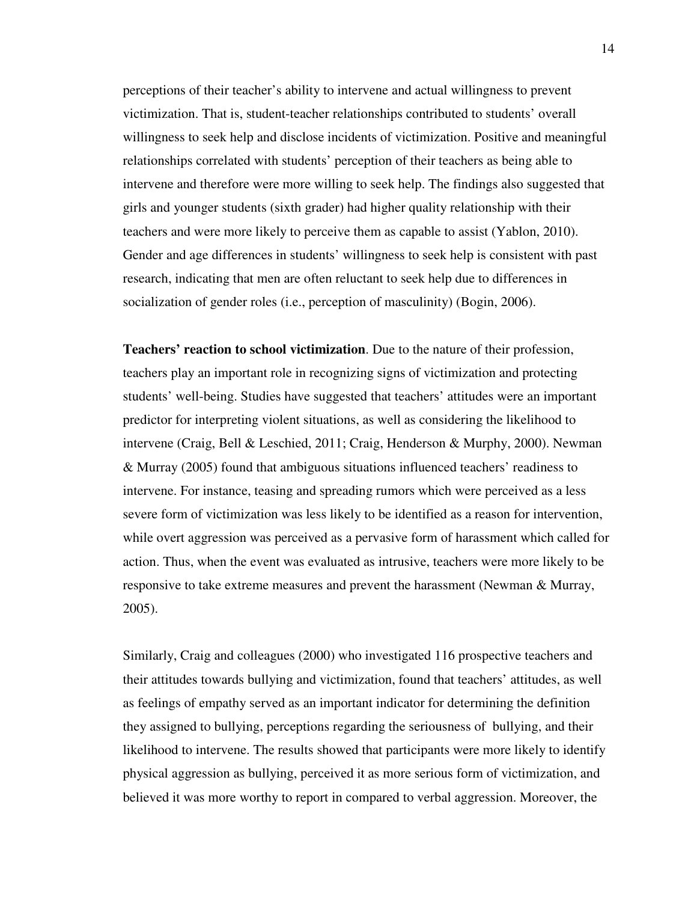perceptions of their teacher's ability to intervene and actual willingness to prevent victimization. That is, student-teacher relationships contributed to students' overall willingness to seek help and disclose incidents of victimization. Positive and meaningful relationships correlated with students' perception of their teachers as being able to intervene and therefore were more willing to seek help. The findings also suggested that girls and younger students (sixth grader) had higher quality relationship with their teachers and were more likely to perceive them as capable to assist (Yablon, 2010). Gender and age differences in students' willingness to seek help is consistent with past research, indicating that men are often reluctant to seek help due to differences in socialization of gender roles (i.e., perception of masculinity) (Bogin, 2006).

**Teachers' reaction to school victimization**. Due to the nature of their profession, teachers play an important role in recognizing signs of victimization and protecting students' well-being. Studies have suggested that teachers' attitudes were an important predictor for interpreting violent situations, as well as considering the likelihood to intervene (Craig, Bell & Leschied, 2011; Craig, Henderson & Murphy, 2000). Newman & Murray (2005) found that ambiguous situations influenced teachers' readiness to intervene. For instance, teasing and spreading rumors which were perceived as a less severe form of victimization was less likely to be identified as a reason for intervention, while overt aggression was perceived as a pervasive form of harassment which called for action. Thus, when the event was evaluated as intrusive, teachers were more likely to be responsive to take extreme measures and prevent the harassment (Newman & Murray, 2005).

Similarly, Craig and colleagues (2000) who investigated 116 prospective teachers and their attitudes towards bullying and victimization, found that teachers' attitudes, as well as feelings of empathy served as an important indicator for determining the definition they assigned to bullying, perceptions regarding the seriousness of bullying, and their likelihood to intervene. The results showed that participants were more likely to identify physical aggression as bullying, perceived it as more serious form of victimization, and believed it was more worthy to report in compared to verbal aggression. Moreover, the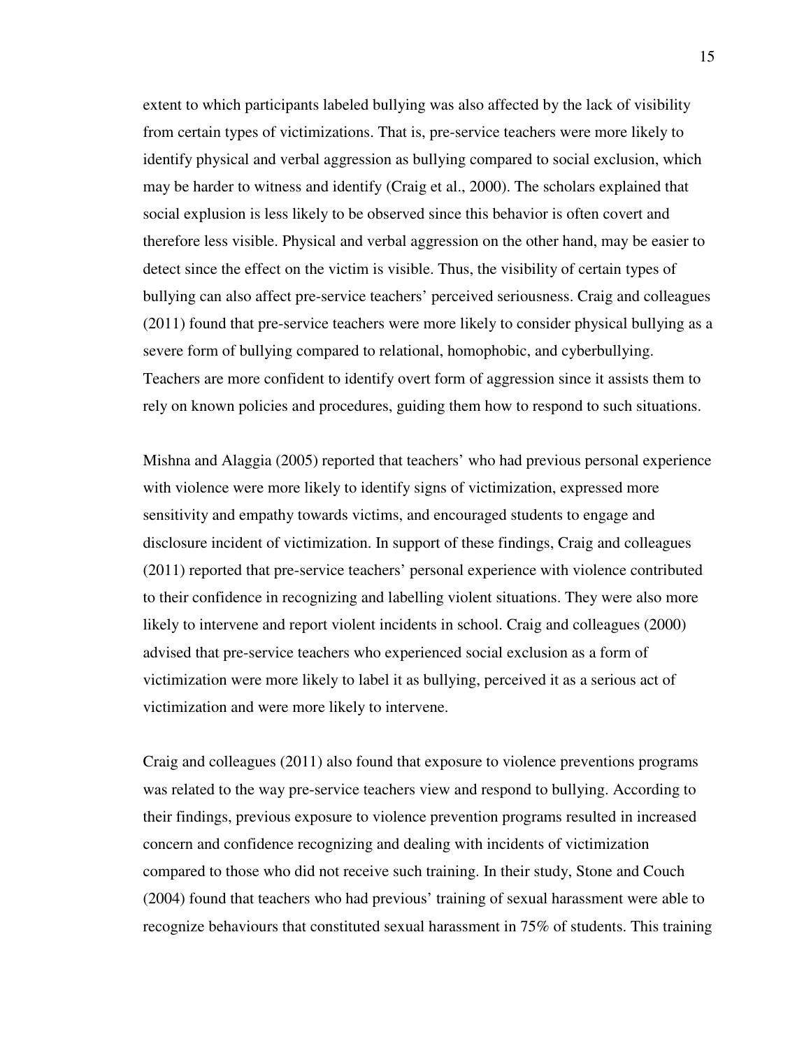extent to which participants labeled bullying was also affected by the lack of visibility from certain types of victimizations. That is, pre-service teachers were more likely to identify physical and verbal aggression as bullying compared to social exclusion, which may be harder to witness and identify (Craig et al., 2000). The scholars explained that social explusion is less likely to be observed since this behavior is often covert and therefore less visible. Physical and verbal aggression on the other hand, may be easier to detect since the effect on the victim is visible. Thus, the visibility of certain types of bullying can also affect pre-service teachers' perceived seriousness. Craig and colleagues (2011) found that pre-service teachers were more likely to consider physical bullying as a severe form of bullying compared to relational, homophobic, and cyberbullying. Teachers are more confident to identify overt form of aggression since it assists them to rely on known policies and procedures, guiding them how to respond to such situations.

Mishna and Alaggia (2005) reported that teachers' who had previous personal experience with violence were more likely to identify signs of victimization, expressed more sensitivity and empathy towards victims, and encouraged students to engage and disclosure incident of victimization. In support of these findings, Craig and colleagues (2011) reported that pre-service teachers' personal experience with violence contributed to their confidence in recognizing and labelling violent situations. They were also more likely to intervene and report violent incidents in school. Craig and colleagues (2000) advised that pre-service teachers who experienced social exclusion as a form of victimization were more likely to label it as bullying, perceived it as a serious act of victimization and were more likely to intervene.

Craig and colleagues (2011) also found that exposure to violence preventions programs was related to the way pre-service teachers view and respond to bullying. According to their findings, previous exposure to violence prevention programs resulted in increased concern and confidence recognizing and dealing with incidents of victimization compared to those who did not receive such training. In their study, Stone and Couch (2004) found that teachers who had previous' training of sexual harassment were able to recognize behaviours that constituted sexual harassment in 75% of students. This training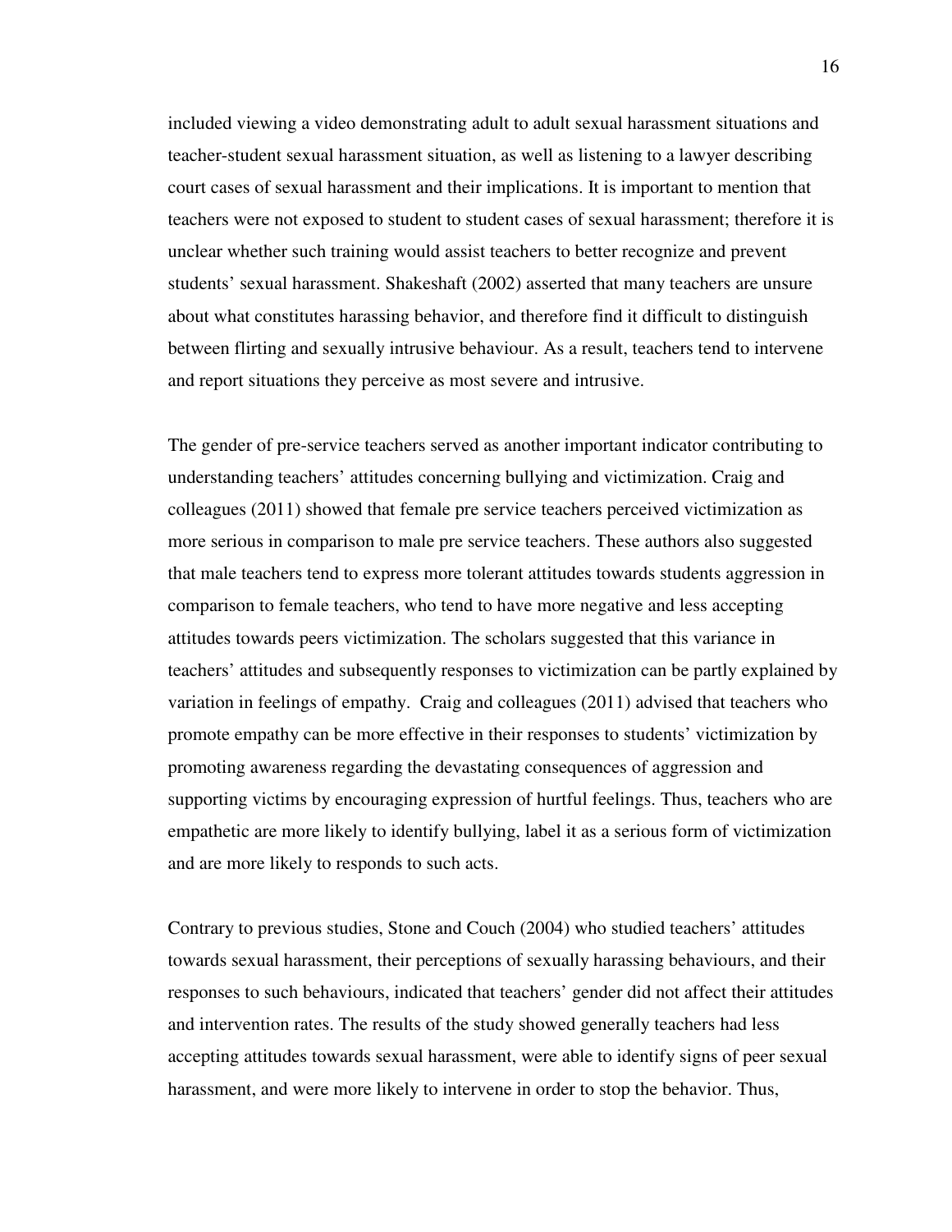included viewing a video demonstrating adult to adult sexual harassment situations and teacher-student sexual harassment situation, as well as listening to a lawyer describing court cases of sexual harassment and their implications. It is important to mention that teachers were not exposed to student to student cases of sexual harassment; therefore it is unclear whether such training would assist teachers to better recognize and prevent students' sexual harassment. Shakeshaft (2002) asserted that many teachers are unsure about what constitutes harassing behavior, and therefore find it difficult to distinguish between flirting and sexually intrusive behaviour. As a result, teachers tend to intervene and report situations they perceive as most severe and intrusive.

The gender of pre-service teachers served as another important indicator contributing to understanding teachers' attitudes concerning bullying and victimization. Craig and colleagues (2011) showed that female pre service teachers perceived victimization as more serious in comparison to male pre service teachers. These authors also suggested that male teachers tend to express more tolerant attitudes towards students aggression in comparison to female teachers, who tend to have more negative and less accepting attitudes towards peers victimization. The scholars suggested that this variance in teachers' attitudes and subsequently responses to victimization can be partly explained by variation in feelings of empathy. Craig and colleagues (2011) advised that teachers who promote empathy can be more effective in their responses to students' victimization by promoting awareness regarding the devastating consequences of aggression and supporting victims by encouraging expression of hurtful feelings. Thus, teachers who are empathetic are more likely to identify bullying, label it as a serious form of victimization and are more likely to responds to such acts.

Contrary to previous studies, Stone and Couch (2004) who studied teachers' attitudes towards sexual harassment, their perceptions of sexually harassing behaviours, and their responses to such behaviours, indicated that teachers' gender did not affect their attitudes and intervention rates. The results of the study showed generally teachers had less accepting attitudes towards sexual harassment, were able to identify signs of peer sexual harassment, and were more likely to intervene in order to stop the behavior. Thus,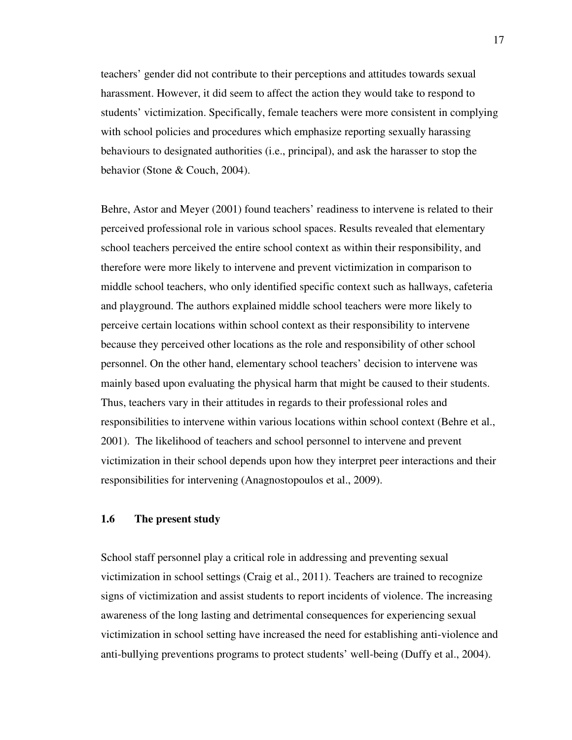teachers' gender did not contribute to their perceptions and attitudes towards sexual harassment. However, it did seem to affect the action they would take to respond to students' victimization. Specifically, female teachers were more consistent in complying with school policies and procedures which emphasize reporting sexually harassing behaviours to designated authorities (i.e., principal), and ask the harasser to stop the behavior (Stone & Couch, 2004).

Behre, Astor and Meyer (2001) found teachers' readiness to intervene is related to their perceived professional role in various school spaces. Results revealed that elementary school teachers perceived the entire school context as within their responsibility, and therefore were more likely to intervene and prevent victimization in comparison to middle school teachers, who only identified specific context such as hallways, cafeteria and playground. The authors explained middle school teachers were more likely to perceive certain locations within school context as their responsibility to intervene because they perceived other locations as the role and responsibility of other school personnel. On the other hand, elementary school teachers' decision to intervene was mainly based upon evaluating the physical harm that might be caused to their students. Thus, teachers vary in their attitudes in regards to their professional roles and responsibilities to intervene within various locations within school context (Behre et al., 2001). The likelihood of teachers and school personnel to intervene and prevent victimization in their school depends upon how they interpret peer interactions and their responsibilities for intervening (Anagnostopoulos et al., 2009).

### 1.6 The present study

School staff personnel play a critical role in addressing and preventing sexual victimization in school settings (Craig et al., 2011). Teachers are trained to recognize signs of victimization and assist students to report incidents of violence. The increasing awareness of the long lasting and detrimental consequences for experiencing sexual victimization in school setting have increased the need for establishing anti-violence and anti-bullying preventions programs to protect students' well-being (Duffy et al., 2004).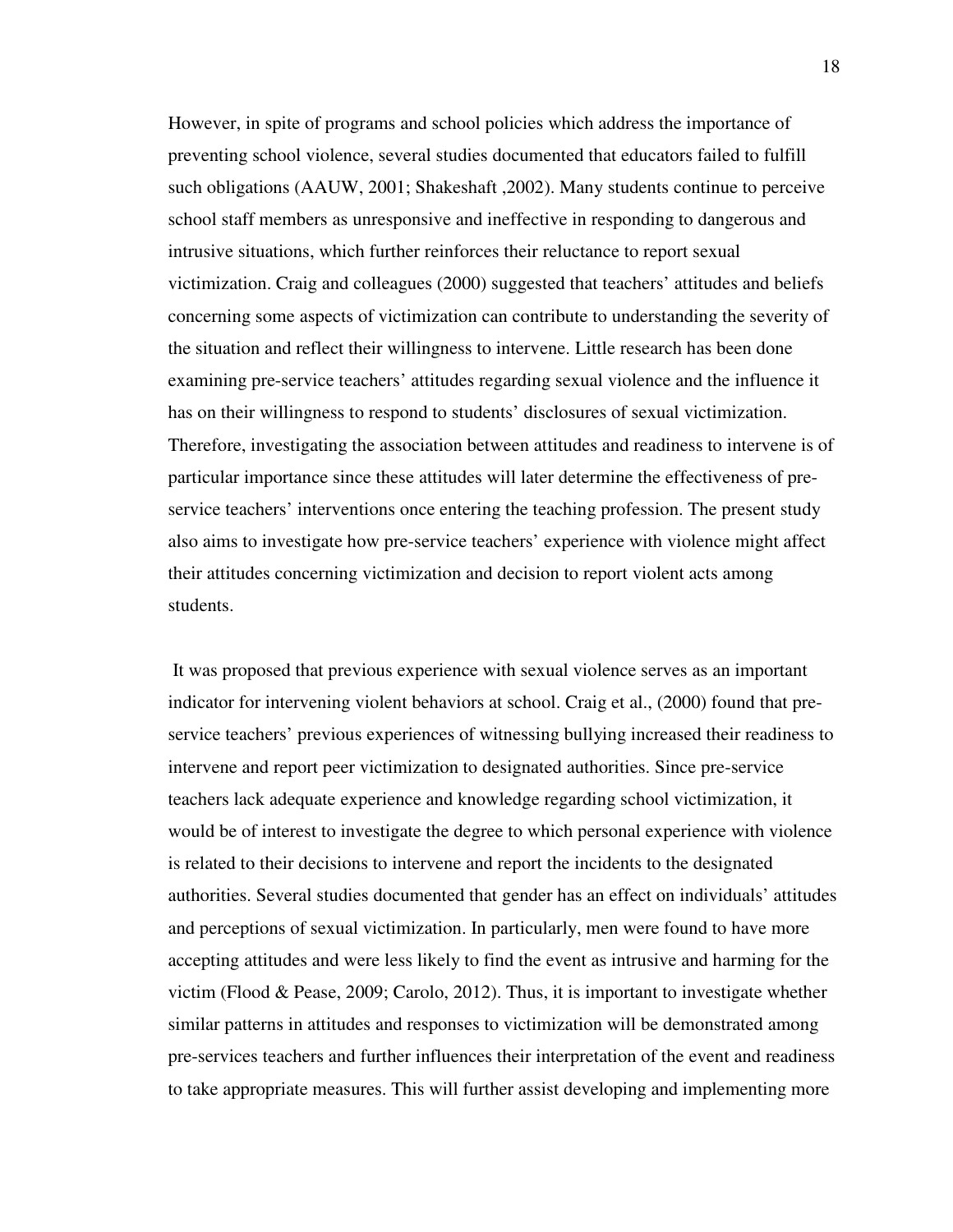However, in spite of programs and school policies which address the importance of preventing school violence, several studies documented that educators failed to fulfill such obligations (AAUW, 2001; Shakeshaft ,2002). Many students continue to perceive school staff members as unresponsive and ineffective in responding to dangerous and intrusive situations, which further reinforces their reluctance to report sexual victimization. Craig and colleagues (2000) suggested that teachers' attitudes and beliefs concerning some aspects of victimization can contribute to understanding the severity of the situation and reflect their willingness to intervene. Little research has been done examining pre-service teachers' attitudes regarding sexual violence and the influence it has on their willingness to respond to students' disclosures of sexual victimization. Therefore, investigating the association between attitudes and readiness to intervene is of particular importance since these attitudes will later determine the effectiveness of pre-service teachers' interventions once entering the teaching profession. The present study also aims to investigate how pre-service teachers' experience with violence might affect their attitudes concerning victimization and decision to report violent acts among students.

It was proposed that previous experience with sexual violence serves as an important indicator for intervening violent behaviors at school. Craig et al., (2000) found that pre-service teachers' previous experiences of witnessing bullying increased their readiness to intervene and report peer victimization to designated authorities. Since pre-service teachers lack adequate experience and knowledge regarding school victimization, it would be of interest to investigate the degree to which personal experience with violence is related to their decisions to intervene and report the incidents to the designated authorities. Several studies documented that gender has an effect on individuals' attitudes and perceptions of sexual victimization. In particularly, men were found to have more accepting attitudes and were less likely to find the event as intrusive and harming for the victim (Flood & Pease, 2009; Carolo, 2012). Thus, it is important to investigate whether similar patterns in attitudes and responses to victimization will be demonstrated among pre-services teachers and further influences their interpretation of the event and readiness to take appropriate measures. This will further assist developing and implementing more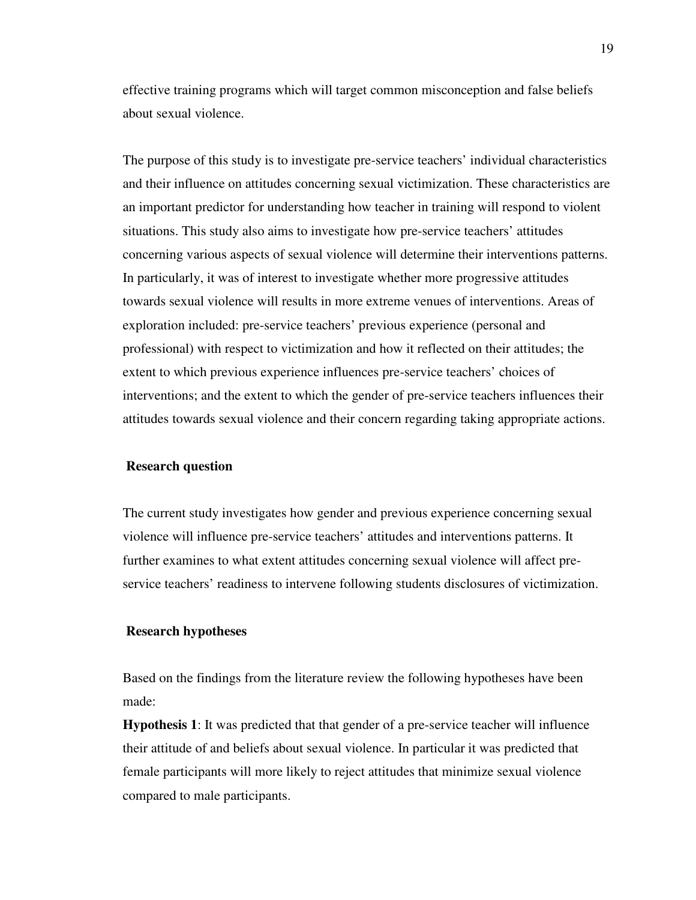effective training programs which will target common misconception and false beliefs about sexual violence.

The purpose of this study is to investigate pre-service teachers' individual characteristics and their influence on attitudes concerning sexual victimization. These characteristics are an important predictor for understanding how teacher in training will respond to violent situations. This study also aims to investigate how pre-service teachers' attitudes concerning various aspects of sexual violence will determine their interventions patterns. In particularly, it was of interest to investigate whether more progressive attitudes towards sexual violence will results in more extreme venues of interventions. Areas of exploration included: pre-service teachers' previous experience (personal and professional) with respect to victimization and how it reflected on their attitudes; the extent to which previous experience influences pre-service teachers' choices of interventions; and the extent to which the gender of pre-service teachers influences their attitudes towards sexual violence and their concern regarding taking appropriate actions.

## Research question

The current study investigates how gender and previous experience concerning sexual violence will influence pre-service teachers' attitudes and interventions patterns. It further examines to what extent attitudes concerning sexual violence will affect pre-service teachers' readiness to intervene following students disclosures of victimization.

## Research hypotheses

Based on the findings from the literature review the following hypotheses have been made:

**Hypothesis 1**: It was predicted that that gender of a pre-service teacher will influence their attitude of and beliefs about sexual violence. In particular it was predicted that female participants will more likely to reject attitudes that minimize sexual violence compared to male participants.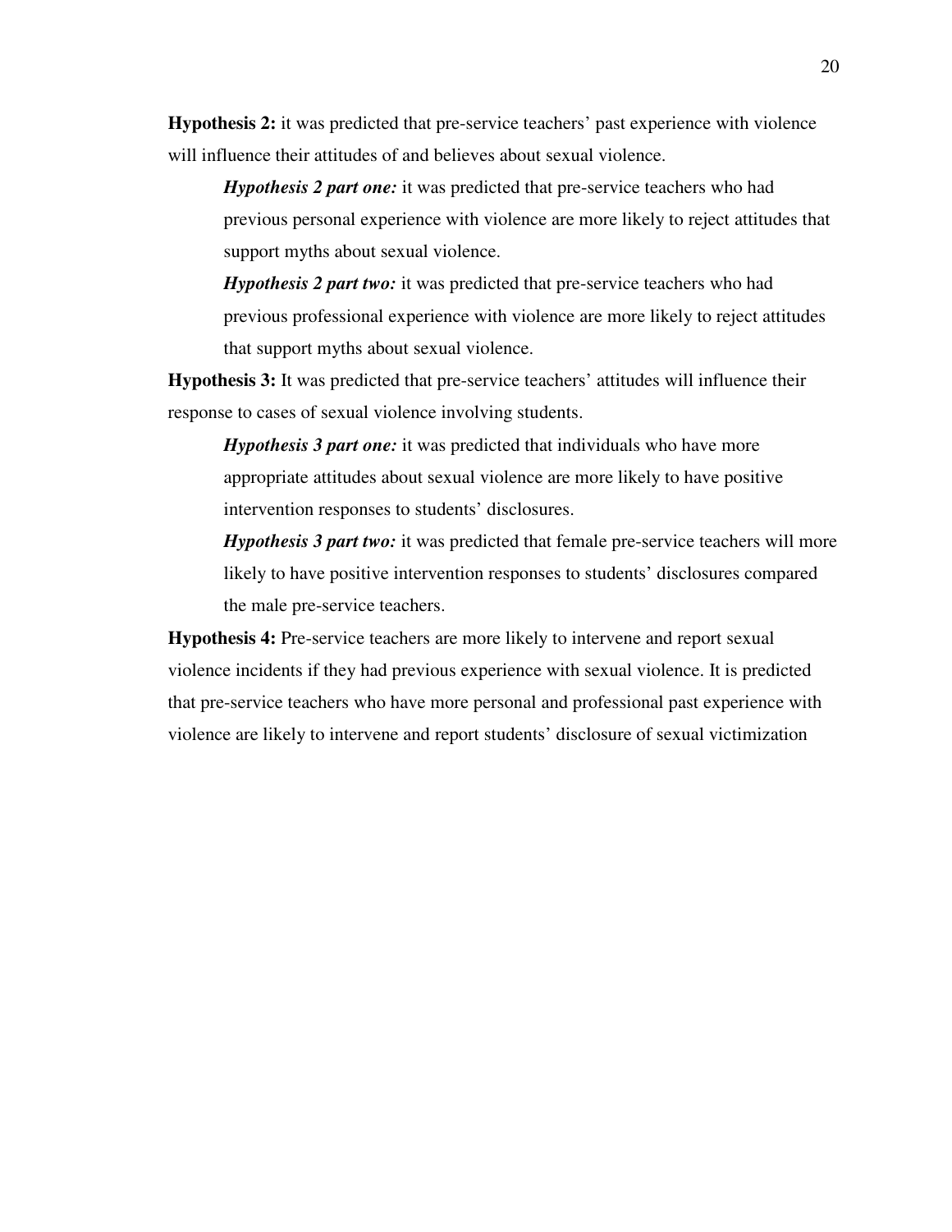**Hypothesis 2:** it was predicted that pre-service teachers' past experience with violence will influence their attitudes of and believes about sexual violence.

> ***Hypothesis 2 part one:*** it was predicted that pre-service teachers who had previous personal experience with violence are more likely to reject attitudes that support myths about sexual violence.
>
> ***Hypothesis 2 part two:*** it was predicted that pre-service teachers who had previous professional experience with violence are more likely to reject attitudes that support myths about sexual violence.

**Hypothesis 3:** It was predicted that pre-service teachers' attitudes will influence their response to cases of sexual violence involving students.

> ***Hypothesis 3 part one:*** it was predicted that individuals who have more appropriate attitudes about sexual violence are more likely to have positive intervention responses to students' disclosures.
>
> ***Hypothesis 3 part two:*** it was predicted that female pre-service teachers will more likely to have positive intervention responses to students' disclosures compared the male pre-service teachers.

**Hypothesis 4:** Pre-service teachers are more likely to intervene and report sexual violence incidents if they had previous experience with sexual violence. It is predicted that pre-service teachers who have more personal and professional past experience with violence are likely to intervene and report students' disclosure of sexual victimization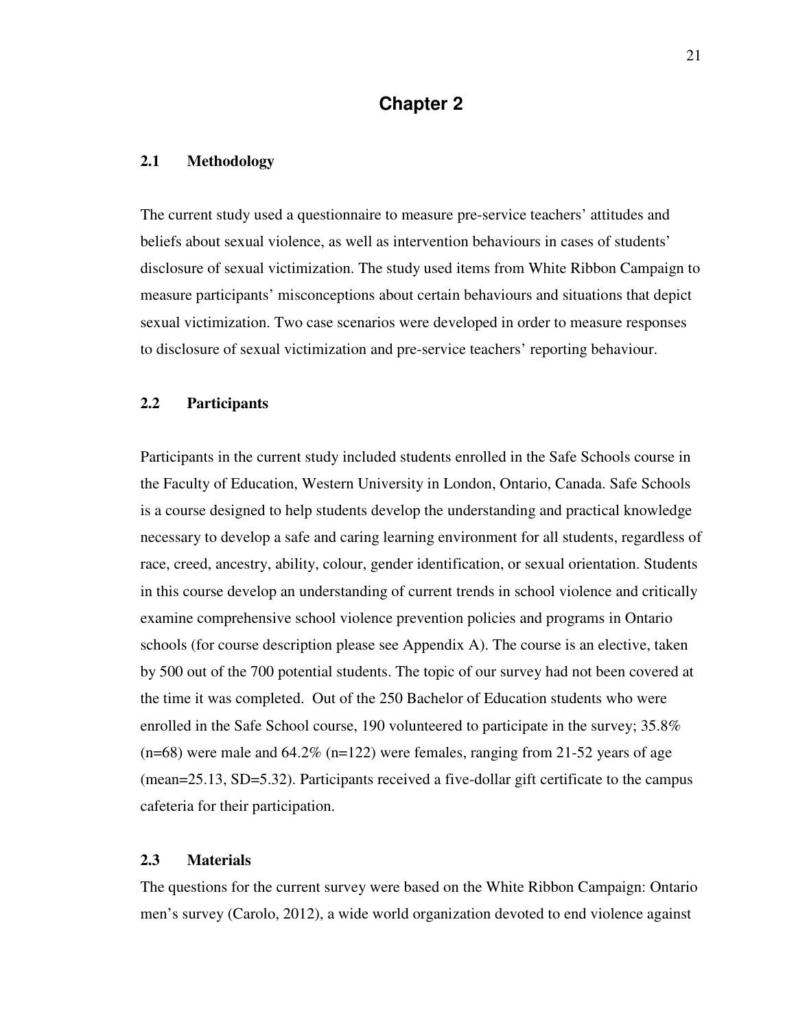# Chapter 2

## 2.1 Methodology

The current study used a questionnaire to measure pre-service teachers' attitudes and beliefs about sexual violence, as well as intervention behaviours in cases of students' disclosure of sexual victimization. The study used items from White Ribbon Campaign to measure participants' misconceptions about certain behaviours and situations that depict sexual victimization. Two case scenarios were developed in order to measure responses to disclosure of sexual victimization and pre-service teachers' reporting behaviour.

## 2.2 Participants

Participants in the current study included students enrolled in the Safe Schools course in the Faculty of Education, Western University in London, Ontario, Canada. Safe Schools is a course designed to help students develop the understanding and practical knowledge necessary to develop a safe and caring learning environment for all students, regardless of race, creed, ancestry, ability, colour, gender identification, or sexual orientation. Students in this course develop an understanding of current trends in school violence and critically examine comprehensive school violence prevention policies and programs in Ontario schools (for course description please see Appendix A). The course is an elective, taken by 500 out of the 700 potential students. The topic of our survey had not been covered at the time it was completed. Out of the 250 Bachelor of Education students who were enrolled in the Safe School course, 190 volunteered to participate in the survey; 35.8% (n=68) were male and 64.2% (n=122) were females, ranging from 21-52 years of age (mean=25.13, SD=5.32). Participants received a five-dollar gift certificate to the campus cafeteria for their participation.

## 2.3 Materials

The questions for the current survey were based on the White Ribbon Campaign: Ontario men's survey (Carolo, 2012), a wide world organization devoted to end violence against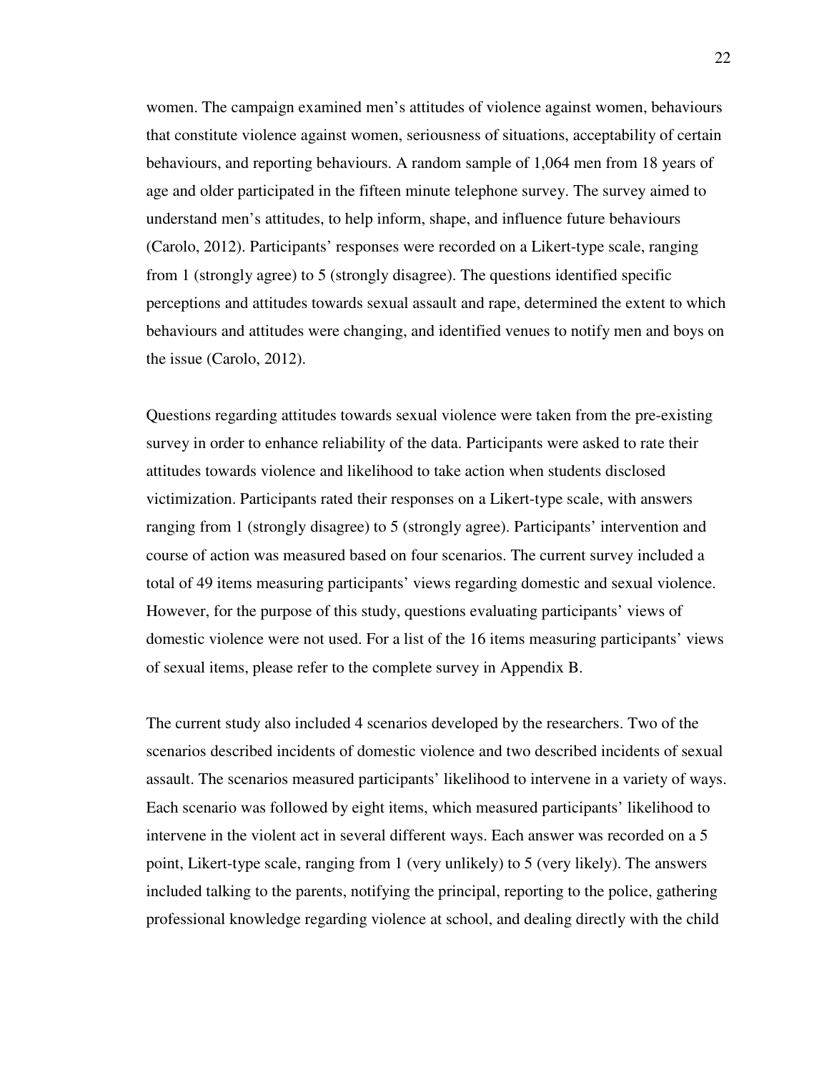women. The campaign examined men's attitudes of violence against women, behaviours that constitute violence against women, seriousness of situations, acceptability of certain behaviours, and reporting behaviours. A random sample of 1,064 men from 18 years of age and older participated in the fifteen minute telephone survey. The survey aimed to understand men's attitudes, to help inform, shape, and influence future behaviours (Carolo, 2012). Participants' responses were recorded on a Likert-type scale, ranging from 1 (strongly agree) to 5 (strongly disagree). The questions identified specific perceptions and attitudes towards sexual assault and rape, determined the extent to which behaviours and attitudes were changing, and identified venues to notify men and boys on the issue (Carolo, 2012).

Questions regarding attitudes towards sexual violence were taken from the pre-existing survey in order to enhance reliability of the data. Participants were asked to rate their attitudes towards violence and likelihood to take action when students disclosed victimization. Participants rated their responses on a Likert-type scale, with answers ranging from 1 (strongly disagree) to 5 (strongly agree). Participants' intervention and course of action was measured based on four scenarios. The current survey included a total of 49 items measuring participants' views regarding domestic and sexual violence. However, for the purpose of this study, questions evaluating participants' views of domestic violence were not used. For a list of the 16 items measuring participants' views of sexual items, please refer to the complete survey in Appendix B.

The current study also included 4 scenarios developed by the researchers. Two of the scenarios described incidents of domestic violence and two described incidents of sexual assault. The scenarios measured participants' likelihood to intervene in a variety of ways. Each scenario was followed by eight items, which measured participants' likelihood to intervene in the violent act in several different ways. Each answer was recorded on a 5 point, Likert-type scale, ranging from 1 (very unlikely) to 5 (very likely). The answers included talking to the parents, notifying the principal, reporting to the police, gathering professional knowledge regarding violence at school, and dealing directly with the child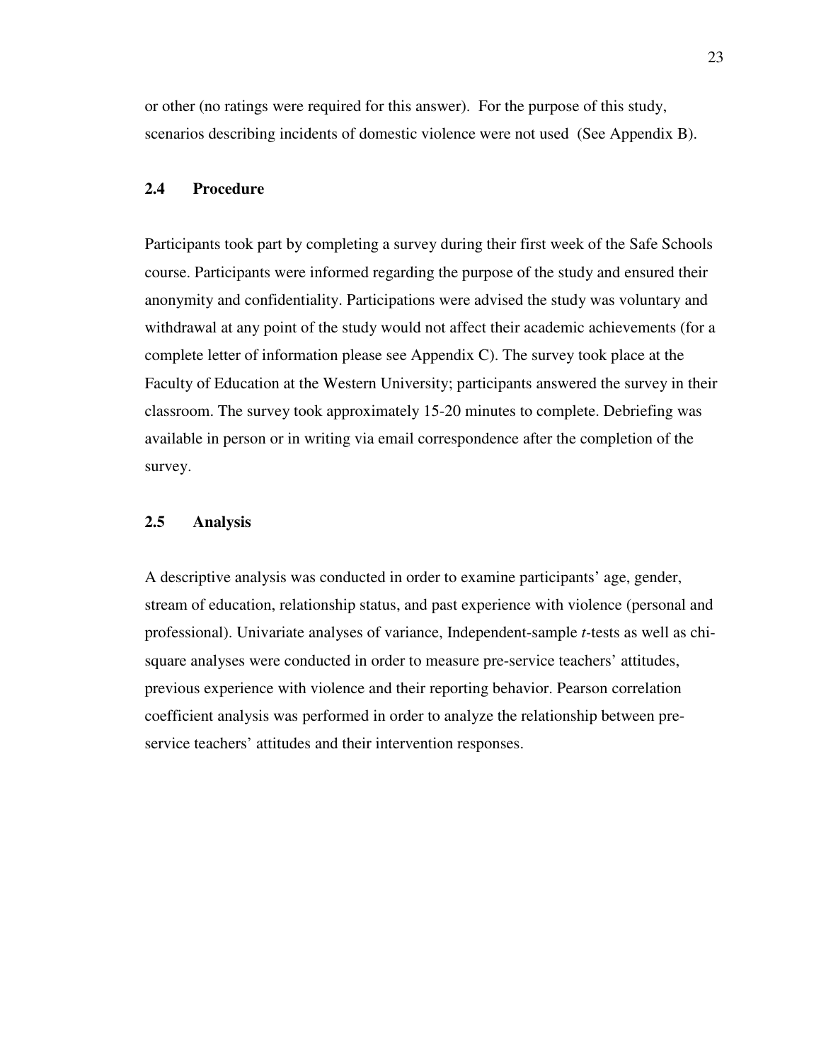or other (no ratings were required for this answer). For the purpose of this study, scenarios describing incidents of domestic violence were not used (See Appendix B).

### 2.4 Procedure

Participants took part by completing a survey during their first week of the Safe Schools course. Participants were informed regarding the purpose of the study and ensured their anonymity and confidentiality. Participations were advised the study was voluntary and withdrawal at any point of the study would not affect their academic achievements (for a complete letter of information please see Appendix C). The survey took place at the Faculty of Education at the Western University; participants answered the survey in their classroom. The survey took approximately 15-20 minutes to complete. Debriefing was available in person or in writing via email correspondence after the completion of the survey.

### 2.5 Analysis

A descriptive analysis was conducted in order to examine participants' age, gender, stream of education, relationship status, and past experience with violence (personal and professional). Univariate analyses of variance, Independent-sample $t$-tests as well as chi-square analyses were conducted in order to measure pre-service teachers' attitudes, previous experience with violence and their reporting behavior. Pearson correlation coefficient analysis was performed in order to analyze the relationship between pre-service teachers' attitudes and their intervention responses.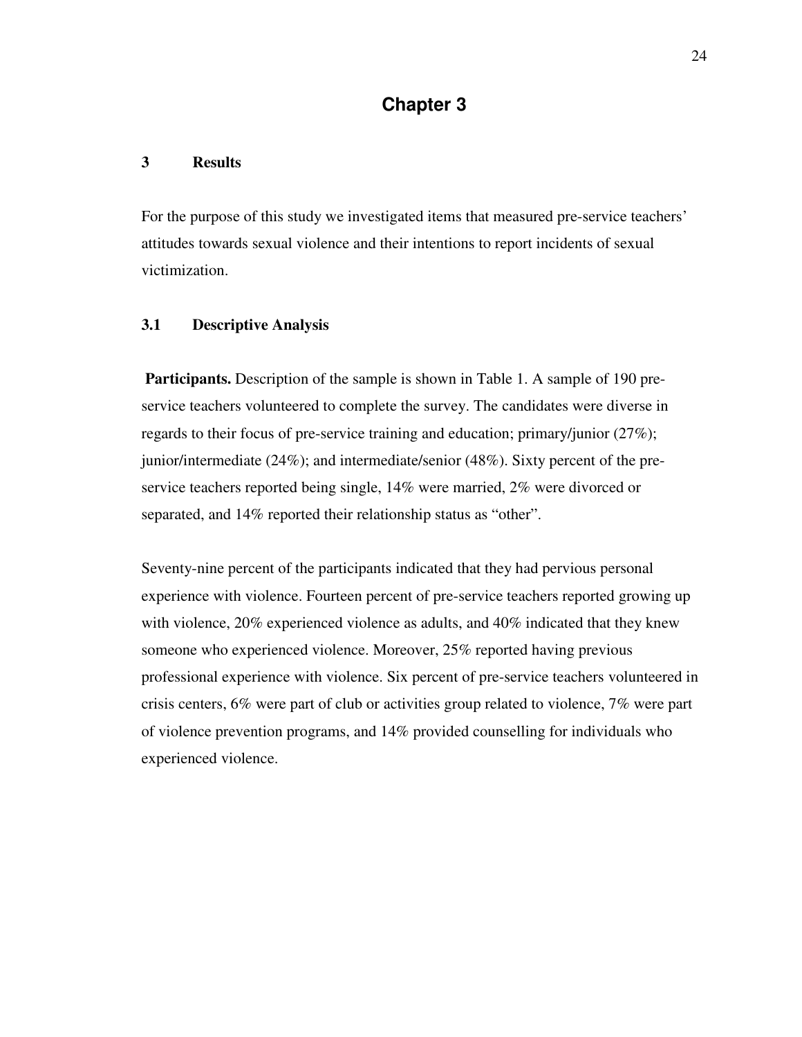# Chapter 3

## 3 Results

For the purpose of this study we investigated items that measured pre-service teachers' attitudes towards sexual violence and their intentions to report incidents of sexual victimization.

### 3.1 Descriptive Analysis

**Participants.** Description of the sample is shown in Table 1. A sample of 190 pre-service teachers volunteered to complete the survey. The candidates were diverse in regards to their focus of pre-service training and education; primary/junior (27%); junior/intermediate (24%); and intermediate/senior (48%). Sixty percent of the pre-service teachers reported being single, 14% were married, 2% were divorced or separated, and 14% reported their relationship status as "other".

Seventy-nine percent of the participants indicated that they had pervious personal experience with violence. Fourteen percent of pre-service teachers reported growing up with violence, 20% experienced violence as adults, and 40% indicated that they knew someone who experienced violence. Moreover, 25% reported having previous professional experience with violence. Six percent of pre-service teachers volunteered in crisis centers, 6% were part of club or activities group related to violence, 7% were part of violence prevention programs, and 14% provided counselling for individuals who experienced violence.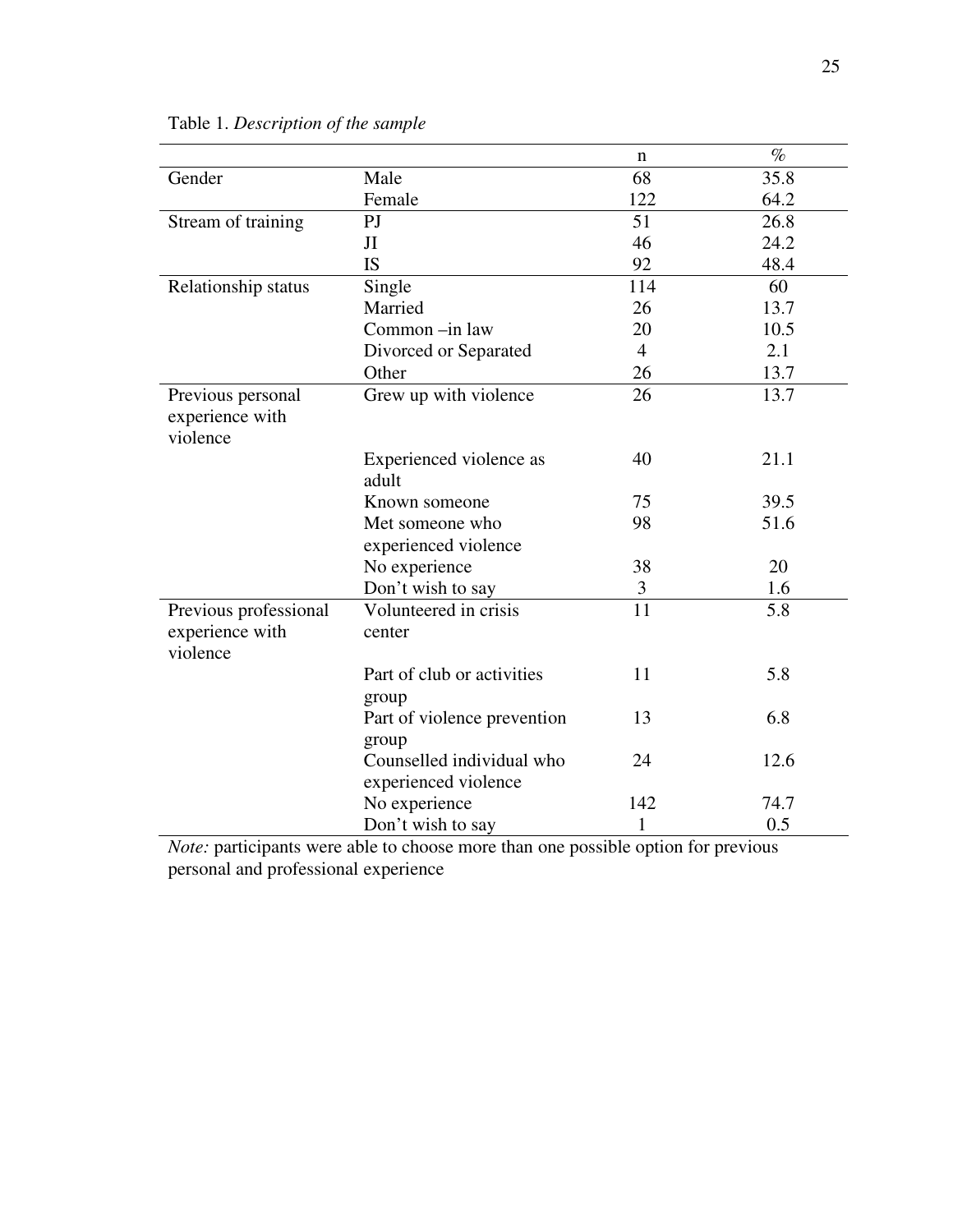Table 1. *Description of the sample*

| | | n | % |
|---|---|---|---|
| Gender | Male | 68 | 35.8 |
| | Female | 122 | 64.2 |
| Stream of training | PJ | 51 | 26.8 |
| | JI | 46 | 24.2 |
| | IS | 92 | 48.4 |
| Relationship status | Single | 114 | 60 |
| | Married | 26 | 13.7 |
| | Common –in law | 20 | 10.5 |
| | Divorced or Separated | 4 | 2.1 |
| | Other | 26 | 13.7 |
| Previous personal experience with violence | Grew up with violence | 26 | 13.7 |
| | Experienced violence as adult | 40 | 21.1 |
| | Known someone | 75 | 39.5 |
| | Met someone who experienced violence | 98 | 51.6 |
| | No experience | 38 | 20 |
| | Don't wish to say | 3 | 1.6 |
| Previous professional experience with violence | Volunteered in crisis center | 11 | 5.8 |
| | Part of club or activities group | 11 | 5.8 |
| | Part of violence prevention group | 13 | 6.8 |
| | Counselled individual who experienced violence | 24 | 12.6 |
| | No experience | 142 | 74.7 |
| | Don't wish to say | 1 | 0.5 |

*Note:* participants were able to choose more than one possible option for previous personal and professional experience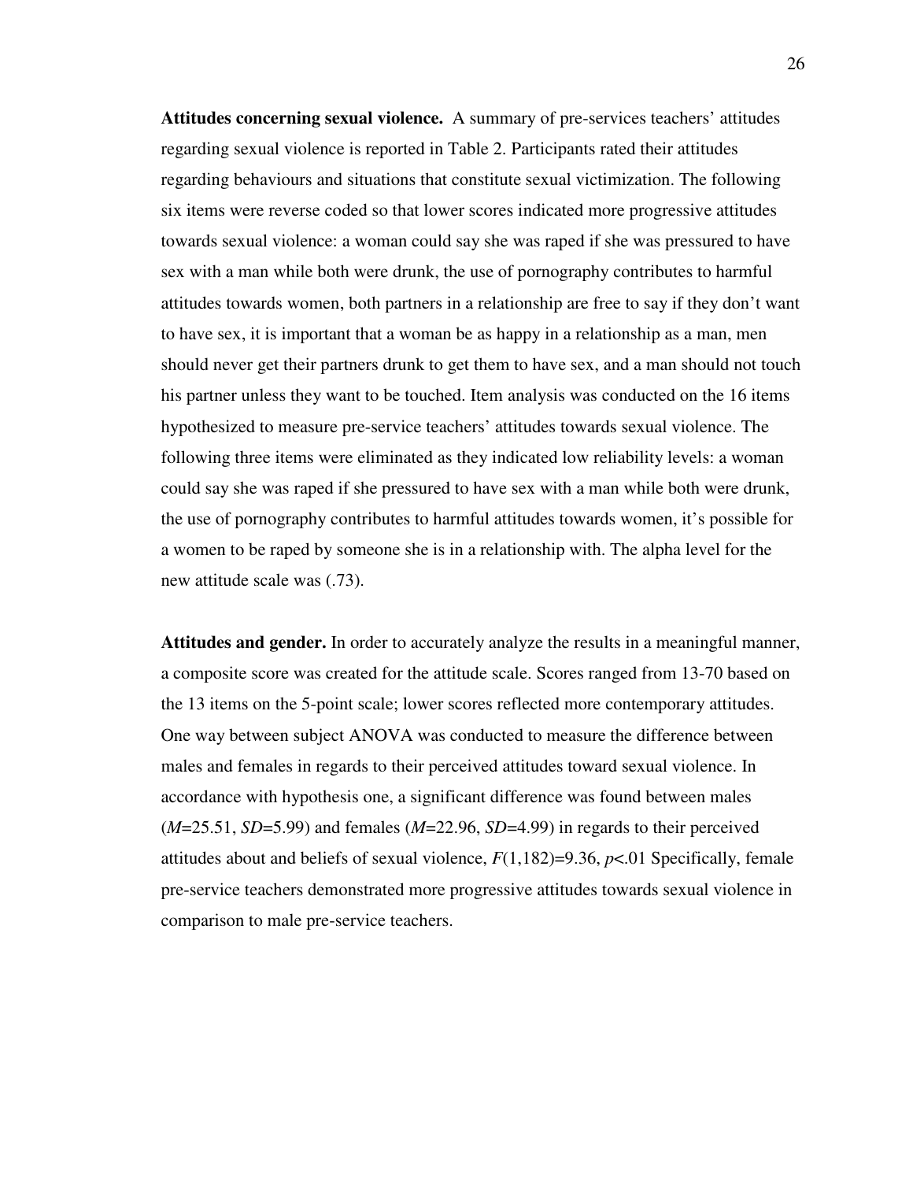**Attitudes concerning sexual violence.** A summary of pre-services teachers' attitudes regarding sexual violence is reported in Table 2. Participants rated their attitudes regarding behaviours and situations that constitute sexual victimization. The following six items were reverse coded so that lower scores indicated more progressive attitudes towards sexual violence: a woman could say she was raped if she was pressured to have sex with a man while both were drunk, the use of pornography contributes to harmful attitudes towards women, both partners in a relationship are free to say if they don't want to have sex, it is important that a woman be as happy in a relationship as a man, men should never get their partners drunk to get them to have sex, and a man should not touch his partner unless they want to be touched. Item analysis was conducted on the 16 items hypothesized to measure pre-service teachers' attitudes towards sexual violence. The following three items were eliminated as they indicated low reliability levels: a woman could say she was raped if she pressured to have sex with a man while both were drunk, the use of pornography contributes to harmful attitudes towards women, it's possible for a women to be raped by someone she is in a relationship with. The alpha level for the new attitude scale was (.73).

**Attitudes and gender.** In order to accurately analyze the results in a meaningful manner, a composite score was created for the attitude scale. Scores ranged from 13-70 based on the 13 items on the 5-point scale; lower scores reflected more contemporary attitudes. One way between subject ANOVA was conducted to measure the difference between males and females in regards to their perceived attitudes toward sexual violence. In accordance with hypothesis one, a significant difference was found between males ($M$=25.51, $SD$=5.99) and females ($M$=22.96, $SD$=4.99) in regards to their perceived attitudes about and beliefs of sexual violence, $F(1,182)=9.36$, $p<.01$ Specifically, female pre-service teachers demonstrated more progressive attitudes towards sexual violence in comparison to male pre-service teachers.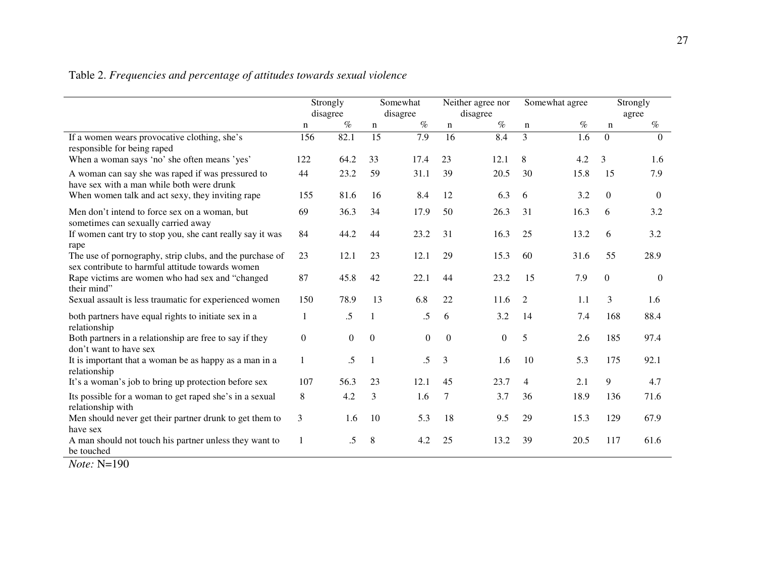Table 2. *Frequencies and percentage of attitudes towards sexual violence*

| | Strongly disagree | | Somewhat disagree | | Neither agree nor disagree | | Somewhat agree | | Strongly agree | |
|---|---|---|---|---|---|---|---|---|---|---|
| | n | % | n | % | n | % | n | % | n | % |
| If a women wears provocative clothing, she's responsible for being raped | 156 | 82.1 | 15 | 7.9 | 16 | 8.4 | 3 | 1.6 | 0 | 0 |
| When a woman says 'no' she often means 'yes' | 122 | 64.2 | 33 | 17.4 | 23 | 12.1 | 8 | 4.2 | 3 | 1.6 |
| A woman can say she was raped if was pressured to have sex with a man while both were drunk | 44 | 23.2 | 59 | 31.1 | 39 | 20.5 | 30 | 15.8 | 15 | 7.9 |
| When women talk and act sexy, they inviting rape | 155 | 81.6 | 16 | 8.4 | 12 | 6.3 | 6 | 3.2 | 0 | 0 |
| Men don't intend to force sex on a woman, but sometimes can sexually carried away | 69 | 36.3 | 34 | 17.9 | 50 | 26.3 | 31 | 16.3 | 6 | 3.2 |
| If women cant try to stop you, she cant really say it was rape | 84 | 44.2 | 44 | 23.2 | 31 | 16.3 | 25 | 13.2 | 6 | 3.2 |
| The use of pornography, strip clubs, and the purchase of sex contribute to harmful attitude towards women | 23 | 12.1 | 23 | 12.1 | 29 | 15.3 | 60 | 31.6 | 55 | 28.9 |
| Rape victims are women who had sex and "changed their mind" | 87 | 45.8 | 42 | 22.1 | 44 | 23.2 | 15 | 7.9 | 0 | 0 |
| Sexual assault is less traumatic for experienced women | 150 | 78.9 | 13 | 6.8 | 22 | 11.6 | 2 | 1.1 | 3 | 1.6 |
| both partners have equal rights to initiate sex in a relationship | 1 | .5 | 1 | .5 | 6 | 3.2 | 14 | 7.4 | 168 | 88.4 |
| Both partners in a relationship are free to say if they don't want to have sex | 0 | 0 | 0 | 0 | 0 | 0 | 5 | 2.6 | 185 | 97.4 |
| It is important that a woman be as happy as a man in a relationship | 1 | .5 | 1 | .5 | 3 | 1.6 | 10 | 5.3 | 175 | 92.1 |
| It's a woman's job to bring up protection before sex | 107 | 56.3 | 23 | 12.1 | 45 | 23.7 | 4 | 2.1 | 9 | 4.7 |
| Its possible for a woman to get raped she's in a sexual relationship with | 8 | 4.2 | 3 | 1.6 | 7 | 3.7 | 36 | 18.9 | 136 | 71.6 |
| Men should never get their partner drunk to get them to have sex | 3 | 1.6 | 10 | 5.3 | 18 | 9.5 | 29 | 15.3 | 129 | 67.9 |
| A man should not touch his partner unless they want to be touched | 1 | .5 | 8 | 4.2 | 25 | 13.2 | 39 | 20.5 | 117 | 61.6 |

*Note:* N=190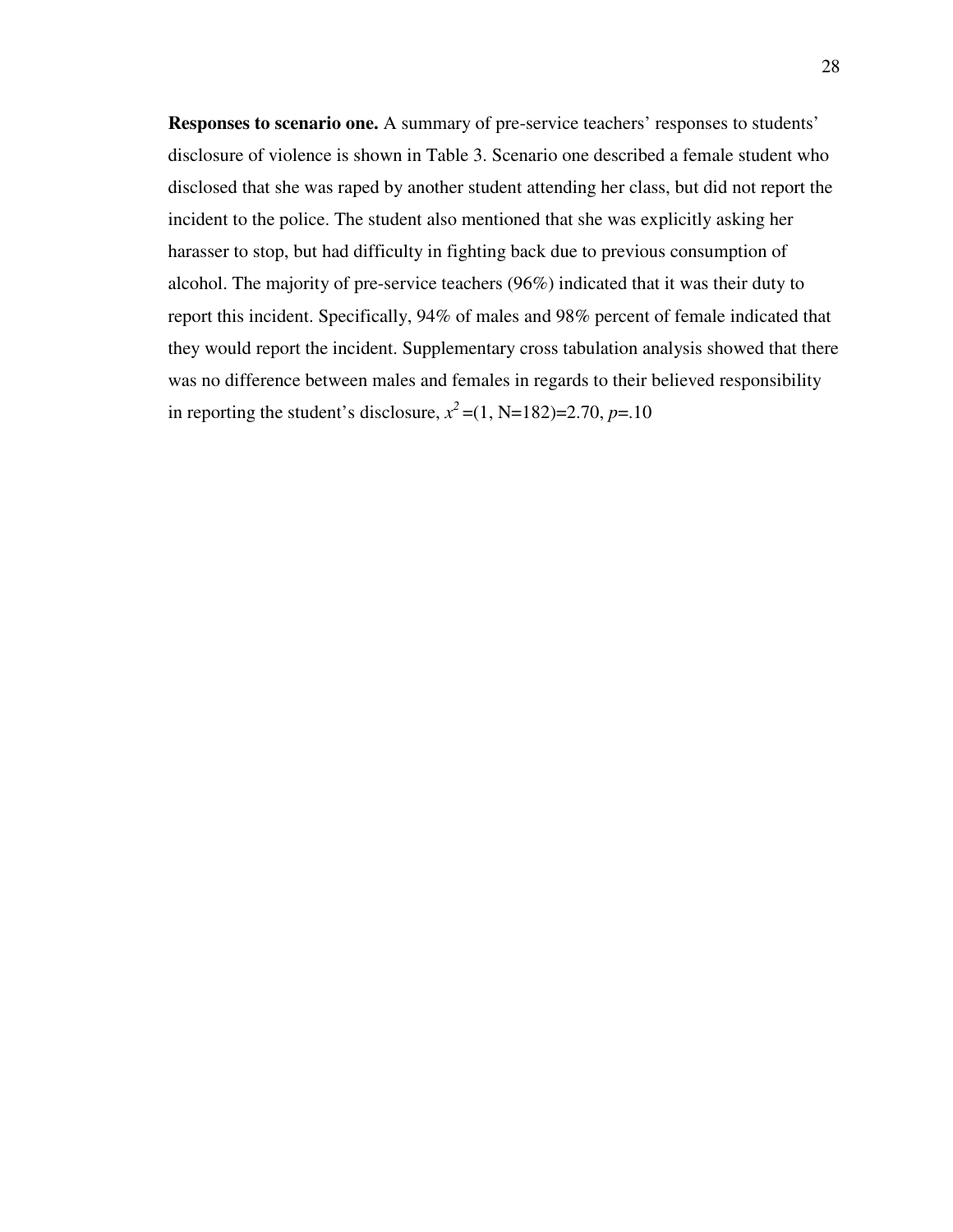**Responses to scenario one.** A summary of pre-service teachers' responses to students' disclosure of violence is shown in Table 3. Scenario one described a female student who disclosed that she was raped by another student attending her class, but did not report the incident to the police. The student also mentioned that she was explicitly asking her harasser to stop, but had difficulty in fighting back due to previous consumption of alcohol. The majority of pre-service teachers (96%) indicated that it was their duty to report this incident. Specifically, 94% of males and 98% percent of female indicated that they would report the incident. Supplementary cross tabulation analysis showed that there was no difference between males and females in regards to their believed responsibility in reporting the student's disclosure, $x^2$ =(1, N=182)=2.70, $p$=.10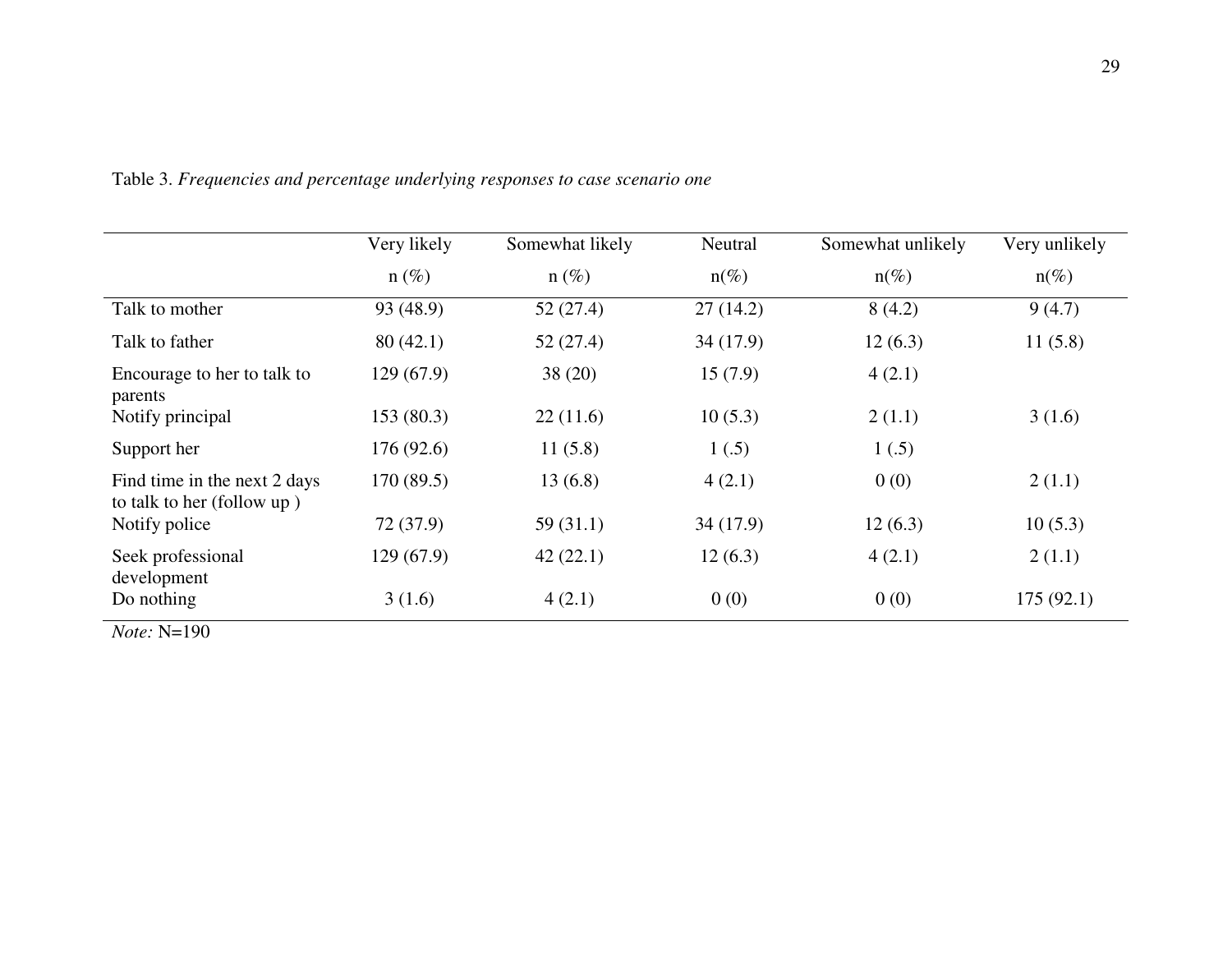Table 3. *Frequencies and percentage underlying responses to case scenario one*

| | Very likely n (%) | Somewhat likely n (%) | Neutral n(%) | Somewhat unlikely n(%) | Very unlikely n(%) |
|---|---|---|---|---|---|
| Talk to mother | 93 (48.9) | 52 (27.4) | 27 (14.2) | 8 (4.2) | 9 (4.7) |
| Talk to father | 80 (42.1) | 52 (27.4) | 34 (17.9) | 12 (6.3) | 11 (5.8) |
| Encourage to her to talk to parents | 129 (67.9) | 38 (20) | 15 (7.9) | 4 (2.1) | |
| Notify principal | 153 (80.3) | 22 (11.6) | 10 (5.3) | 2 (1.1) | 3 (1.6) |
| Support her | 176 (92.6) | 11 (5.8) | 1 (.5) | 1 (.5) | |
| Find time in the next 2 days to talk to her (follow up ) | 170 (89.5) | 13 (6.8) | 4 (2.1) | 0 (0) | 2 (1.1) |
| Notify police | 72 (37.9) | 59 (31.1) | 34 (17.9) | 12 (6.3) | 10 (5.3) |
| Seek professional development | 129 (67.9) | 42 (22.1) | 12 (6.3) | 4 (2.1) | 2 (1.1) |
| Do nothing | 3 (1.6) | 4 (2.1) | 0 (0) | 0 (0) | 175 (92.1) |

*Note:* N=190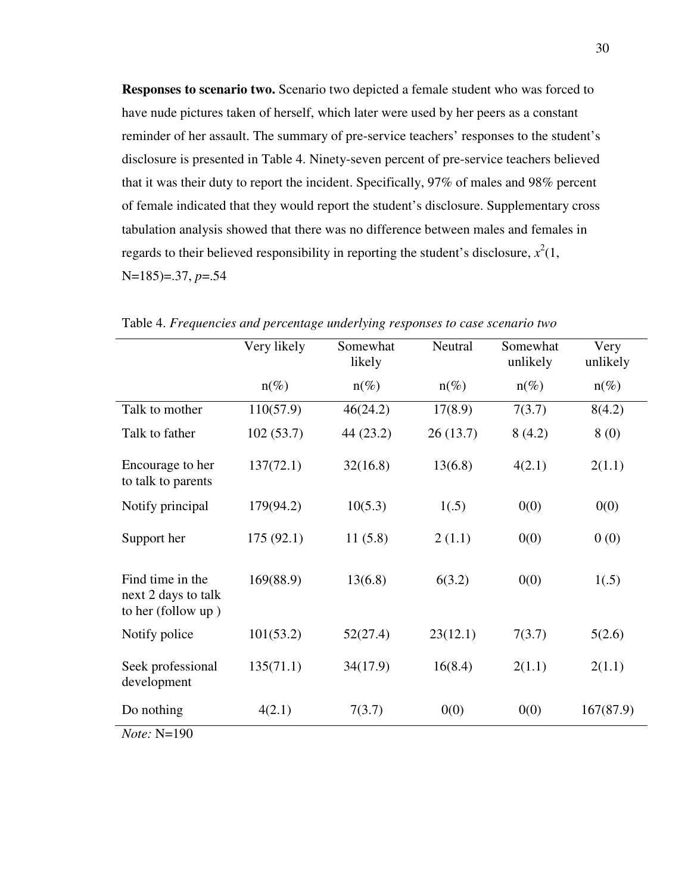**Responses to scenario two.** Scenario two depicted a female student who was forced to have nude pictures taken of herself, which later were used by her peers as a constant reminder of her assault. The summary of pre-service teachers' responses to the student's disclosure is presented in Table 4. Ninety-seven percent of pre-service teachers believed that it was their duty to report the incident. Specifically, 97% of males and 98% percent of female indicated that they would report the student's disclosure. Supplementary cross tabulation analysis showed that there was no difference between males and females in regards to their believed responsibility in reporting the student's disclosure, $x^2$(1, N=185)=.37, *p*=.54

Table 4. *Frequencies and percentage underlying responses to case scenario two*

| | Very likely | Somewhat likely | Neutral | Somewhat unlikely | Very unlikely |
|---|---|---|---|---|---|
| | n(%) | n(%) | n(%) | n(%) | n(%) |
| Talk to mother | 110(57.9) | 46(24.2) | 17(8.9) | 7(3.7) | 8(4.2) |
| Talk to father | 102 (53.7) | 44 (23.2) | 26 (13.7) | 8 (4.2) | 8 (0) |
| Encourage to her to talk to parents | 137(72.1) | 32(16.8) | 13(6.8) | 4(2.1) | 2(1.1) |
| Notify principal | 179(94.2) | 10(5.3) | 1(.5) | 0(0) | 0(0) |
| Support her | 175 (92.1) | 11 (5.8) | 2 (1.1) | 0(0) | 0 (0) |
| Find time in the next 2 days to talk to her (follow up ) | 169(88.9) | 13(6.8) | 6(3.2) | 0(0) | 1(.5) |
| Notify police | 101(53.2) | 52(27.4) | 23(12.1) | 7(3.7) | 5(2.6) |
| Seek professional development | 135(71.1) | 34(17.9) | 16(8.4) | 2(1.1) | 2(1.1) |
| Do nothing | 4(2.1) | 7(3.7) | 0(0) | 0(0) | 167(87.9) |

*Note:* N=190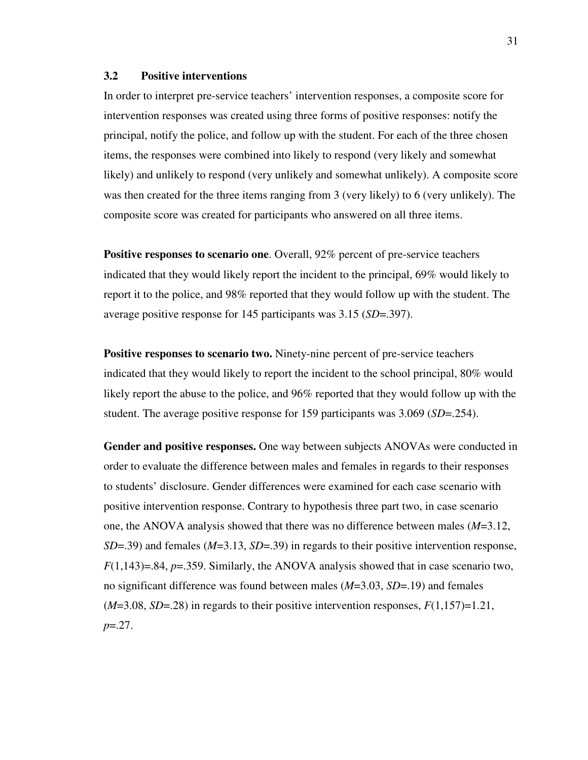### 3.2 Positive interventions

In order to interpret pre-service teachers' intervention responses, a composite score for intervention responses was created using three forms of positive responses: notify the principal, notify the police, and follow up with the student. For each of the three chosen items, the responses were combined into likely to respond (very likely and somewhat likely) and unlikely to respond (very unlikely and somewhat unlikely). A composite score was then created for the three items ranging from 3 (very likely) to 6 (very unlikely). The composite score was created for participants who answered on all three items.

**Positive responses to scenario one**. Overall, 92% percent of pre-service teachers indicated that they would likely report the incident to the principal, 69% would likely to report it to the police, and 98% reported that they would follow up with the student. The average positive response for 145 participants was 3.15 ($SD$=.397).

**Positive responses to scenario two.** Ninety-nine percent of pre-service teachers indicated that they would likely to report the incident to the school principal, 80% would likely report the abuse to the police, and 96% reported that they would follow up with the student. The average positive response for 159 participants was 3.069 ($SD$=.254).

**Gender and positive responses.** One way between subjects ANOVAs were conducted in order to evaluate the difference between males and females in regards to their responses to students' disclosure. Gender differences were examined for each case scenario with positive intervention response. Contrary to hypothesis three part two, in case scenario one, the ANOVA analysis showed that there was no difference between males ($M$=3.12, $SD$=.39) and females ($M$=3.13, $SD$=.39) in regards to their positive intervention response, $F(1,143)$=.84, $p$=.359. Similarly, the ANOVA analysis showed that in case scenario two, no significant difference was found between males ($M$=3.03, $SD$=.19) and females ($M$=3.08, $SD$=.28) in regards to their positive intervention responses, $F(1,157)$=1.21, $p$=.27.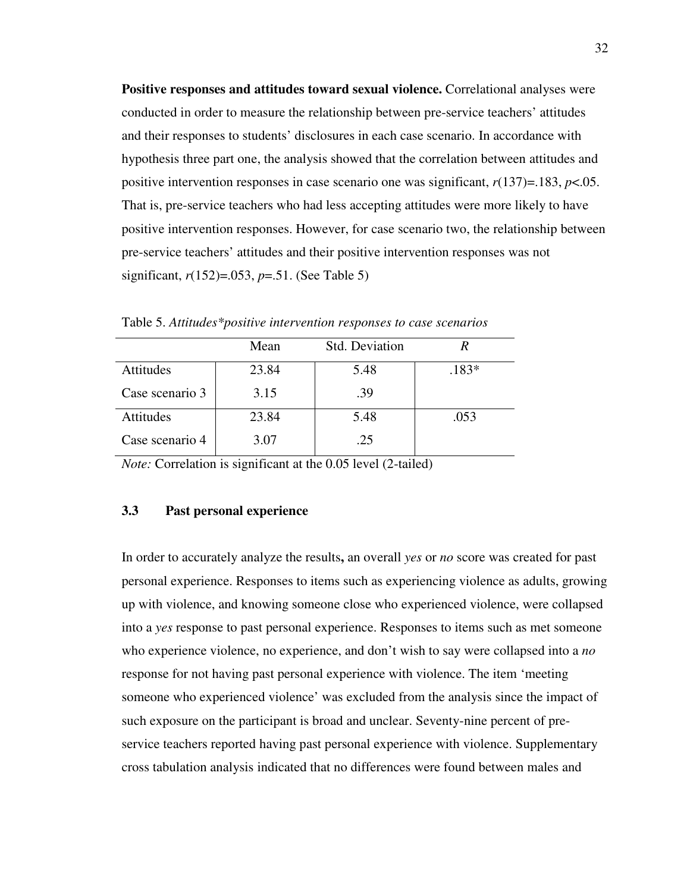**Positive responses and attitudes toward sexual violence.** Correlational analyses were conducted in order to measure the relationship between pre-service teachers' attitudes and their responses to students' disclosures in each case scenario. In accordance with hypothesis three part one, the analysis showed that the correlation between attitudes and positive intervention responses in case scenario one was significant, $r(137)=.183$, $p<.05$. That is, pre-service teachers who had less accepting attitudes were more likely to have positive intervention responses. However, for case scenario two, the relationship between pre-service teachers' attitudes and their positive intervention responses was not significant, $r(152)=.053$, $p=.51$. (See Table 5)

Table 5. *Attitudes\*positive intervention responses to case scenarios*

| | Mean | Std. Deviation | *R* |
|---|---|---|---|
| Attitudes | 23.84 | 5.48 | .183* |
| Case scenario 3 | 3.15 | .39 | |
| Attitudes | 23.84 | 5.48 | .053 |
| Case scenario 4 | 3.07 | .25 | |

*Note:* Correlation is significant at the 0.05 level (2-tailed)

### 3.3 Past personal experience

In order to accurately analyze the results**,** an overall *yes* or *no* score was created for past personal experience. Responses to items such as experiencing violence as adults, growing up with violence, and knowing someone close who experienced violence, were collapsed into a *yes* response to past personal experience. Responses to items such as met someone who experience violence, no experience, and don't wish to say were collapsed into a *no* response for not having past personal experience with violence. The item 'meeting someone who experienced violence' was excluded from the analysis since the impact of such exposure on the participant is broad and unclear. Seventy-nine percent of pre-service teachers reported having past personal experience with violence. Supplementary cross tabulation analysis indicated that no differences were found between males and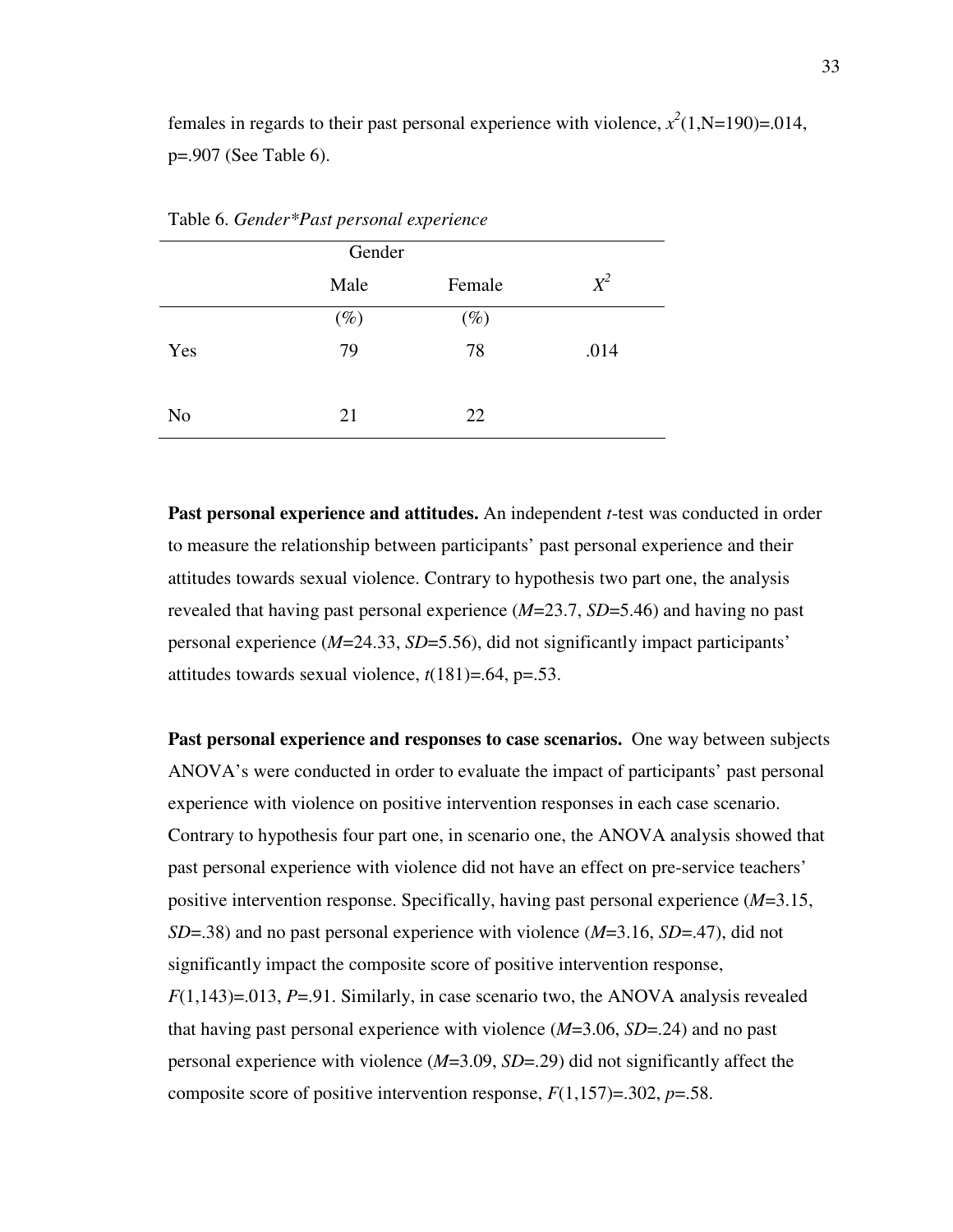females in regards to their past personal experience with violence, $x^2(1,N=190)=.014$, p=.907 (See Table 6).

Table 6. *Gender\*Past personal experience*

| | Gender | | |
|---|---|---|---|
| | Male | Female | $X^2$ |
| | (%) | (%) | |
| Yes | 79 | 78 | .014 |
| No | 21 | 22 | |

**Past personal experience and attitudes.** An independent *t*-test was conducted in order to measure the relationship between participants' past personal experience and their attitudes towards sexual violence. Contrary to hypothesis two part one, the analysis revealed that having past personal experience (*M*=23.7, *SD*=5.46) and having no past personal experience (*M*=24.33, *SD*=5.56), did not significantly impact participants' attitudes towards sexual violence, $t(181)=.64$, p=.53.

**Past personal experience and responses to case scenarios.** One way between subjects ANOVA's were conducted in order to evaluate the impact of participants' past personal experience with violence on positive intervention responses in each case scenario. Contrary to hypothesis four part one, in scenario one, the ANOVA analysis showed that past personal experience with violence did not have an effect on pre-service teachers' positive intervention response. Specifically, having past personal experience (*M*=3.15, *SD*=.38) and no past personal experience with violence (*M*=3.16, *SD*=.47), did not significantly impact the composite score of positive intervention response, $F(1,143)=.013$, $P=.91$. Similarly, in case scenario two, the ANOVA analysis revealed that having past personal experience with violence (*M*=3.06, *SD*=.24) and no past personal experience with violence (*M*=3.09, *SD*=.29) did not significantly affect the composite score of positive intervention response, $F(1,157)=.302$, $p=.58$.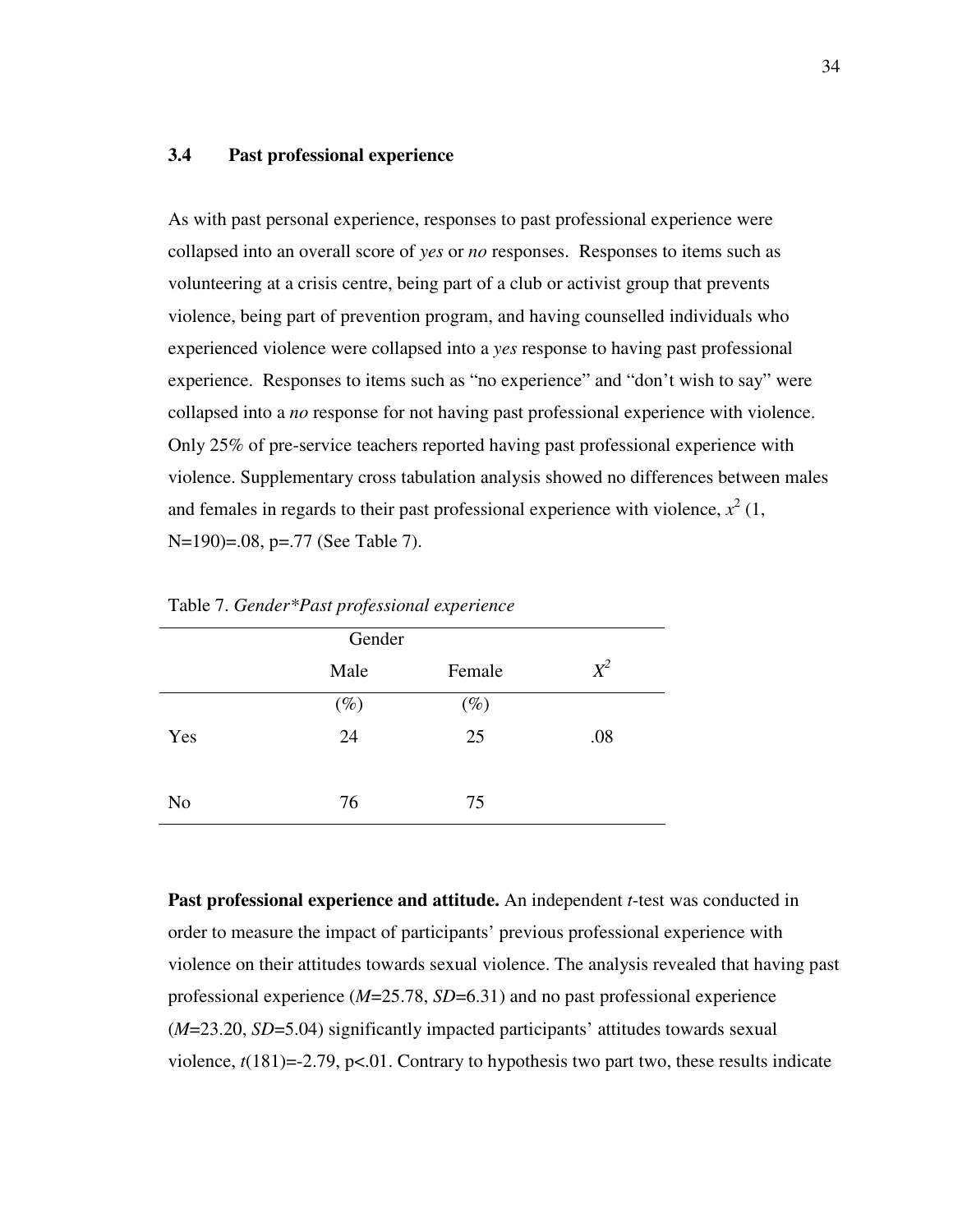### 3.4 Past professional experience

As with past personal experience, responses to past professional experience were collapsed into an overall score of *yes* or *no* responses. Responses to items such as volunteering at a crisis centre, being part of a club or activist group that prevents violence, being part of prevention program, and having counselled individuals who experienced violence were collapsed into a *yes* response to having past professional experience. Responses to items such as "no experience" and "don't wish to say" were collapsed into a *no* response for not having past professional experience with violence. Only 25% of pre-service teachers reported having past professional experience with violence. Supplementary cross tabulation analysis showed no differences between males and females in regards to their past professional experience with violence, $x^2$ (1, N=190)=.08, p=.77 (See Table 7).

Table 7. *Gender\*Past professional experience*

| | Gender | | |
|---|---|---|---|
| | Male | Female | $X^2$ |
| | (%) | (%) | |
| Yes | 24 | 25 | .08 |
| No | 76 | 75 | |

**Past professional experience and attitude.** An independent *t*-test was conducted in order to measure the impact of participants' previous professional experience with violence on their attitudes towards sexual violence. The analysis revealed that having past professional experience (*M*=25.78, *SD*=6.31) and no past professional experience (*M*=23.20, *SD*=5.04) significantly impacted participants' attitudes towards sexual violence, $t(181)=-2.79$, $p<.01$. Contrary to hypothesis two part two, these results indicate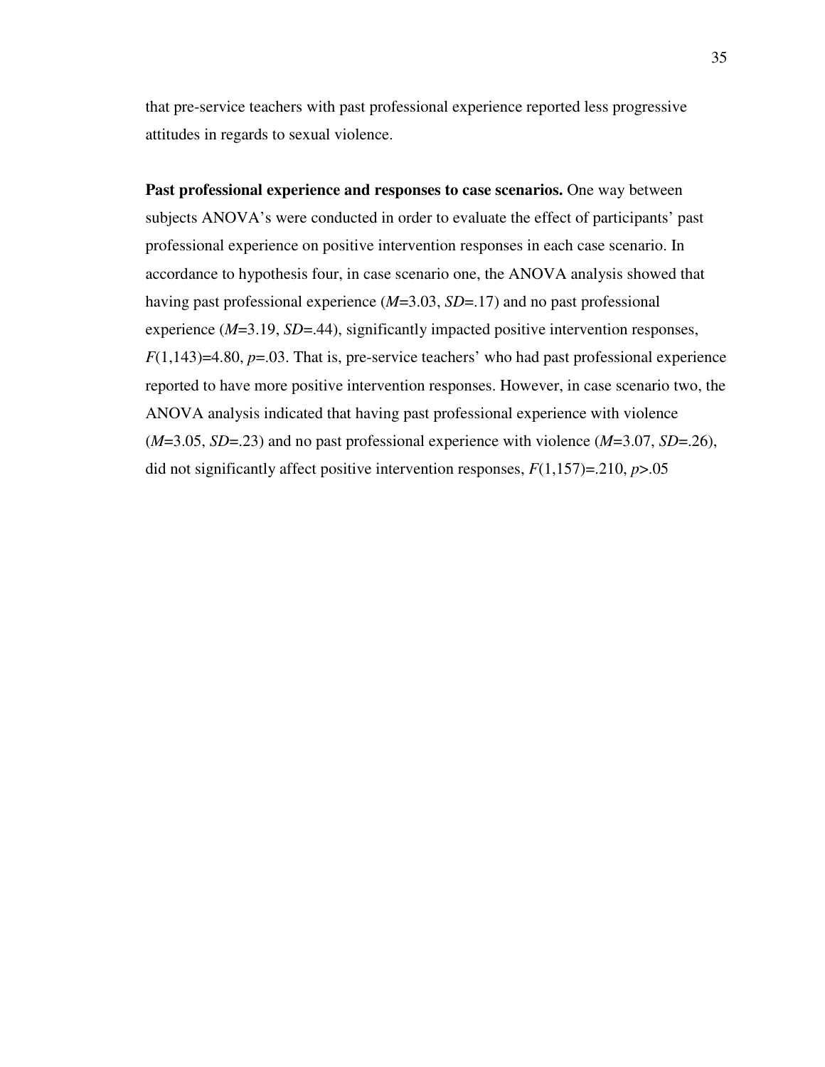that pre-service teachers with past professional experience reported less progressive attitudes in regards to sexual violence.

**Past professional experience and responses to case scenarios.** One way between subjects ANOVA's were conducted in order to evaluate the effect of participants' past professional experience on positive intervention responses in each case scenario. In accordance to hypothesis four, in case scenario one, the ANOVA analysis showed that having past professional experience ($M$=3.03, $SD$=.17) and no past professional experience ($M$=3.19, $SD$=.44), significantly impacted positive intervention responses, $F(1,143)=4.80$, $p=.03$. That is, pre-service teachers' who had past professional experience reported to have more positive intervention responses. However, in case scenario two, the ANOVA analysis indicated that having past professional experience with violence ($M$=3.05, $SD$=.23) and no past professional experience with violence ($M$=3.07, $SD$=.26), did not significantly affect positive intervention responses, $F(1,157)=.210$, $p>.05$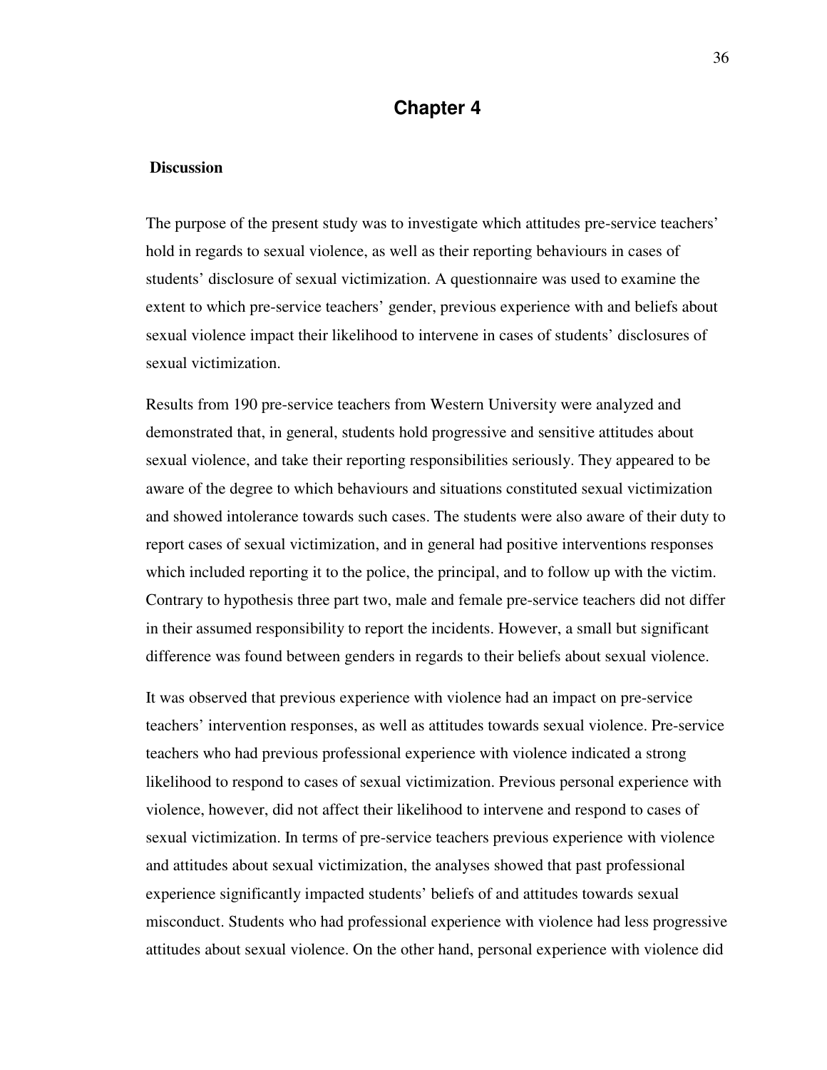# Chapter 4

## Discussion

The purpose of the present study was to investigate which attitudes pre-service teachers' hold in regards to sexual violence, as well as their reporting behaviours in cases of students' disclosure of sexual victimization. A questionnaire was used to examine the extent to which pre-service teachers' gender, previous experience with and beliefs about sexual violence impact their likelihood to intervene in cases of students' disclosures of sexual victimization.

Results from 190 pre-service teachers from Western University were analyzed and demonstrated that, in general, students hold progressive and sensitive attitudes about sexual violence, and take their reporting responsibilities seriously. They appeared to be aware of the degree to which behaviours and situations constituted sexual victimization and showed intolerance towards such cases. The students were also aware of their duty to report cases of sexual victimization, and in general had positive interventions responses which included reporting it to the police, the principal, and to follow up with the victim. Contrary to hypothesis three part two, male and female pre-service teachers did not differ in their assumed responsibility to report the incidents. However, a small but significant difference was found between genders in regards to their beliefs about sexual violence.

It was observed that previous experience with violence had an impact on pre-service teachers' intervention responses, as well as attitudes towards sexual violence. Pre-service teachers who had previous professional experience with violence indicated a strong likelihood to respond to cases of sexual victimization. Previous personal experience with violence, however, did not affect their likelihood to intervene and respond to cases of sexual victimization. In terms of pre-service teachers previous experience with violence and attitudes about sexual victimization, the analyses showed that past professional experience significantly impacted students' beliefs of and attitudes towards sexual misconduct. Students who had professional experience with violence had less progressive attitudes about sexual violence. On the other hand, personal experience with violence did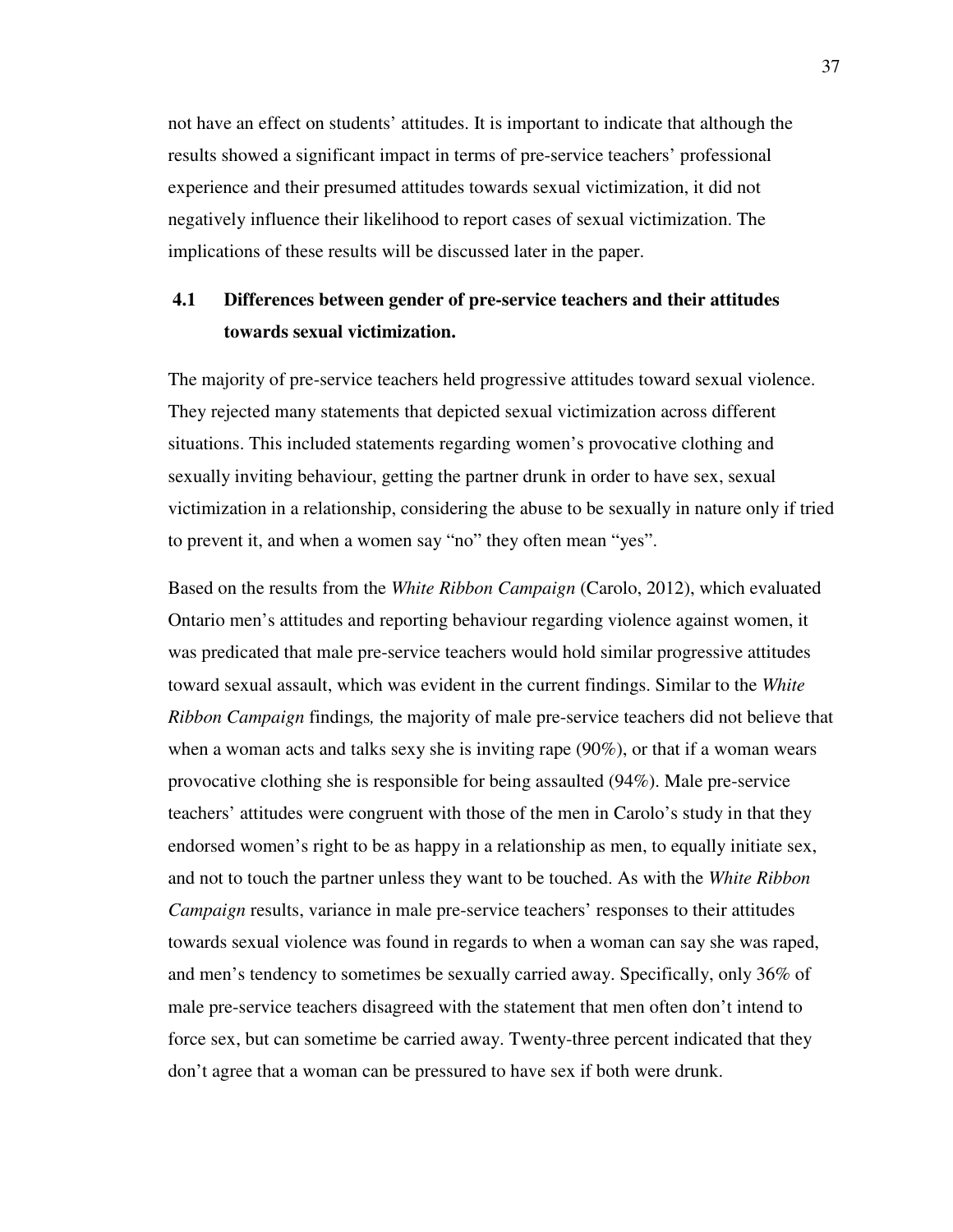not have an effect on students' attitudes. It is important to indicate that although the results showed a significant impact in terms of pre-service teachers' professional experience and their presumed attitudes towards sexual victimization, it did not negatively influence their likelihood to report cases of sexual victimization. The implications of these results will be discussed later in the paper.

## 4.1 Differences between gender of pre-service teachers and their attitudes towards sexual victimization.

The majority of pre-service teachers held progressive attitudes toward sexual violence. They rejected many statements that depicted sexual victimization across different situations. This included statements regarding women's provocative clothing and sexually inviting behaviour, getting the partner drunk in order to have sex, sexual victimization in a relationship, considering the abuse to be sexually in nature only if tried to prevent it, and when a women say "no" they often mean "yes".

Based on the results from the *White Ribbon Campaign* (Carolo, 2012), which evaluated Ontario men's attitudes and reporting behaviour regarding violence against women, it was predicated that male pre-service teachers would hold similar progressive attitudes toward sexual assault, which was evident in the current findings. Similar to the *White Ribbon Campaign* findings, the majority of male pre-service teachers did not believe that when a woman acts and talks sexy she is inviting rape (90%), or that if a woman wears provocative clothing she is responsible for being assaulted (94%). Male pre-service teachers' attitudes were congruent with those of the men in Carolo's study in that they endorsed women's right to be as happy in a relationship as men, to equally initiate sex, and not to touch the partner unless they want to be touched. As with the *White Ribbon Campaign* results, variance in male pre-service teachers' responses to their attitudes towards sexual violence was found in regards to when a woman can say she was raped, and men's tendency to sometimes be sexually carried away. Specifically, only 36% of male pre-service teachers disagreed with the statement that men often don't intend to force sex, but can sometime be carried away. Twenty-three percent indicated that they don't agree that a woman can be pressured to have sex if both were drunk.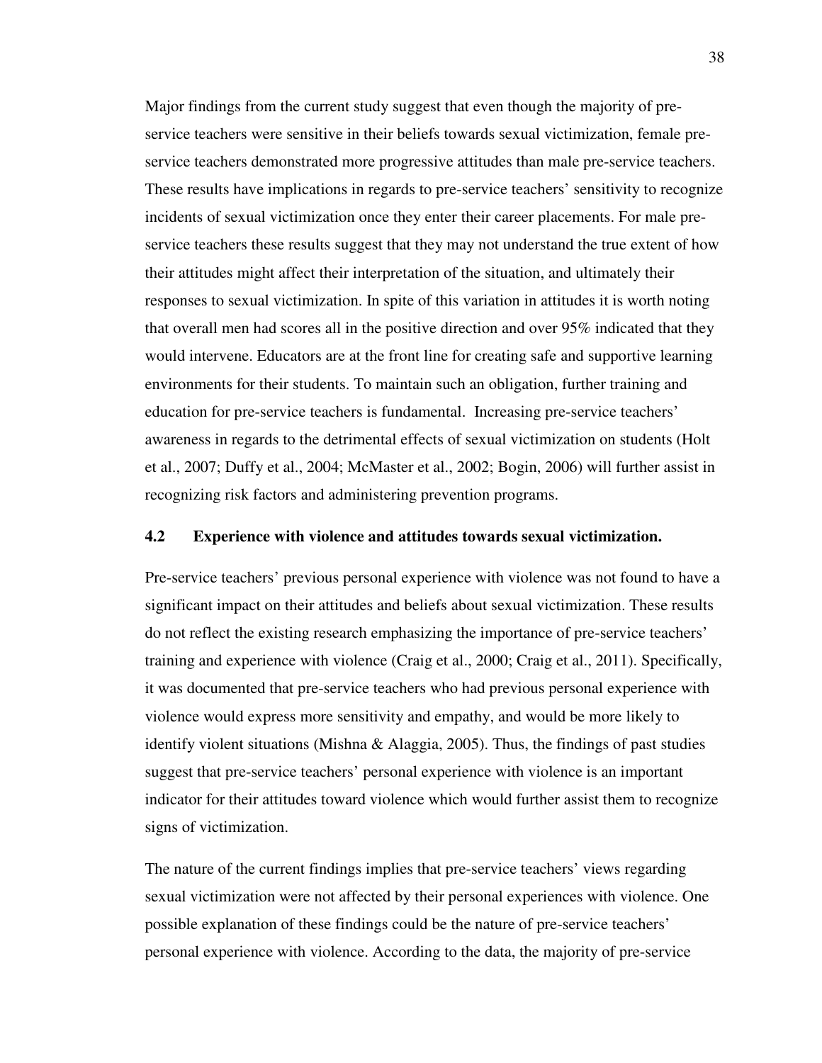Major findings from the current study suggest that even though the majority of pre-service teachers were sensitive in their beliefs towards sexual victimization, female pre-service teachers demonstrated more progressive attitudes than male pre-service teachers. These results have implications in regards to pre-service teachers' sensitivity to recognize incidents of sexual victimization once they enter their career placements. For male pre-service teachers these results suggest that they may not understand the true extent of how their attitudes might affect their interpretation of the situation, and ultimately their responses to sexual victimization. In spite of this variation in attitudes it is worth noting that overall men had scores all in the positive direction and over 95% indicated that they would intervene. Educators are at the front line for creating safe and supportive learning environments for their students. To maintain such an obligation, further training and education for pre-service teachers is fundamental. Increasing pre-service teachers' awareness in regards to the detrimental effects of sexual victimization on students (Holt et al., 2007; Duffy et al., 2004; McMaster et al., 2002; Bogin, 2006) will further assist in recognizing risk factors and administering prevention programs.

### 4.2 Experience with violence and attitudes towards sexual victimization.

Pre-service teachers' previous personal experience with violence was not found to have a significant impact on their attitudes and beliefs about sexual victimization. These results do not reflect the existing research emphasizing the importance of pre-service teachers' training and experience with violence (Craig et al., 2000; Craig et al., 2011). Specifically, it was documented that pre-service teachers who had previous personal experience with violence would express more sensitivity and empathy, and would be more likely to identify violent situations (Mishna & Alaggia, 2005). Thus, the findings of past studies suggest that pre-service teachers' personal experience with violence is an important indicator for their attitudes toward violence which would further assist them to recognize signs of victimization.

The nature of the current findings implies that pre-service teachers' views regarding sexual victimization were not affected by their personal experiences with violence. One possible explanation of these findings could be the nature of pre-service teachers' personal experience with violence. According to the data, the majority of pre-service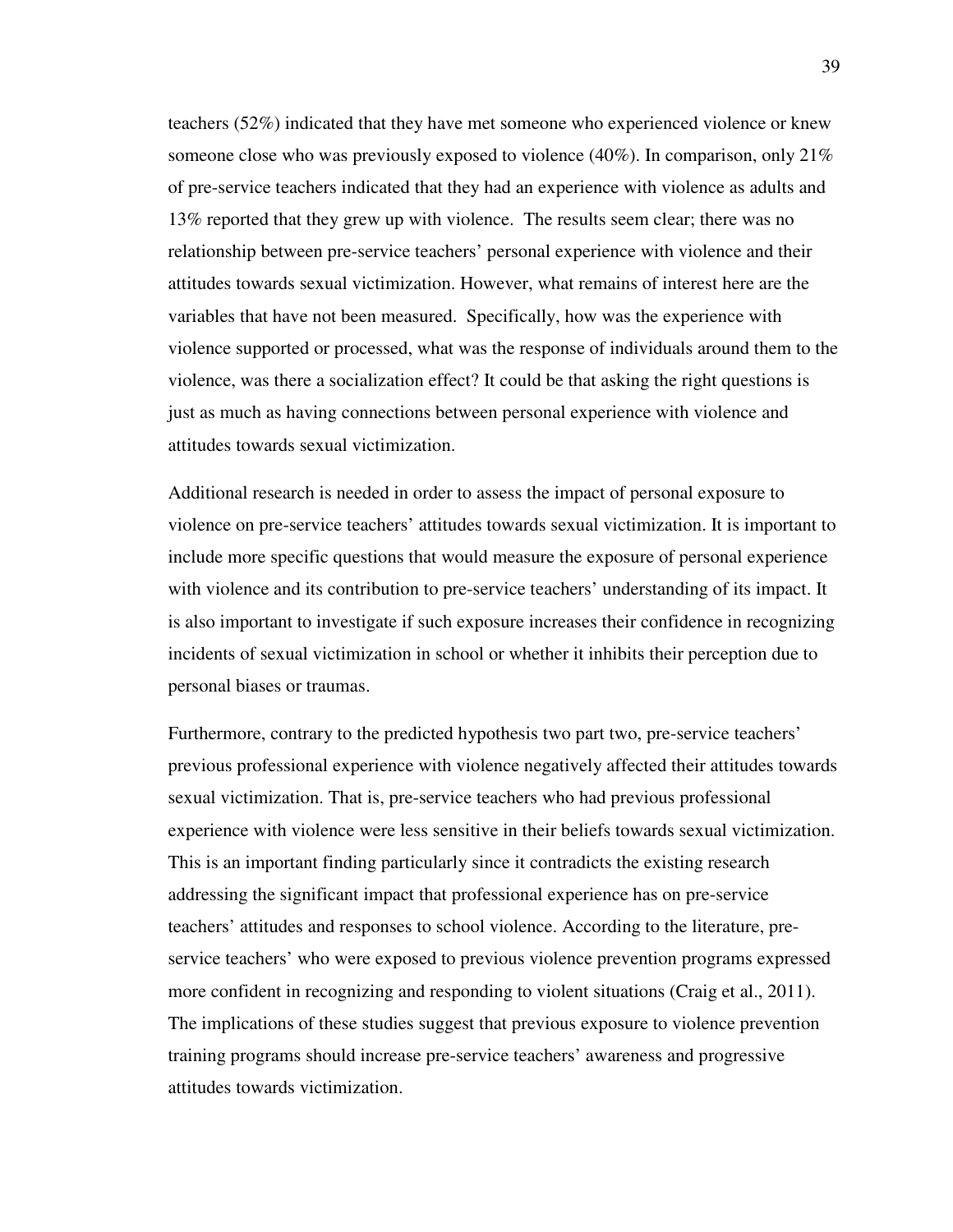teachers (52%) indicated that they have met someone who experienced violence or knew someone close who was previously exposed to violence (40%). In comparison, only 21% of pre-service teachers indicated that they had an experience with violence as adults and 13% reported that they grew up with violence. The results seem clear; there was no relationship between pre-service teachers' personal experience with violence and their attitudes towards sexual victimization. However, what remains of interest here are the variables that have not been measured. Specifically, how was the experience with violence supported or processed, what was the response of individuals around them to the violence, was there a socialization effect? It could be that asking the right questions is just as much as having connections between personal experience with violence and attitudes towards sexual victimization.

Additional research is needed in order to assess the impact of personal exposure to violence on pre-service teachers' attitudes towards sexual victimization. It is important to include more specific questions that would measure the exposure of personal experience with violence and its contribution to pre-service teachers' understanding of its impact. It is also important to investigate if such exposure increases their confidence in recognizing incidents of sexual victimization in school or whether it inhibits their perception due to personal biases or traumas.

Furthermore, contrary to the predicted hypothesis two part two, pre-service teachers' previous professional experience with violence negatively affected their attitudes towards sexual victimization. That is, pre-service teachers who had previous professional experience with violence were less sensitive in their beliefs towards sexual victimization. This is an important finding particularly since it contradicts the existing research addressing the significant impact that professional experience has on pre-service teachers' attitudes and responses to school violence. According to the literature, pre-service teachers' who were exposed to previous violence prevention programs expressed more confident in recognizing and responding to violent situations (Craig et al., 2011). The implications of these studies suggest that previous exposure to violence prevention training programs should increase pre-service teachers' awareness and progressive attitudes towards victimization.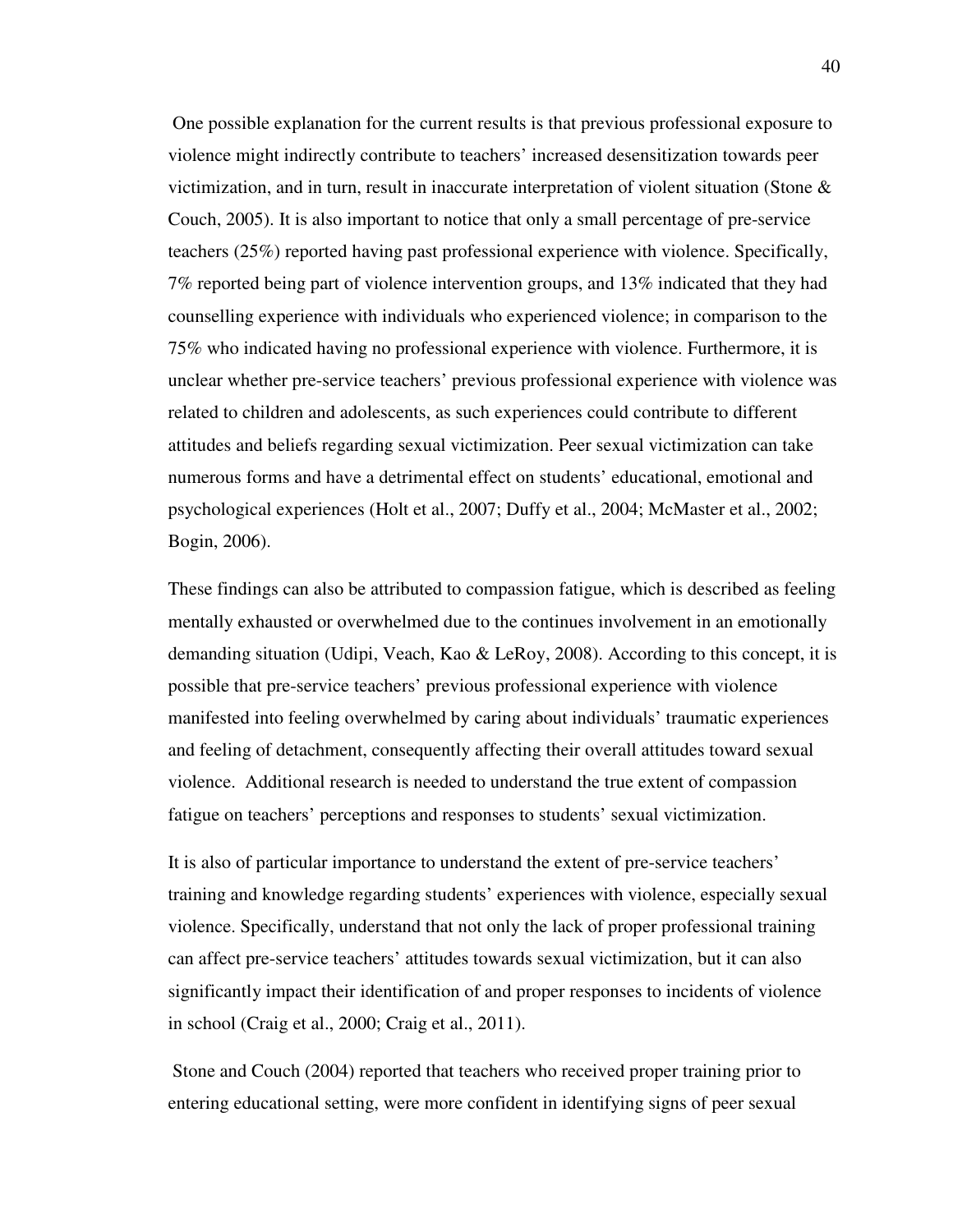One possible explanation for the current results is that previous professional exposure to violence might indirectly contribute to teachers' increased desensitization towards peer victimization, and in turn, result in inaccurate interpretation of violent situation (Stone & Couch, 2005). It is also important to notice that only a small percentage of pre-service teachers (25%) reported having past professional experience with violence. Specifically, 7% reported being part of violence intervention groups, and 13% indicated that they had counselling experience with individuals who experienced violence; in comparison to the 75% who indicated having no professional experience with violence. Furthermore, it is unclear whether pre-service teachers' previous professional experience with violence was related to children and adolescents, as such experiences could contribute to different attitudes and beliefs regarding sexual victimization. Peer sexual victimization can take numerous forms and have a detrimental effect on students' educational, emotional and psychological experiences (Holt et al., 2007; Duffy et al., 2004; McMaster et al., 2002; Bogin, 2006).

These findings can also be attributed to compassion fatigue, which is described as feeling mentally exhausted or overwhelmed due to the continues involvement in an emotionally demanding situation (Udipi, Veach, Kao & LeRoy, 2008). According to this concept, it is possible that pre-service teachers' previous professional experience with violence manifested into feeling overwhelmed by caring about individuals' traumatic experiences and feeling of detachment, consequently affecting their overall attitudes toward sexual violence. Additional research is needed to understand the true extent of compassion fatigue on teachers' perceptions and responses to students' sexual victimization.

It is also of particular importance to understand the extent of pre-service teachers' training and knowledge regarding students' experiences with violence, especially sexual violence. Specifically, understand that not only the lack of proper professional training can affect pre-service teachers' attitudes towards sexual victimization, but it can also significantly impact their identification of and proper responses to incidents of violence in school (Craig et al., 2000; Craig et al., 2011).

Stone and Couch (2004) reported that teachers who received proper training prior to entering educational setting, were more confident in identifying signs of peer sexual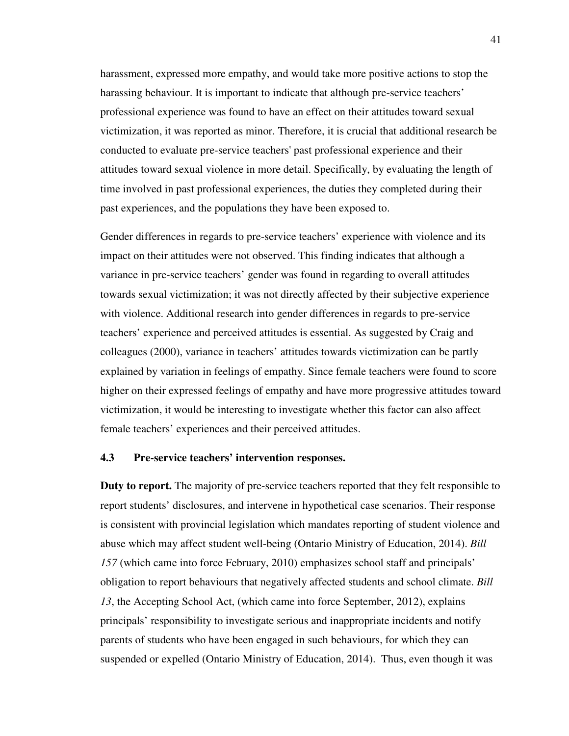harassment, expressed more empathy, and would take more positive actions to stop the harassing behaviour. It is important to indicate that although pre-service teachers' professional experience was found to have an effect on their attitudes toward sexual victimization, it was reported as minor. Therefore, it is crucial that additional research be conducted to evaluate pre-service teachers' past professional experience and their attitudes toward sexual violence in more detail. Specifically, by evaluating the length of time involved in past professional experiences, the duties they completed during their past experiences, and the populations they have been exposed to.

Gender differences in regards to pre-service teachers' experience with violence and its impact on their attitudes were not observed. This finding indicates that although a variance in pre-service teachers' gender was found in regarding to overall attitudes towards sexual victimization; it was not directly affected by their subjective experience with violence. Additional research into gender differences in regards to pre-service teachers' experience and perceived attitudes is essential. As suggested by Craig and colleagues (2000), variance in teachers' attitudes towards victimization can be partly explained by variation in feelings of empathy. Since female teachers were found to score higher on their expressed feelings of empathy and have more progressive attitudes toward victimization, it would be interesting to investigate whether this factor can also affect female teachers' experiences and their perceived attitudes.

### 4.3 Pre-service teachers' intervention responses.

**Duty to report.** The majority of pre-service teachers reported that they felt responsible to report students' disclosures, and intervene in hypothetical case scenarios. Their response is consistent with provincial legislation which mandates reporting of student violence and abuse which may affect student well-being (Ontario Ministry of Education, 2014). *Bill 157* (which came into force February, 2010) emphasizes school staff and principals' obligation to report behaviours that negatively affected students and school climate. *Bill 13*, the Accepting School Act, (which came into force September, 2012), explains principals' responsibility to investigate serious and inappropriate incidents and notify parents of students who have been engaged in such behaviours, for which they can suspended or expelled (Ontario Ministry of Education, 2014). Thus, even though it was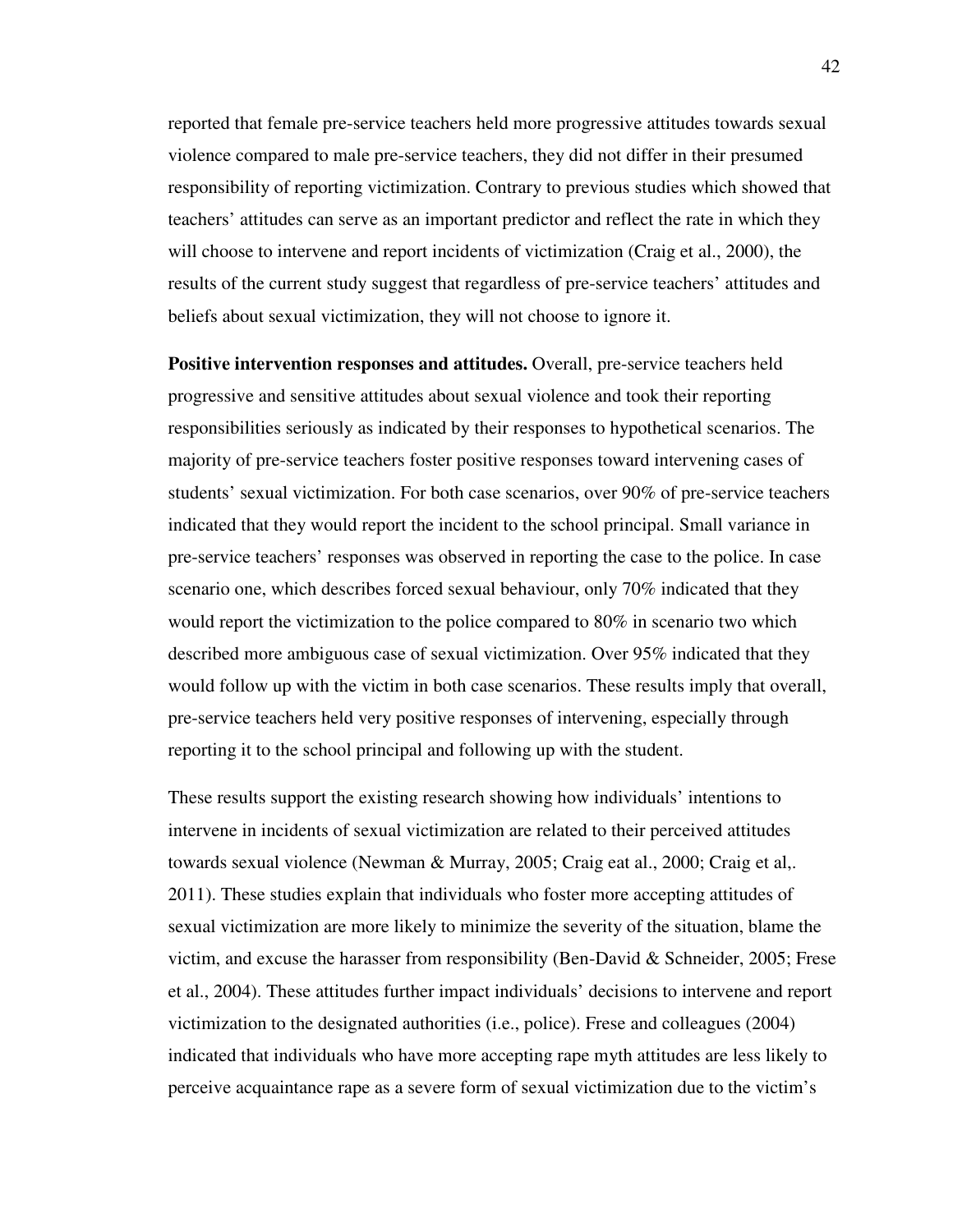reported that female pre-service teachers held more progressive attitudes towards sexual violence compared to male pre-service teachers, they did not differ in their presumed responsibility of reporting victimization. Contrary to previous studies which showed that teachers' attitudes can serve as an important predictor and reflect the rate in which they will choose to intervene and report incidents of victimization (Craig et al., 2000), the results of the current study suggest that regardless of pre-service teachers' attitudes and beliefs about sexual victimization, they will not choose to ignore it.

**Positive intervention responses and attitudes.** Overall, pre-service teachers held progressive and sensitive attitudes about sexual violence and took their reporting responsibilities seriously as indicated by their responses to hypothetical scenarios. The majority of pre-service teachers foster positive responses toward intervening cases of students' sexual victimization. For both case scenarios, over 90% of pre-service teachers indicated that they would report the incident to the school principal. Small variance in pre-service teachers' responses was observed in reporting the case to the police. In case scenario one, which describes forced sexual behaviour, only 70% indicated that they would report the victimization to the police compared to 80% in scenario two which described more ambiguous case of sexual victimization. Over 95% indicated that they would follow up with the victim in both case scenarios. These results imply that overall, pre-service teachers held very positive responses of intervening, especially through reporting it to the school principal and following up with the student.

These results support the existing research showing how individuals' intentions to intervene in incidents of sexual victimization are related to their perceived attitudes towards sexual violence (Newman & Murray, 2005; Craig eat al., 2000; Craig et al,. 2011). These studies explain that individuals who foster more accepting attitudes of sexual victimization are more likely to minimize the severity of the situation, blame the victim, and excuse the harasser from responsibility (Ben-David & Schneider, 2005; Frese et al., 2004). These attitudes further impact individuals' decisions to intervene and report victimization to the designated authorities (i.e., police). Frese and colleagues (2004) indicated that individuals who have more accepting rape myth attitudes are less likely to perceive acquaintance rape as a severe form of sexual victimization due to the victim's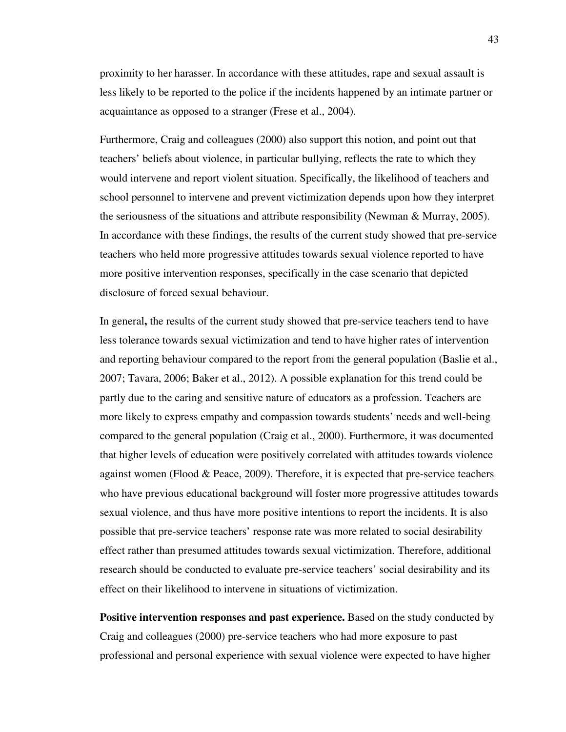proximity to her harasser. In accordance with these attitudes, rape and sexual assault is less likely to be reported to the police if the incidents happened by an intimate partner or acquaintance as opposed to a stranger (Frese et al., 2004).

Furthermore, Craig and colleagues (2000) also support this notion, and point out that teachers' beliefs about violence, in particular bullying, reflects the rate to which they would intervene and report violent situation. Specifically, the likelihood of teachers and school personnel to intervene and prevent victimization depends upon how they interpret the seriousness of the situations and attribute responsibility (Newman & Murray, 2005). In accordance with these findings, the results of the current study showed that pre-service teachers who held more progressive attitudes towards sexual violence reported to have more positive intervention responses, specifically in the case scenario that depicted disclosure of forced sexual behaviour.

In general**,** the results of the current study showed that pre-service teachers tend to have less tolerance towards sexual victimization and tend to have higher rates of intervention and reporting behaviour compared to the report from the general population (Baslie et al., 2007; Tavara, 2006; Baker et al., 2012). A possible explanation for this trend could be partly due to the caring and sensitive nature of educators as a profession. Teachers are more likely to express empathy and compassion towards students' needs and well-being compared to the general population (Craig et al., 2000). Furthermore, it was documented that higher levels of education were positively correlated with attitudes towards violence against women (Flood & Peace, 2009). Therefore, it is expected that pre-service teachers who have previous educational background will foster more progressive attitudes towards sexual violence, and thus have more positive intentions to report the incidents. It is also possible that pre-service teachers' response rate was more related to social desirability effect rather than presumed attitudes towards sexual victimization. Therefore, additional research should be conducted to evaluate pre-service teachers' social desirability and its effect on their likelihood to intervene in situations of victimization.

**Positive intervention responses and past experience.** Based on the study conducted by Craig and colleagues (2000) pre-service teachers who had more exposure to past professional and personal experience with sexual violence were expected to have higher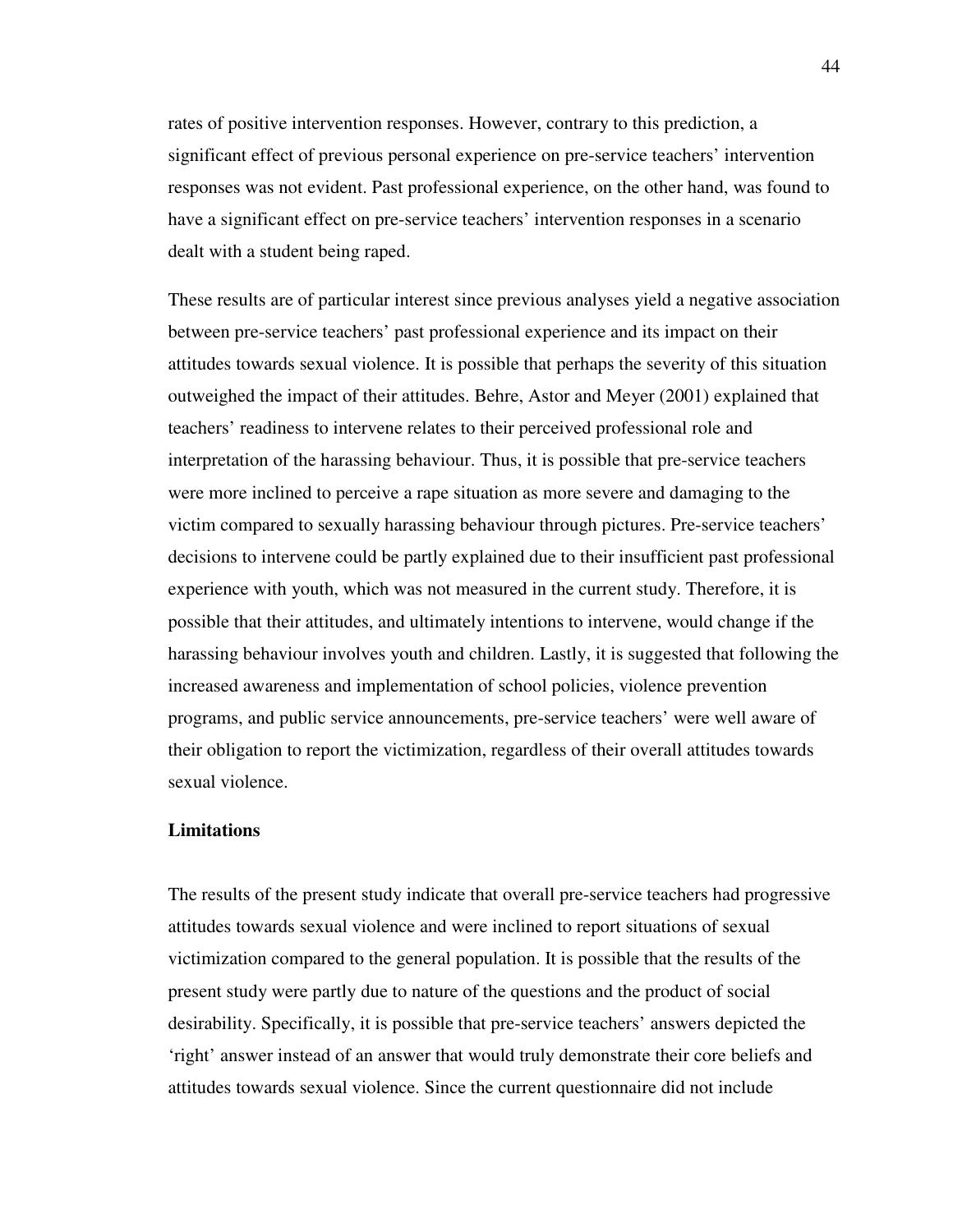rates of positive intervention responses. However, contrary to this prediction, a significant effect of previous personal experience on pre-service teachers' intervention responses was not evident. Past professional experience, on the other hand, was found to have a significant effect on pre-service teachers' intervention responses in a scenario dealt with a student being raped.

These results are of particular interest since previous analyses yield a negative association between pre-service teachers' past professional experience and its impact on their attitudes towards sexual violence. It is possible that perhaps the severity of this situation outweighed the impact of their attitudes. Behre, Astor and Meyer (2001) explained that teachers' readiness to intervene relates to their perceived professional role and interpretation of the harassing behaviour. Thus, it is possible that pre-service teachers were more inclined to perceive a rape situation as more severe and damaging to the victim compared to sexually harassing behaviour through pictures. Pre-service teachers' decisions to intervene could be partly explained due to their insufficient past professional experience with youth, which was not measured in the current study. Therefore, it is possible that their attitudes, and ultimately intentions to intervene, would change if the harassing behaviour involves youth and children. Lastly, it is suggested that following the increased awareness and implementation of school policies, violence prevention programs, and public service announcements, pre-service teachers' were well aware of their obligation to report the victimization, regardless of their overall attitudes towards sexual violence.

## Limitations

The results of the present study indicate that overall pre-service teachers had progressive attitudes towards sexual violence and were inclined to report situations of sexual victimization compared to the general population. It is possible that the results of the present study were partly due to nature of the questions and the product of social desirability. Specifically, it is possible that pre-service teachers' answers depicted the 'right' answer instead of an answer that would truly demonstrate their core beliefs and attitudes towards sexual violence. Since the current questionnaire did not include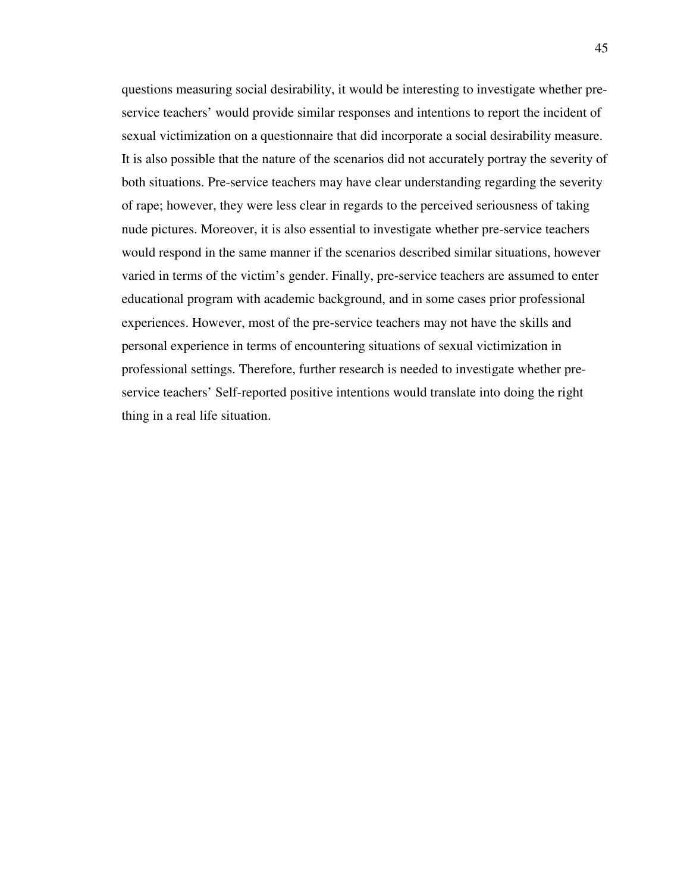questions measuring social desirability, it would be interesting to investigate whether pre-service teachers' would provide similar responses and intentions to report the incident of sexual victimization on a questionnaire that did incorporate a social desirability measure. It is also possible that the nature of the scenarios did not accurately portray the severity of both situations. Pre-service teachers may have clear understanding regarding the severity of rape; however, they were less clear in regards to the perceived seriousness of taking nude pictures. Moreover, it is also essential to investigate whether pre-service teachers would respond in the same manner if the scenarios described similar situations, however varied in terms of the victim's gender. Finally, pre-service teachers are assumed to enter educational program with academic background, and in some cases prior professional experiences. However, most of the pre-service teachers may not have the skills and personal experience in terms of encountering situations of sexual victimization in professional settings. Therefore, further research is needed to investigate whether pre-service teachers' Self-reported positive intentions would translate into doing the right thing in a real life situation.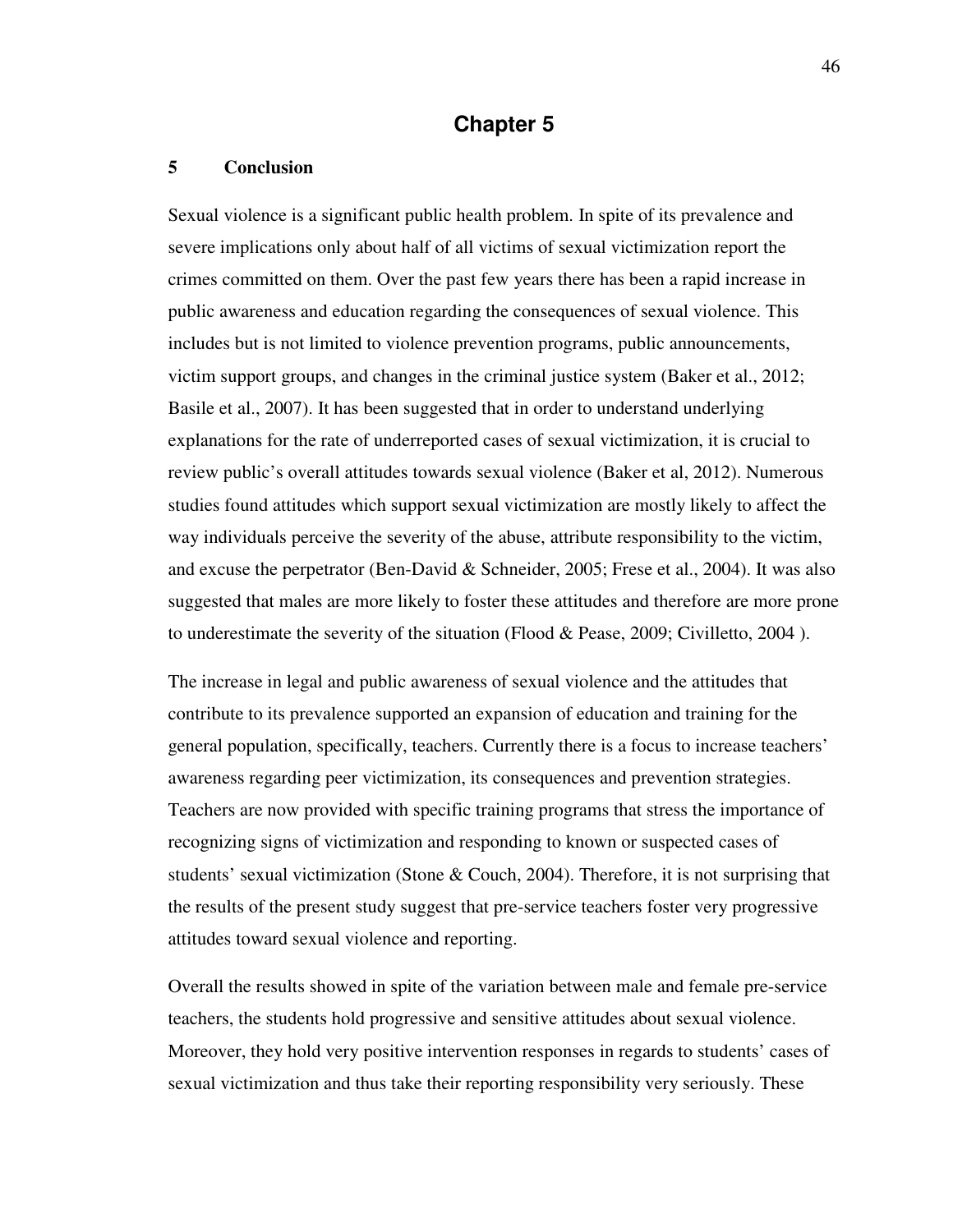# Chapter 5

## 5 Conclusion

Sexual violence is a significant public health problem. In spite of its prevalence and severe implications only about half of all victims of sexual victimization report the crimes committed on them. Over the past few years there has been a rapid increase in public awareness and education regarding the consequences of sexual violence. This includes but is not limited to violence prevention programs, public announcements, victim support groups, and changes in the criminal justice system (Baker et al., 2012; Basile et al., 2007). It has been suggested that in order to understand underlying explanations for the rate of underreported cases of sexual victimization, it is crucial to review public's overall attitudes towards sexual violence (Baker et al, 2012). Numerous studies found attitudes which support sexual victimization are mostly likely to affect the way individuals perceive the severity of the abuse, attribute responsibility to the victim, and excuse the perpetrator (Ben-David & Schneider, 2005; Frese et al., 2004). It was also suggested that males are more likely to foster these attitudes and therefore are more prone to underestimate the severity of the situation (Flood & Pease, 2009; Civilletto, 2004 ).

The increase in legal and public awareness of sexual violence and the attitudes that contribute to its prevalence supported an expansion of education and training for the general population, specifically, teachers. Currently there is a focus to increase teachers' awareness regarding peer victimization, its consequences and prevention strategies. Teachers are now provided with specific training programs that stress the importance of recognizing signs of victimization and responding to known or suspected cases of students' sexual victimization (Stone & Couch, 2004). Therefore, it is not surprising that the results of the present study suggest that pre-service teachers foster very progressive attitudes toward sexual violence and reporting.

Overall the results showed in spite of the variation between male and female pre-service teachers, the students hold progressive and sensitive attitudes about sexual violence. Moreover, they hold very positive intervention responses in regards to students' cases of sexual victimization and thus take their reporting responsibility very seriously. These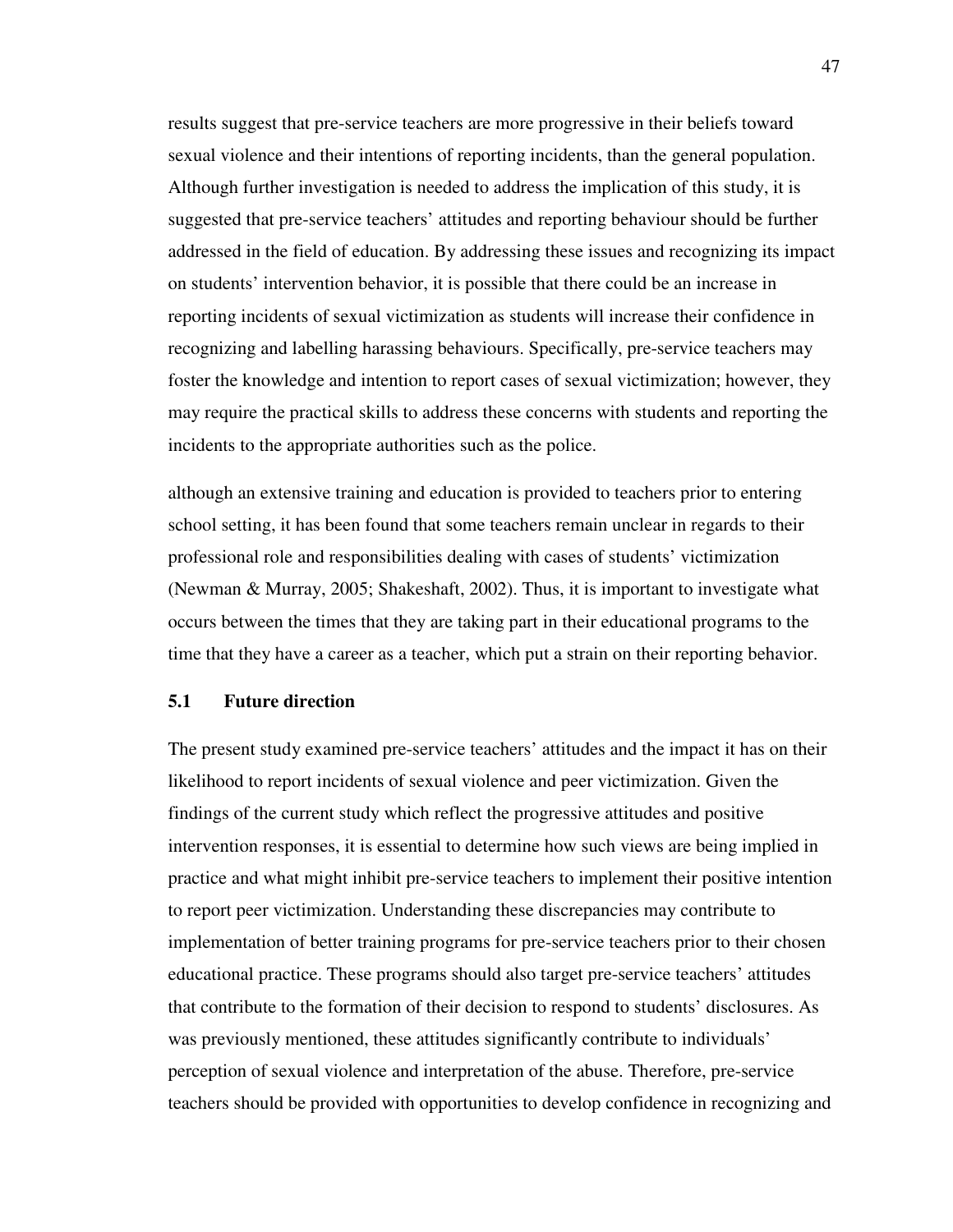results suggest that pre-service teachers are more progressive in their beliefs toward sexual violence and their intentions of reporting incidents, than the general population. Although further investigation is needed to address the implication of this study, it is suggested that pre-service teachers' attitudes and reporting behaviour should be further addressed in the field of education. By addressing these issues and recognizing its impact on students' intervention behavior, it is possible that there could be an increase in reporting incidents of sexual victimization as students will increase their confidence in recognizing and labelling harassing behaviours. Specifically, pre-service teachers may foster the knowledge and intention to report cases of sexual victimization; however, they may require the practical skills to address these concerns with students and reporting the incidents to the appropriate authorities such as the police.

although an extensive training and education is provided to teachers prior to entering school setting, it has been found that some teachers remain unclear in regards to their professional role and responsibilities dealing with cases of students' victimization (Newman & Murray, 2005; Shakeshaft, 2002). Thus, it is important to investigate what occurs between the times that they are taking part in their educational programs to the time that they have a career as a teacher, which put a strain on their reporting behavior.

## 5.1 Future direction

The present study examined pre-service teachers' attitudes and the impact it has on their likelihood to report incidents of sexual violence and peer victimization. Given the findings of the current study which reflect the progressive attitudes and positive intervention responses, it is essential to determine how such views are being implied in practice and what might inhibit pre-service teachers to implement their positive intention to report peer victimization. Understanding these discrepancies may contribute to implementation of better training programs for pre-service teachers prior to their chosen educational practice. These programs should also target pre-service teachers' attitudes that contribute to the formation of their decision to respond to students' disclosures. As was previously mentioned, these attitudes significantly contribute to individuals' perception of sexual violence and interpretation of the abuse. Therefore, pre-service teachers should be provided with opportunities to develop confidence in recognizing and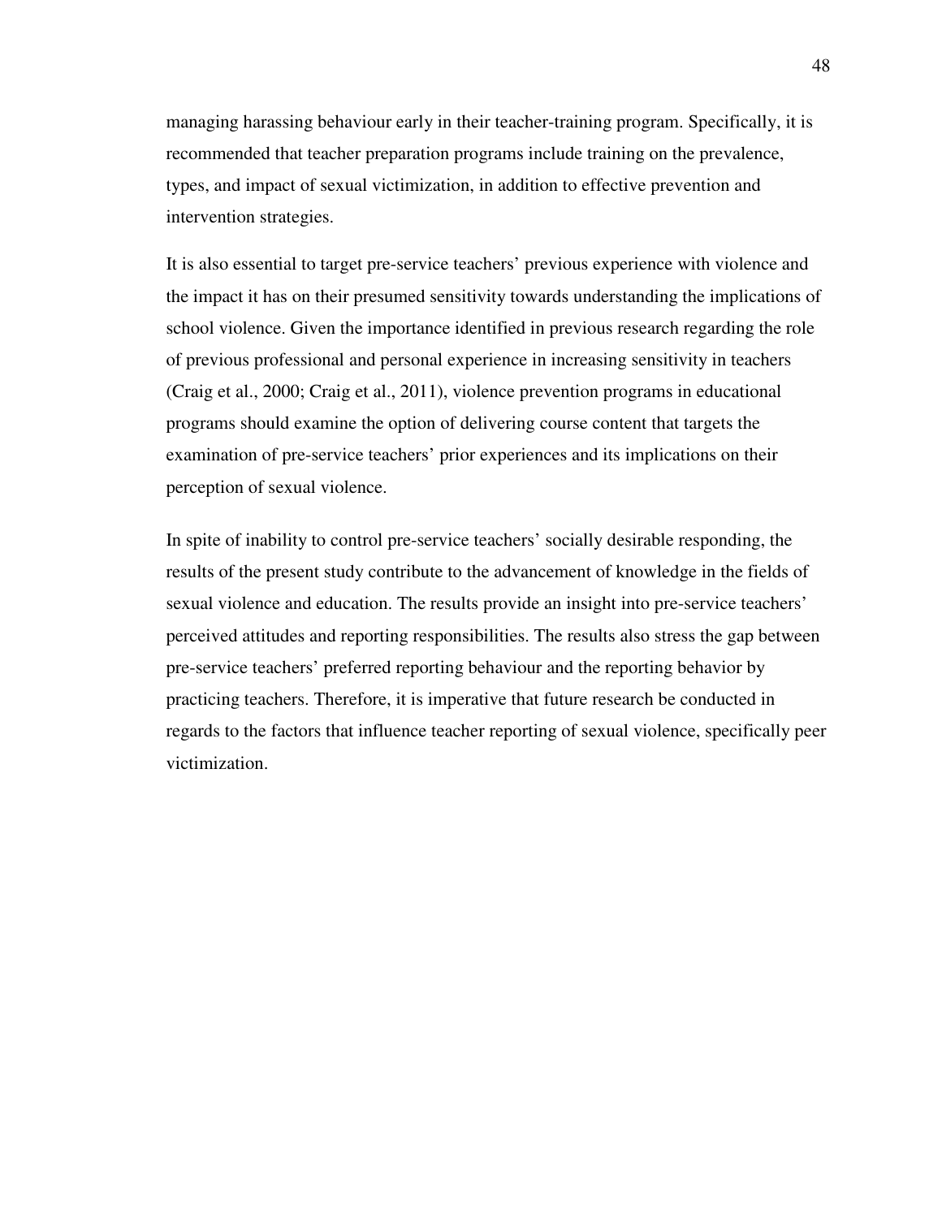managing harassing behaviour early in their teacher-training program. Specifically, it is recommended that teacher preparation programs include training on the prevalence, types, and impact of sexual victimization, in addition to effective prevention and intervention strategies.

It is also essential to target pre-service teachers' previous experience with violence and the impact it has on their presumed sensitivity towards understanding the implications of school violence. Given the importance identified in previous research regarding the role of previous professional and personal experience in increasing sensitivity in teachers (Craig et al., 2000; Craig et al., 2011), violence prevention programs in educational programs should examine the option of delivering course content that targets the examination of pre-service teachers' prior experiences and its implications on their perception of sexual violence.

In spite of inability to control pre-service teachers' socially desirable responding, the results of the present study contribute to the advancement of knowledge in the fields of sexual violence and education. The results provide an insight into pre-service teachers' perceived attitudes and reporting responsibilities. The results also stress the gap between pre-service teachers' preferred reporting behaviour and the reporting behavior by practicing teachers. Therefore, it is imperative that future research be conducted in regards to the factors that influence teacher reporting of sexual violence, specifically peer victimization.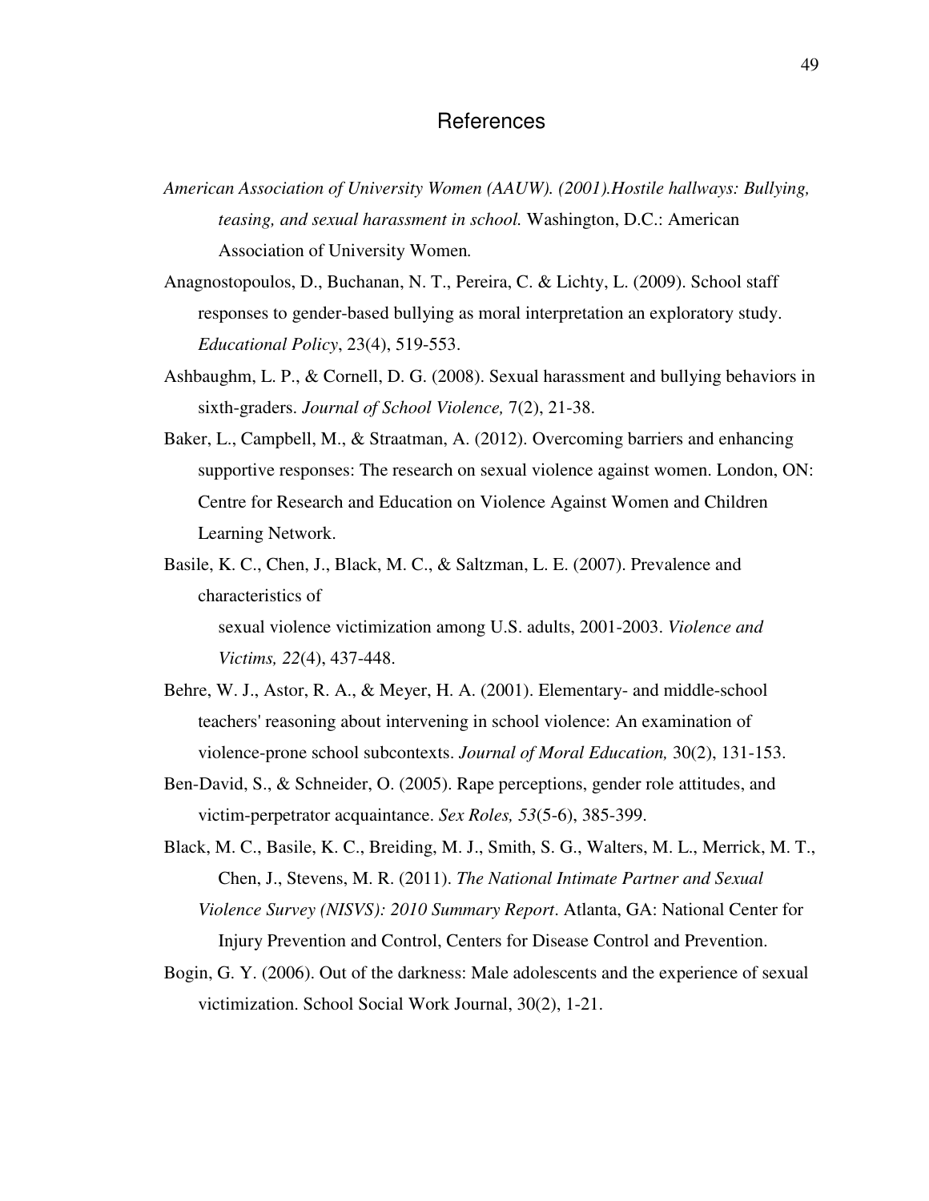# References

*American Association of University Women (AAUW). (2001).Hostile hallways: Bullying, teasing, and sexual harassment in school.* Washington, D.C.: American Association of University Women*.*

Anagnostopoulos, D., Buchanan, N. T., Pereira, C. & Lichty, L. (2009). School staff responses to gender-based bullying as moral interpretation an exploratory study. *Educational Policy*, 23(4), 519-553.

Ashbaughm, L. P., & Cornell, D. G. (2008). Sexual harassment and bullying behaviors in sixth-graders. *Journal of School Violence,* 7(2), 21-38.

Baker, L., Campbell, M., & Straatman, A. (2012). Overcoming barriers and enhancing supportive responses: The research on sexual violence against women. London, ON: Centre for Research and Education on Violence Against Women and Children Learning Network.

Basile, K. C., Chen, J., Black, M. C., & Saltzman, L. E. (2007). Prevalence and characteristics of sexual violence victimization among U.S. adults, 2001-2003. *Violence and Victims, 22*(4), 437-448.

Behre, W. J., Astor, R. A., & Meyer, H. A. (2001). Elementary- and middle-school teachers' reasoning about intervening in school violence: An examination of violence-prone school subcontexts. *Journal of Moral Education,* 30(2), 131-153.

Ben-David, S., & Schneider, O. (2005). Rape perceptions, gender role attitudes, and victim-perpetrator acquaintance. *Sex Roles, 53*(5-6), 385-399.

Black, M. C., Basile, K. C., Breiding, M. J., Smith, S. G., Walters, M. L., Merrick, M. T., Chen, J., Stevens, M. R. (2011). *The National Intimate Partner and Sexual Violence Survey (NISVS): 2010 Summary Report*. Atlanta, GA: National Center for Injury Prevention and Control, Centers for Disease Control and Prevention.

Bogin, G. Y. (2006). Out of the darkness: Male adolescents and the experience of sexual victimization. School Social Work Journal, 30(2), 1-21.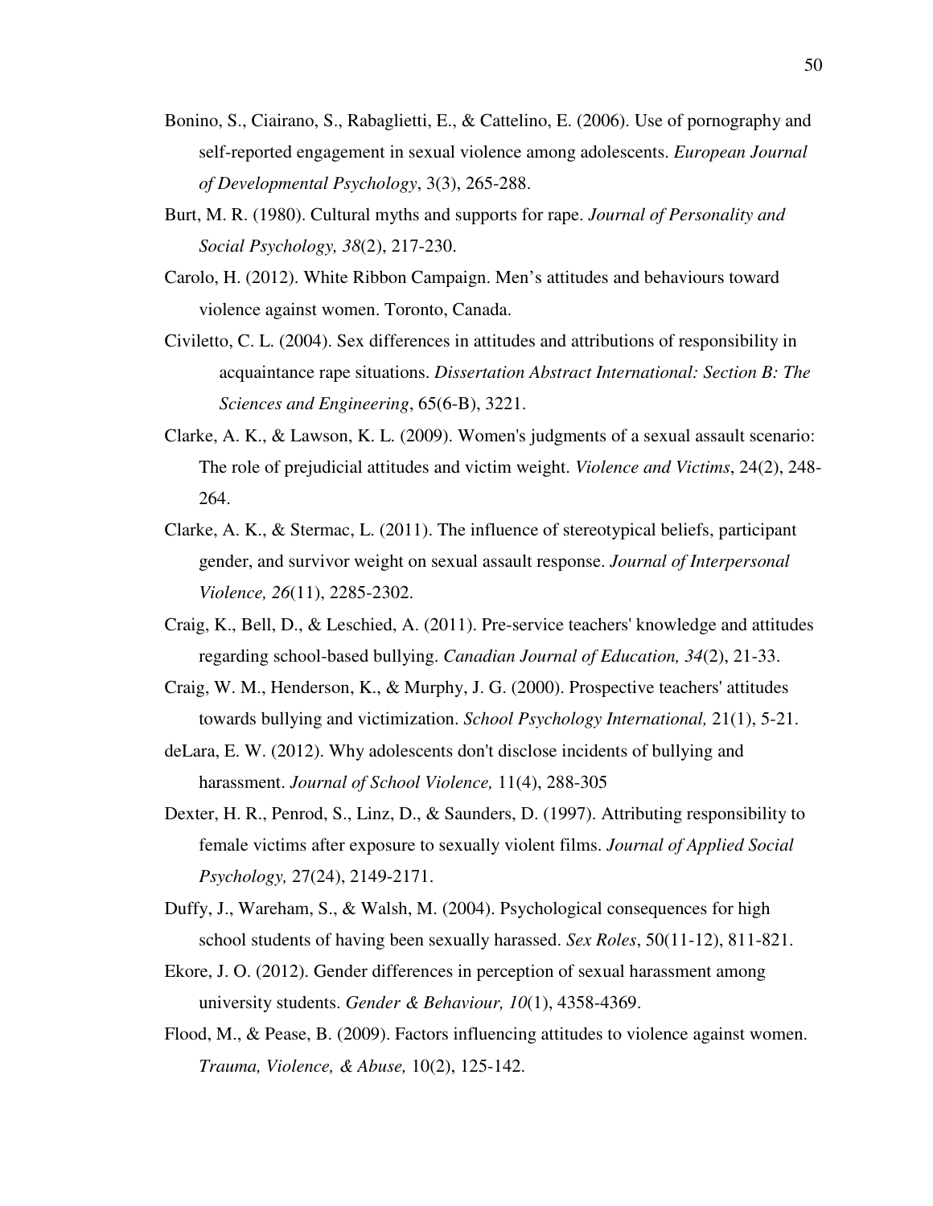Bonino, S., Ciairano, S., Rabaglietti, E., & Cattelino, E. (2006). Use of pornography and self-reported engagement in sexual violence among adolescents. *European Journal of Developmental Psychology*, 3(3), 265-288.

Burt, M. R. (1980). Cultural myths and supports for rape. *Journal of Personality and Social Psychology, 38*(2), 217-230.

Carolo, H. (2012). White Ribbon Campaign. Men's attitudes and behaviours toward violence against women. Toronto, Canada.

Civiletto, C. L. (2004). Sex differences in attitudes and attributions of responsibility in acquaintance rape situations. *Dissertation Abstract International: Section B: The Sciences and Engineering*, 65(6-B), 3221.

Clarke, A. K., & Lawson, K. L. (2009). Women's judgments of a sexual assault scenario: The role of prejudicial attitudes and victim weight. *Violence and Victims*, 24(2), 248-264.

Clarke, A. K., & Stermac, L. (2011). The influence of stereotypical beliefs, participant gender, and survivor weight on sexual assault response. *Journal of Interpersonal Violence, 26*(11), 2285-2302.

Craig, K., Bell, D., & Leschied, A. (2011). Pre-service teachers' knowledge and attitudes regarding school-based bullying. *Canadian Journal of Education, 34*(2), 21-33.

Craig, W. M., Henderson, K., & Murphy, J. G. (2000). Prospective teachers' attitudes towards bullying and victimization. *School Psychology International,* 21(1), 5-21.

deLara, E. W. (2012). Why adolescents don't disclose incidents of bullying and harassment. *Journal of School Violence,* 11(4), 288-305

Dexter, H. R., Penrod, S., Linz, D., & Saunders, D. (1997). Attributing responsibility to female victims after exposure to sexually violent films. *Journal of Applied Social Psychology,* 27(24), 2149-2171.

Duffy, J., Wareham, S., & Walsh, M. (2004). Psychological consequences for high school students of having been sexually harassed. *Sex Roles*, 50(11-12), 811-821.

Ekore, J. O. (2012). Gender differences in perception of sexual harassment among university students. *Gender & Behaviour, 10*(1), 4358-4369.

Flood, M., & Pease, B. (2009). Factors influencing attitudes to violence against women. *Trauma, Violence, & Abuse,* 10(2), 125-142.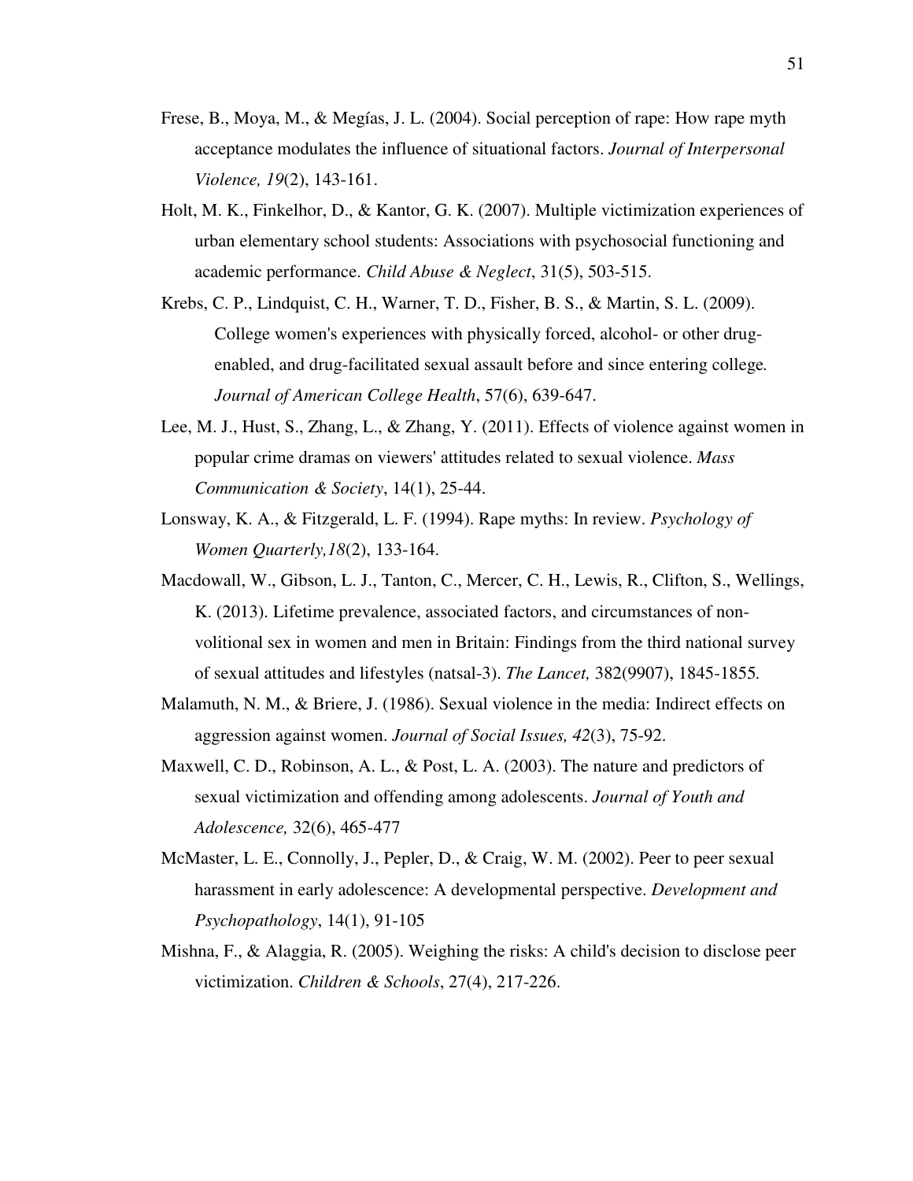Frese, B., Moya, M., & Megías, J. L. (2004). Social perception of rape: How rape myth acceptance modulates the influence of situational factors. *Journal of Interpersonal Violence, 19*(2), 143-161.

Holt, M. K., Finkelhor, D., & Kantor, G. K. (2007). Multiple victimization experiences of urban elementary school students: Associations with psychosocial functioning and academic performance. *Child Abuse & Neglect*, 31(5), 503-515.

Krebs, C. P., Lindquist, C. H., Warner, T. D., Fisher, B. S., & Martin, S. L. (2009). College women's experiences with physically forced, alcohol- or other drug-enabled, and drug-facilitated sexual assault before and since entering college*.* *Journal of American College Health*, 57(6), 639-647.

Lee, M. J., Hust, S., Zhang, L., & Zhang, Y. (2011). Effects of violence against women in popular crime dramas on viewers' attitudes related to sexual violence. *Mass Communication & Society*, 14(1), 25-44.

Lonsway, K. A., & Fitzgerald, L. F. (1994). Rape myths: In review. *Psychology of Women Quarterly,18*(2), 133-164.

Macdowall, W., Gibson, L. J., Tanton, C., Mercer, C. H., Lewis, R., Clifton, S., Wellings, K. (2013). Lifetime prevalence, associated factors, and circumstances of non-volitional sex in women and men in Britain: Findings from the third national survey of sexual attitudes and lifestyles (natsal-3). *The Lancet,* 382(9907), 1845-1855*.*

Malamuth, N. M., & Briere, J. (1986). Sexual violence in the media: Indirect effects on aggression against women. *Journal of Social Issues, 42*(3), 75-92.

Maxwell, C. D., Robinson, A. L., & Post, L. A. (2003). The nature and predictors of sexual victimization and offending among adolescents. *Journal of Youth and Adolescence,* 32(6), 465-477

McMaster, L. E., Connolly, J., Pepler, D., & Craig, W. M. (2002). Peer to peer sexual harassment in early adolescence: A developmental perspective. *Development and Psychopathology*, 14(1), 91-105

Mishna, F., & Alaggia, R. (2005). Weighing the risks: A child's decision to disclose peer victimization. *Children & Schools*, 27(4), 217-226.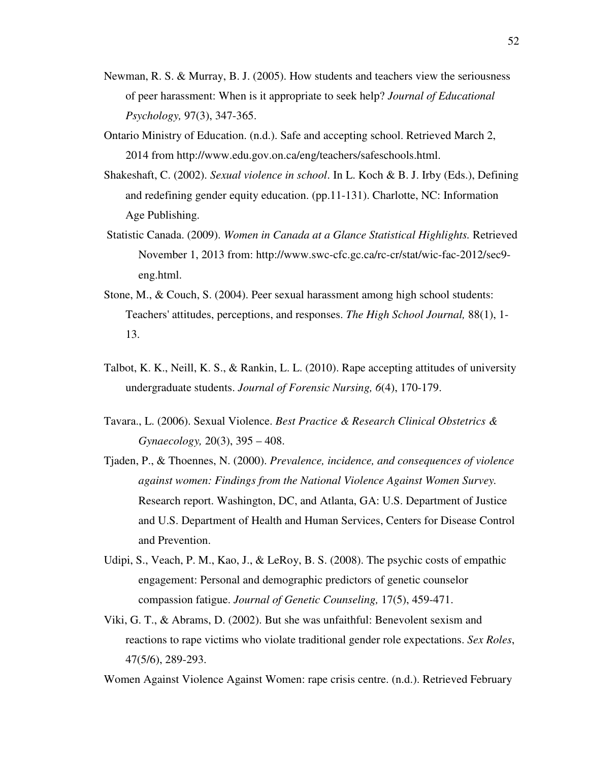Newman, R. S. & Murray, B. J. (2005). How students and teachers view the seriousness of peer harassment: When is it appropriate to seek help? *Journal of Educational Psychology,* 97(3), 347-365.

Ontario Ministry of Education. (n.d.). Safe and accepting school. Retrieved March 2, 2014 from http://www.edu.gov.on.ca/eng/teachers/safeschools.html.

Shakeshaft, C. (2002). *Sexual violence in school*. In L. Koch & B. J. Irby (Eds.), Defining and redefining gender equity education. (pp.11-131). Charlotte, NC: Information Age Publishing.

Statistic Canada. (2009). *Women in Canada at a Glance Statistical Highlights.* Retrieved November 1, 2013 from: http://www.swc-cfc.gc.ca/rc-cr/stat/wic-fac-2012/sec9-eng.html.

Stone, M., & Couch, S. (2004). Peer sexual harassment among high school students: Teachers' attitudes, perceptions, and responses. *The High School Journal,* 88(1), 1-13.

Talbot, K. K., Neill, K. S., & Rankin, L. L. (2010). Rape accepting attitudes of university undergraduate students. *Journal of Forensic Nursing, 6*(4), 170-179.

Tavara., L. (2006). Sexual Violence. *Best Practice & Research Clinical Obstetrics & Gynaecology,* 20(3), 395 – 408.

Tjaden, P., & Thoennes, N. (2000). *Prevalence, incidence, and consequences of violence against women: Findings from the National Violence Against Women Survey.* Research report. Washington, DC, and Atlanta, GA: U.S. Department of Justice and U.S. Department of Health and Human Services, Centers for Disease Control and Prevention.

Udipi, S., Veach, P. M., Kao, J., & LeRoy, B. S. (2008). The psychic costs of empathic engagement: Personal and demographic predictors of genetic counselor compassion fatigue. *Journal of Genetic Counseling,* 17(5), 459-471.

Viki, G. T., & Abrams, D. (2002). But she was unfaithful: Benevolent sexism and reactions to rape victims who violate traditional gender role expectations. *Sex Roles*, 47(5/6), 289-293.

Women Against Violence Against Women: rape crisis centre. (n.d.). Retrieved February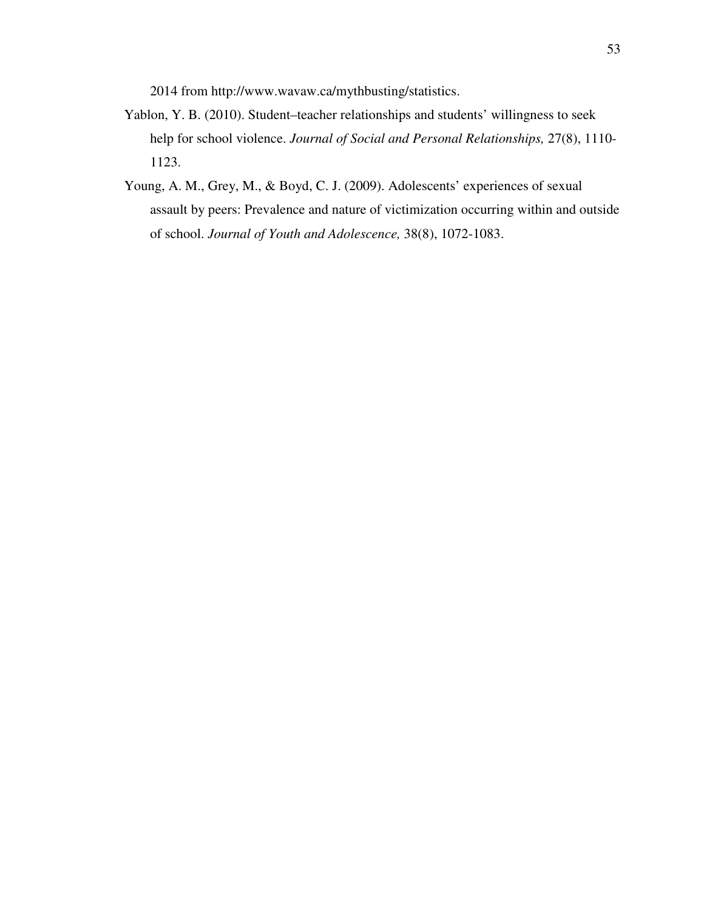2014 from http://www.wavaw.ca/mythbusting/statistics.

Yablon, Y. B. (2010). Student–teacher relationships and students' willingness to seek help for school violence. *Journal of Social and Personal Relationships,* 27(8), 1110-1123.

Young, A. M., Grey, M., & Boyd, C. J. (2009). Adolescents' experiences of sexual assault by peers: Prevalence and nature of victimization occurring within and outside of school. *Journal of Youth and Adolescence,* 38(8), 1072-1083.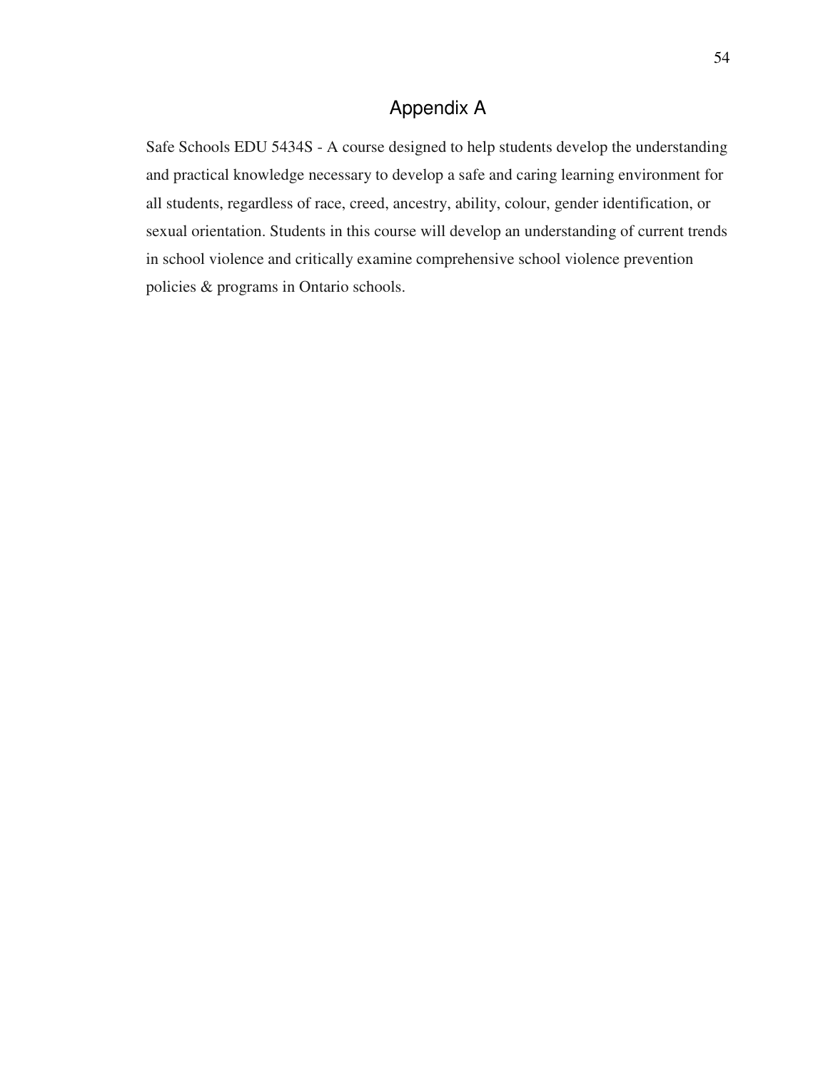# Appendix A

Safe Schools EDU 5434S - A course designed to help students develop the understanding and practical knowledge necessary to develop a safe and caring learning environment for all students, regardless of race, creed, ancestry, ability, colour, gender identification, or sexual orientation. Students in this course will develop an understanding of current trends in school violence and critically examine comprehensive school violence prevention policies & programs in Ontario schools.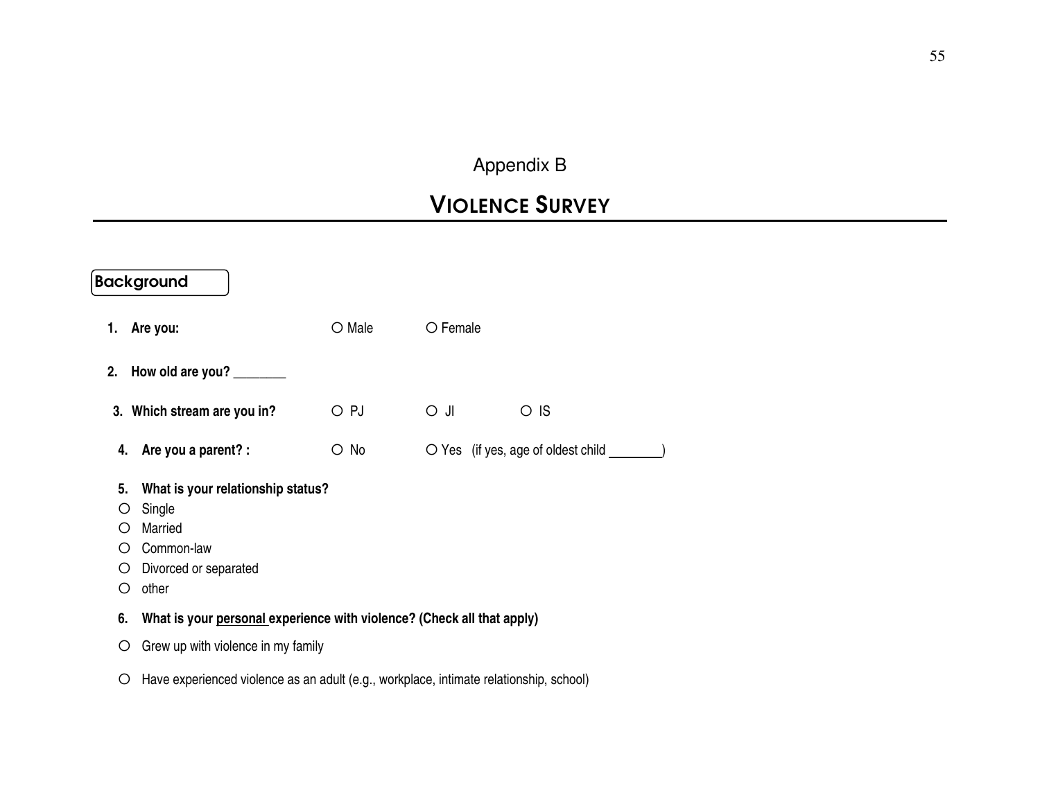Appendix B

# VIOLENCE SURVEY

## Background

1. **Are you:** ○ Male ○ Female

2. **How old are you?** ________

3. **Which stream are you in?** ○ PJ ○ JI ○ IS

4. **Are you a parent? :** ○ No ○ Yes (if yes, age of oldest child ________)

5. **What is your relationship status?**

○ Single
○ Married
○ Common-law
○ Divorced or separated
○ other

6. **What is your personal experience with violence? (Check all that apply)**

○ Grew up with violence in my family

○ Have experienced violence as an adult (e.g., workplace, intimate relationship, school)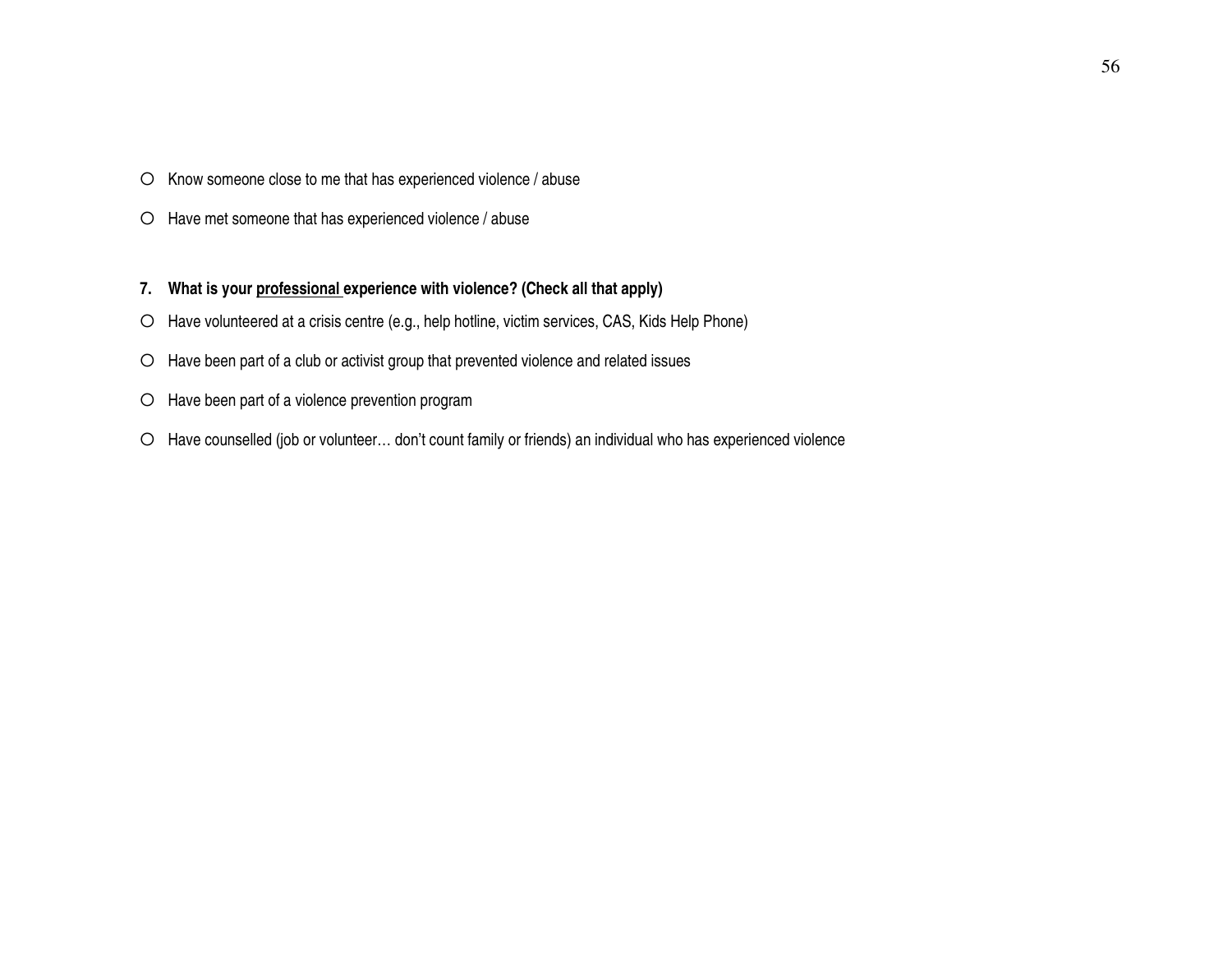- ○ Know someone close to me that has experienced violence / abuse
- ○ Have met someone that has experienced violence / abuse

**7. What is your <u>professional</u> experience with violence? (Check all that apply)**

- ○ Have volunteered at a crisis centre (e.g., help hotline, victim services, CAS, Kids Help Phone)
- ○ Have been part of a club or activist group that prevented violence and related issues
- ○ Have been part of a violence prevention program
- ○ Have counselled (job or volunteer… don't count family or friends) an individual who has experienced violence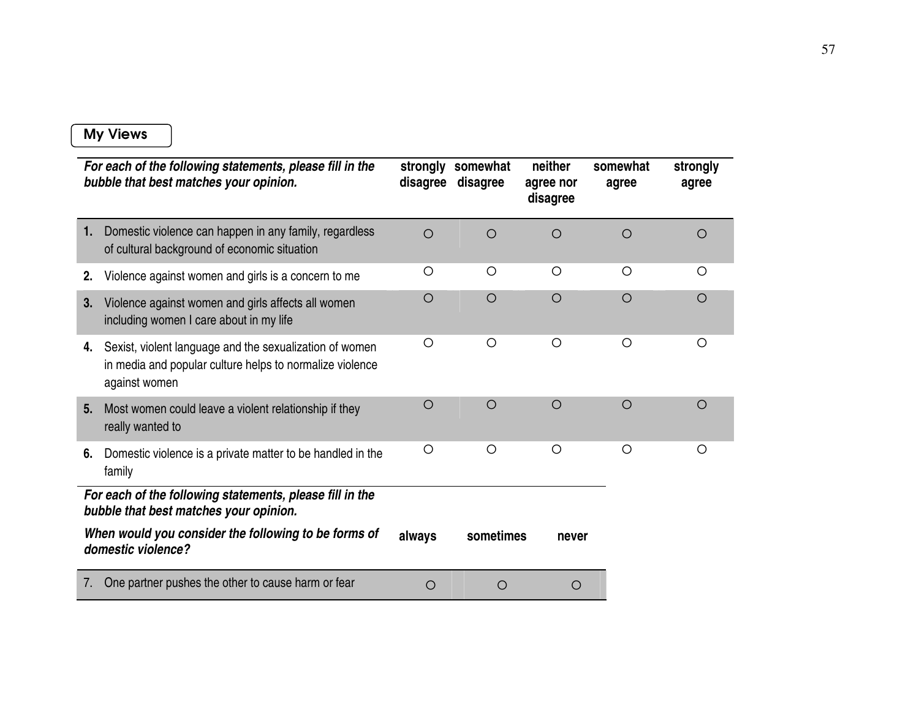## My Views

| *For each of the following statements, please fill in the bubble that best matches your opinion.* | strongly disagree | somewhat disagree | neither agree nor disagree | somewhat agree | strongly agree |
|---|---|---|---|---|---|
| **1.** Domestic violence can happen in any family, regardless of cultural background of economic situation | ○ | ○ | ○ | ○ | ○ |
| **2.** Violence against women and girls is a concern to me | ○ | ○ | ○ | ○ | ○ |
| **3.** Violence against women and girls affects all women including women I care about in my life | ○ | ○ | ○ | ○ | ○ |
| **4.** Sexist, violent language and the sexualization of women in media and popular culture helps to normalize violence against women | ○ | ○ | ○ | ○ | ○ |
| **5.** Most women could leave a violent relationship if they really wanted to | ○ | ○ | ○ | ○ | ○ |
| **6.** Domestic violence is a private matter to be handled in the family | ○ | ○ | ○ | ○ | ○ |

| *For each of the following statements, please fill in the bubble that best matches your opinion.* *When would you consider the following to be forms of domestic violence?* | always | sometimes | never |
|---|---|---|---|
| 7. One partner pushes the other to cause harm or fear | ○ | ○ | ○ |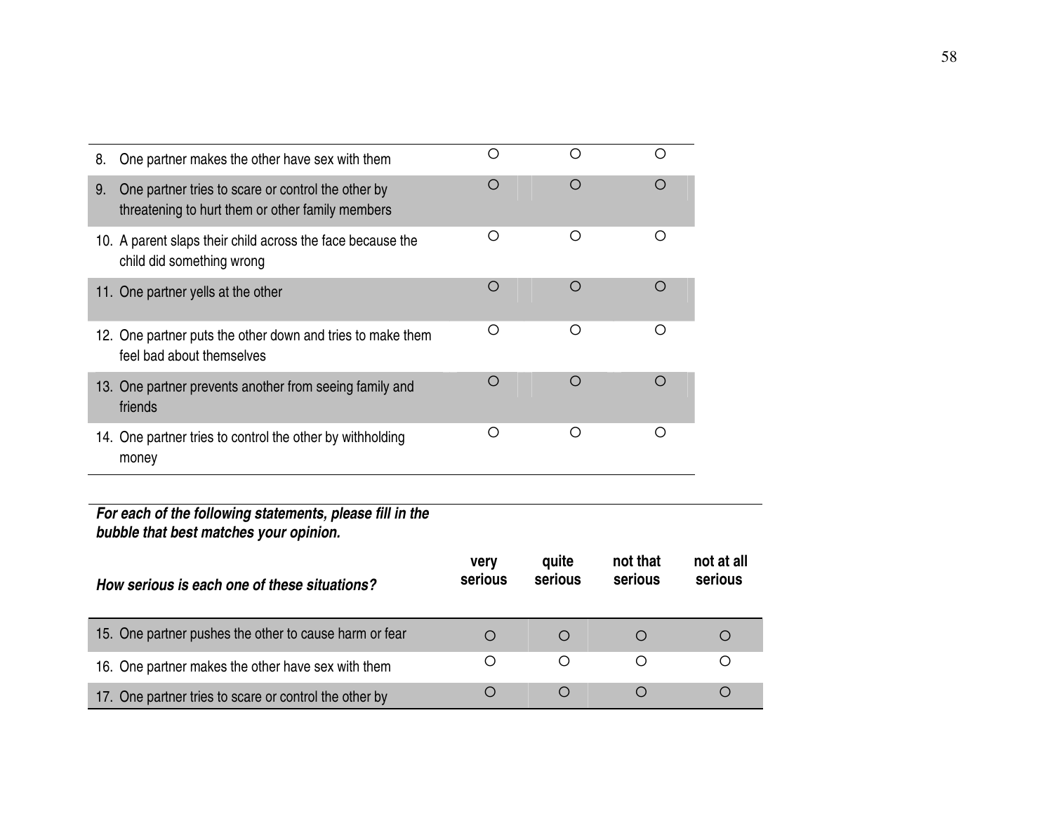| | | | |
|---|---|---|---|
| 8. One partner makes the other have sex with them | ○ | ○ | ○ |
| 9. One partner tries to scare or control the other by threatening to hurt them or other family members | ○ | ○ | ○ |
| 10. A parent slaps their child across the face because the child did something wrong | ○ | ○ | ○ |
| 11. One partner yells at the other | ○ | ○ | ○ |
| 12. One partner puts the other down and tries to make them feel bad about themselves | ○ | ○ | ○ |
| 13. One partner prevents another from seeing family and friends | ○ | ○ | ○ |
| 14. One partner tries to control the other by withholding money | ○ | ○ | ○ |

***For each of the following statements, please fill in the bubble that best matches your opinion.***

| *How serious is each one of these situations?* | very serious | quite serious | not that serious | not at all serious |
|---|---|---|---|---|
| 15. One partner pushes the other to cause harm or fear | ○ | ○ | ○ | ○ |
| 16. One partner makes the other have sex with them | ○ | ○ | ○ | ○ |
| 17. One partner tries to scare or control the other by | ○ | ○ | ○ | ○ |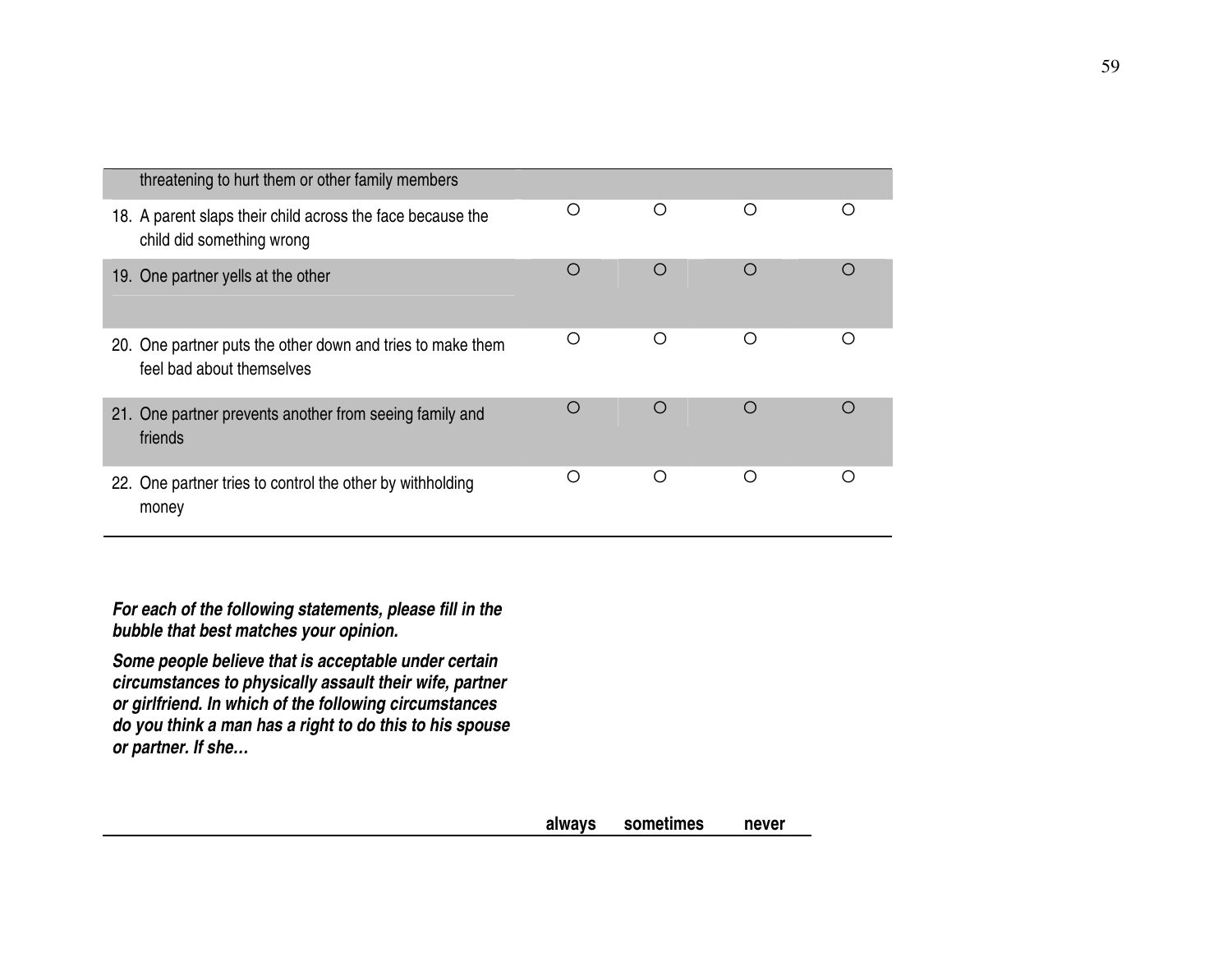| | | | | |
|---|---|---|---|---|
| threatening to hurt them or other family members | | | | |
| 18. A parent slaps their child across the face because the child did something wrong | ○ | ○ | ○ | ○ |
| 19. One partner yells at the other | ○ | ○ | ○ | ○ |
| 20. One partner puts the other down and tries to make them feel bad about themselves | ○ | ○ | ○ | ○ |
| 21. One partner prevents another from seeing family and friends | ○ | ○ | ○ | ○ |
| 22. One partner tries to control the other by withholding money | ○ | ○ | ○ | ○ |

***For each of the following statements, please fill in the bubble that best matches your opinion.***

***Some people believe that is acceptable under certain circumstances to physically assault their wife, partner or girlfriend. In which of the following circumstances do you think a man has a right to do this to his spouse or partner. If she…***

| | always | sometimes | never |
|---|---|---|---|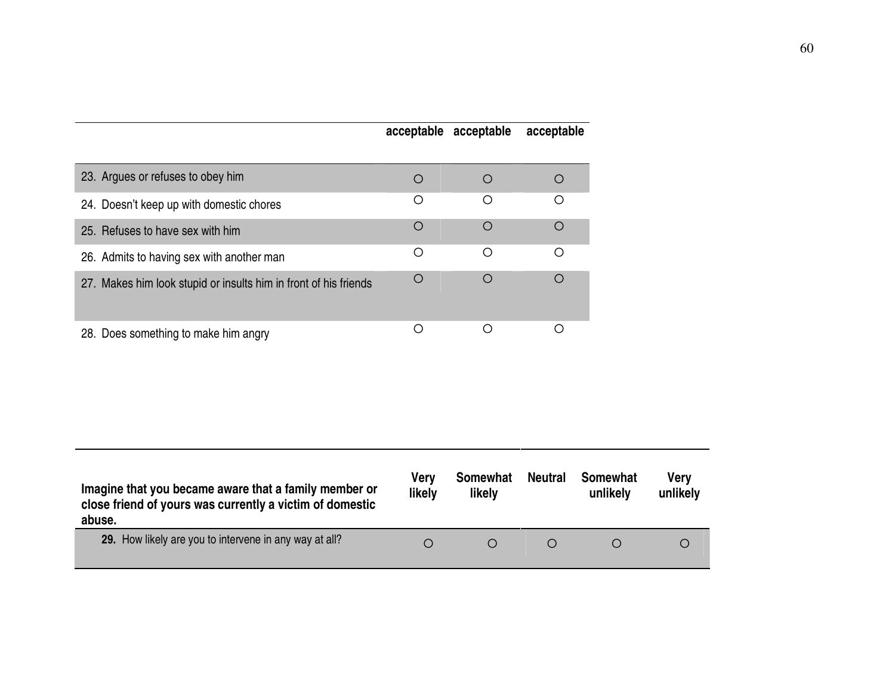| | acceptable | acceptable | acceptable |
|---|---|---|---|
| 23. Argues or refuses to obey him | ○ | ○ | ○ |
| 24. Doesn't keep up with domestic chores | ○ | ○ | ○ |
| 25. Refuses to have sex with him | ○ | ○ | ○ |
| 26. Admits to having sex with another man | ○ | ○ | ○ |
| 27. Makes him look stupid or insults him in front of his friends | ○ | ○ | ○ |
| 28. Does something to make him angry | ○ | ○ | ○ |

| **Imagine that you became aware that a family member or close friend of yours was currently a victim of domestic abuse.** | **Very likely** | **Somewhat likely** | **Neutral** | **Somewhat unlikely** | **Very unlikely** |
|---|---|---|---|---|---|
| **29.** How likely are you to intervene in any way at all? | ○ | ○ | ○ | ○ | ○ |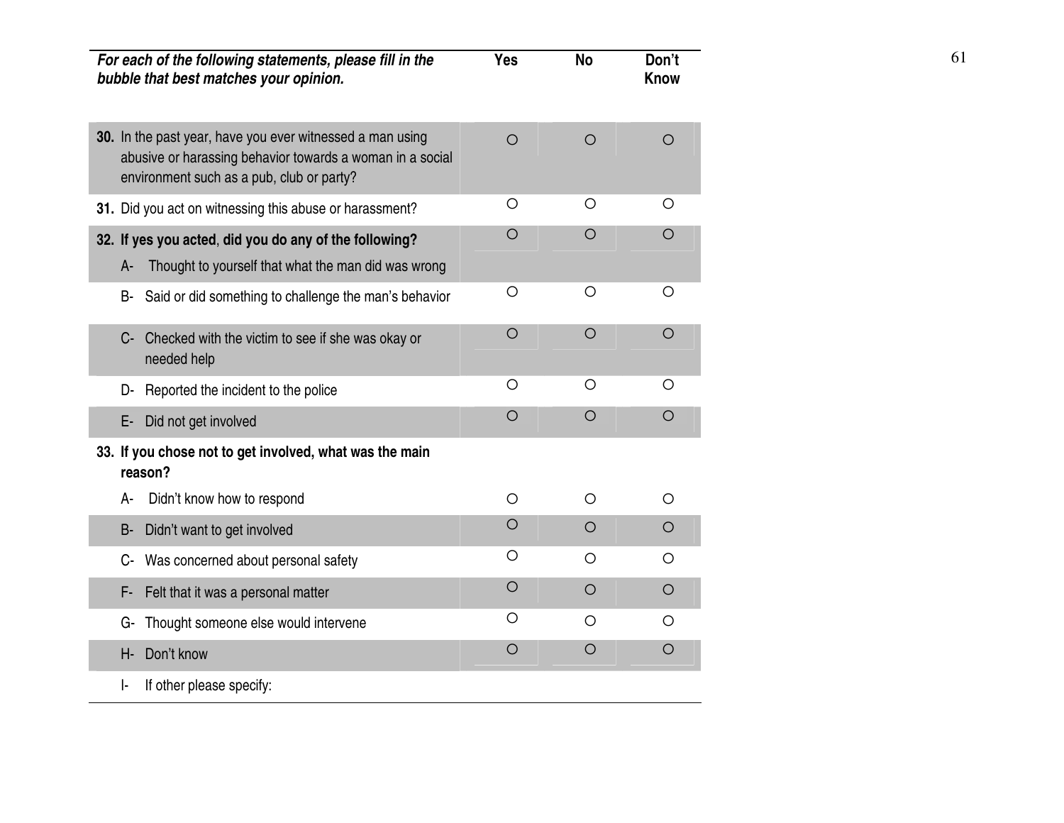| ***For each of the following statements, please fill in the bubble that best matches your opinion.*** | **Yes** | **No** | **Don't Know** |
|---|---|---|---|
| **30.** In the past year, have you ever witnessed a man using abusive or harassing behavior towards a woman in a social environment such as a pub, club or party? | ○ | ○ | ○ |
| **31.** Did you act on witnessing this abuse or harassment? | ○ | ○ | ○ |
| **32. If yes you acted, did you do any of the following?** A- Thought to yourself that what the man did was wrong | ○ | ○ | ○ |
| B- Said or did something to challenge the man's behavior | ○ | ○ | ○ |
| C- Checked with the victim to see if she was okay or needed help | ○ | ○ | ○ |
| D- Reported the incident to the police | ○ | ○ | ○ |
| E- Did not get involved | ○ | ○ | ○ |
| **33. If you chose not to get involved, what was the main reason?** | | | |
| A- Didn't know how to respond | ○ | ○ | ○ |
| B- Didn't want to get involved | ○ | ○ | ○ |
| C- Was concerned about personal safety | ○ | ○ | ○ |
| F- Felt that it was a personal matter | ○ | ○ | ○ |
| G- Thought someone else would intervene | ○ | ○ | ○ |
| H- Don't know | ○ | ○ | ○ |
| I- If other please specify: | | | |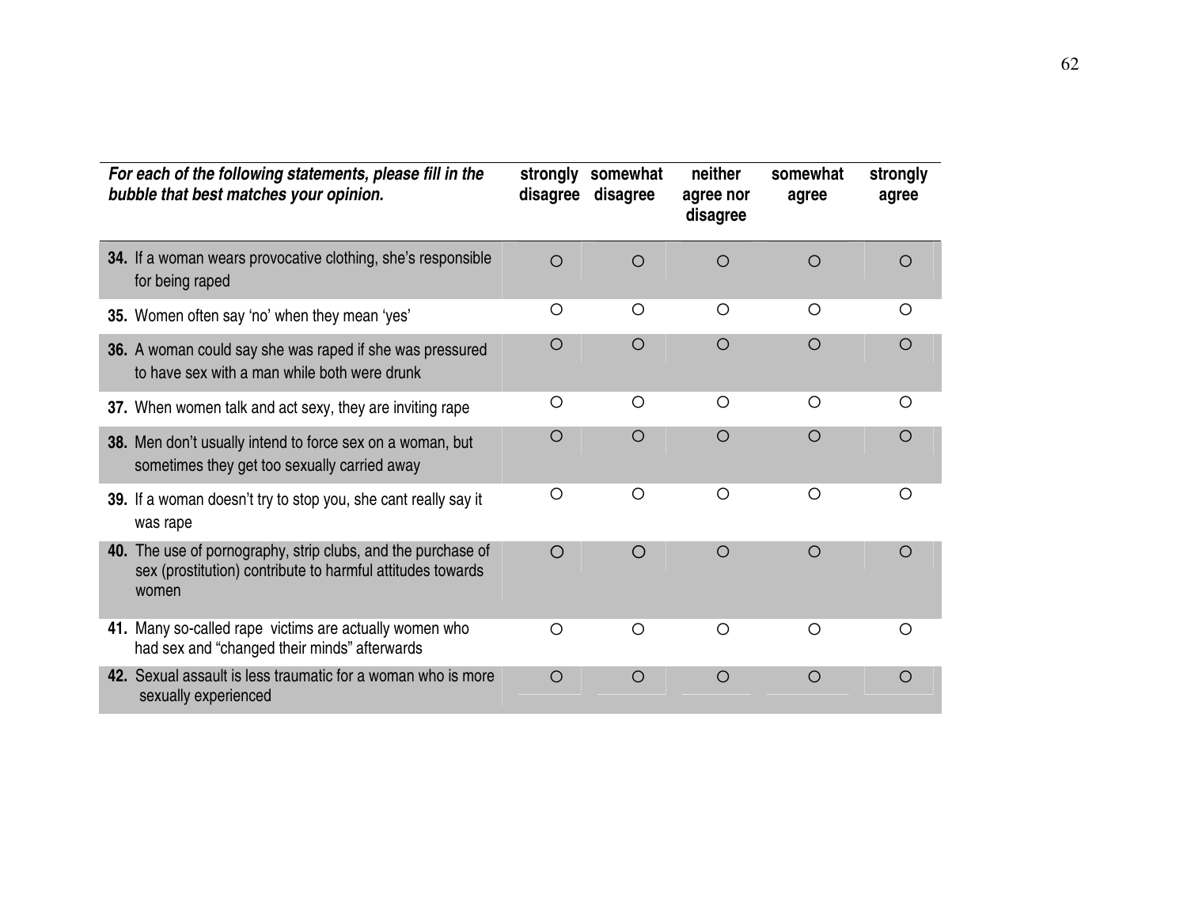| *For each of the following statements, please fill in the bubble that best matches your opinion.* | strongly disagree | somewhat disagree | neither agree nor disagree | somewhat agree | strongly agree |
|---|---|---|---|---|---|
| **34.** If a woman wears provocative clothing, she's responsible for being raped | ○ | ○ | ○ | ○ | ○ |
| **35.** Women often say 'no' when they mean 'yes' | ○ | ○ | ○ | ○ | ○ |
| **36.** A woman could say she was raped if she was pressured to have sex with a man while both were drunk | ○ | ○ | ○ | ○ | ○ |
| **37.** When women talk and act sexy, they are inviting rape | ○ | ○ | ○ | ○ | ○ |
| **38.** Men don't usually intend to force sex on a woman, but sometimes they get too sexually carried away | ○ | ○ | ○ | ○ | ○ |
| **39.** If a woman doesn't try to stop you, she cant really say it was rape | ○ | ○ | ○ | ○ | ○ |
| **40.** The use of pornography, strip clubs, and the purchase of sex (prostitution) contribute to harmful attitudes towards women | ○ | ○ | ○ | ○ | ○ |
| **41.** Many so-called rape victims are actually women who had sex and "changed their minds" afterwards | ○ | ○ | ○ | ○ | ○ |
| **42.** Sexual assault is less traumatic for a woman who is more sexually experienced | ○ | ○ | ○ | ○ | ○ |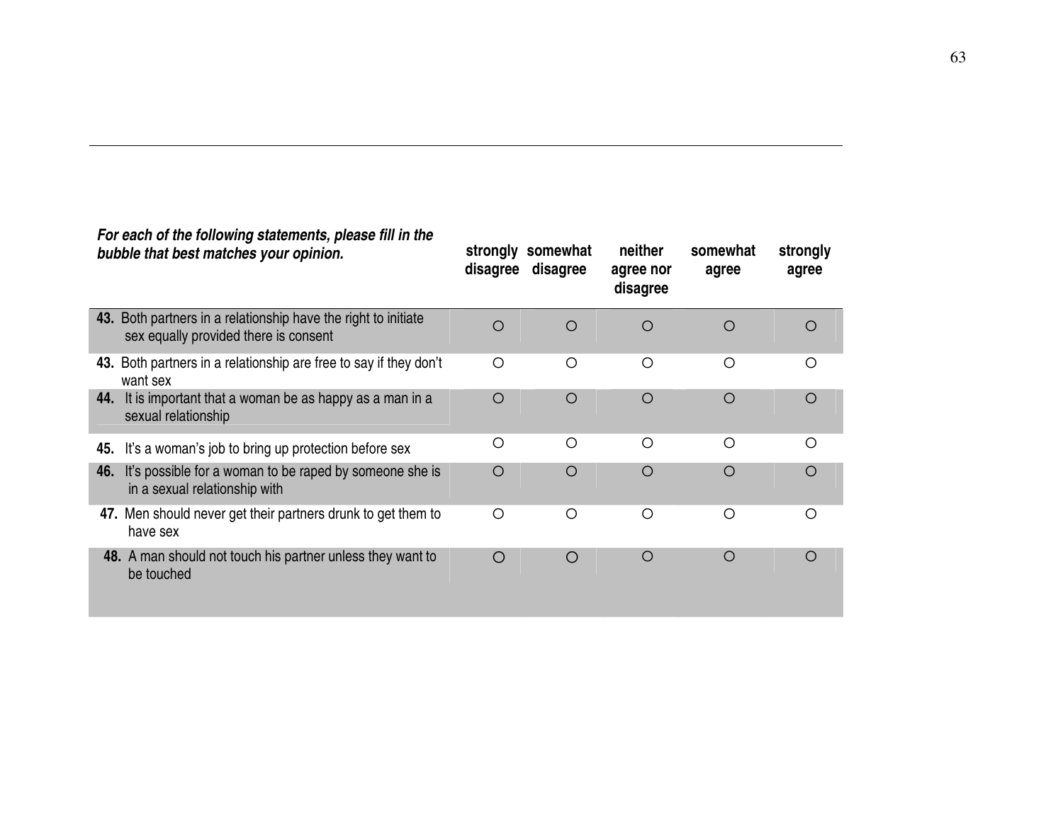| *For each of the following statements, please fill in the bubble that best matches your opinion.* | **strongly disagree** | **somewhat disagree** | **neither agree nor disagree** | **somewhat agree** | **strongly agree** |
|---|---|---|---|---|---|
| **43.** Both partners in a relationship have the right to initiate sex equally provided there is consent | ○ | ○ | ○ | ○ | ○ |
| **43.** Both partners in a relationship are free to say if they don't want sex | ○ | ○ | ○ | ○ | ○ |
| **44.** It is important that a woman be as happy as a man in a sexual relationship | ○ | ○ | ○ | ○ | ○ |
| **45.** It's a woman's job to bring up protection before sex | ○ | ○ | ○ | ○ | ○ |
| **46.** It's possible for a woman to be raped by someone she is in a sexual relationship with | ○ | ○ | ○ | ○ | ○ |
| **47.** Men should never get their partners drunk to get them to have sex | ○ | ○ | ○ | ○ | ○ |
| **48.** A man should not touch his partner unless they want to be touched | ○ | ○ | ○ | ○ | ○ |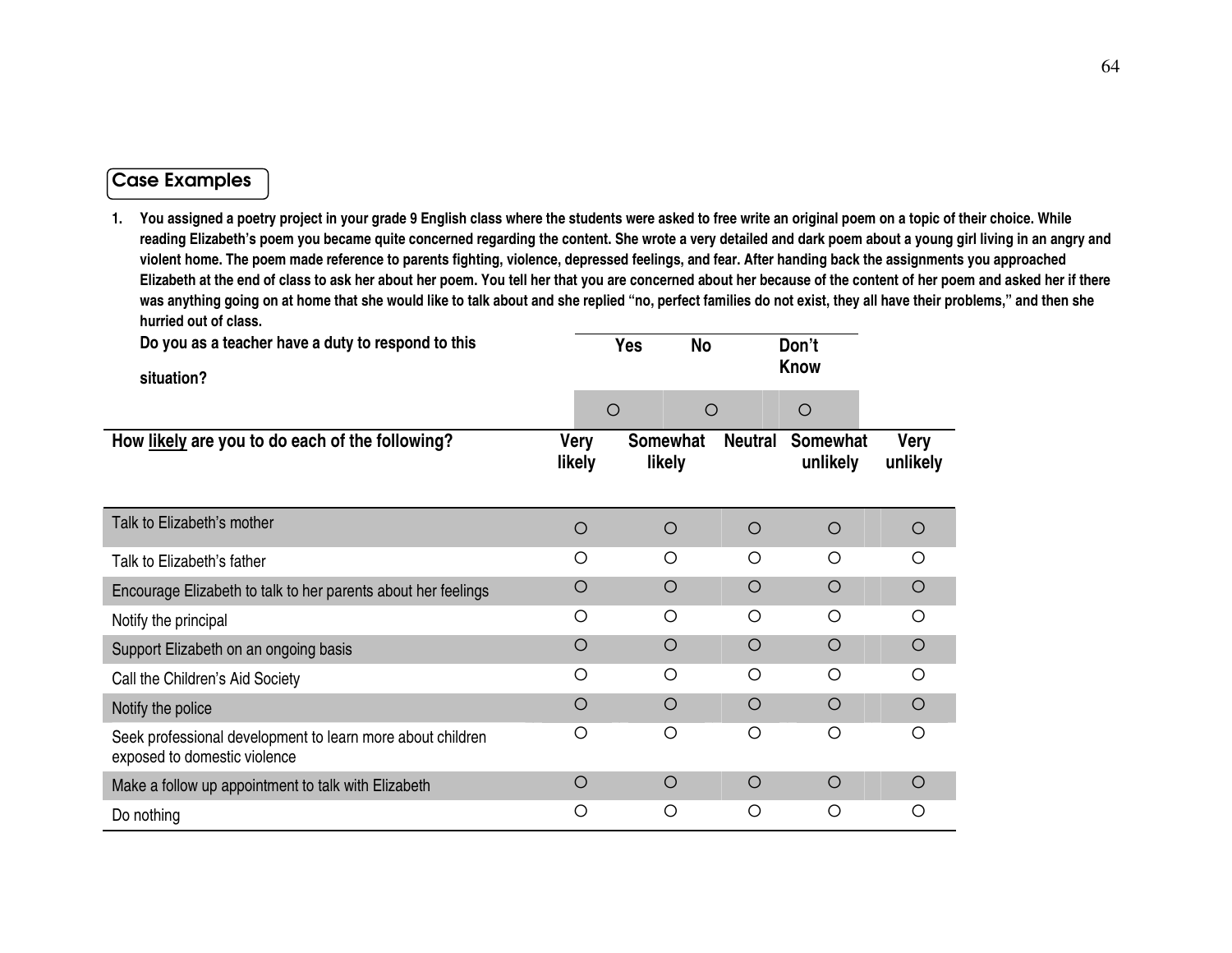## Case Examples

1. **You assigned a poetry project in your grade 9 English class where the students were asked to free write an original poem on a topic of their choice. While reading Elizabeth's poem you became quite concerned regarding the content. She wrote a very detailed and dark poem about a young girl living in an angry and violent home. The poem made reference to parents fighting, violence, depressed feelings, and fear. After handing back the assignments you approached Elizabeth at the end of class to ask her about her poem. You tell her that you are concerned about her because of the content of her poem and asked her if there was anything going on at home that she would like to talk about and she replied "no, perfect families do not exist, they all have their problems," and then she hurried out of class.**

| Do you as a teacher have a duty to respond to this situation? | Yes | No | Don't Know |
|---|---|---|---|
| | ○ | ○ | ○ |

| How likely are you to do each of the following? | Very likely | Somewhat likely | Neutral | Somewhat unlikely | Very unlikely |
|---|---|---|---|---|---|
| Talk to Elizabeth's mother | ○ | ○ | ○ | ○ | ○ |
| Talk to Elizabeth's father | ○ | ○ | ○ | ○ | ○ |
| Encourage Elizabeth to talk to her parents about her feelings | ○ | ○ | ○ | ○ | ○ |
| Notify the principal | ○ | ○ | ○ | ○ | ○ |
| Support Elizabeth on an ongoing basis | ○ | ○ | ○ | ○ | ○ |
| Call the Children's Aid Society | ○ | ○ | ○ | ○ | ○ |
| Notify the police | ○ | ○ | ○ | ○ | ○ |
| Seek professional development to learn more about children exposed to domestic violence | ○ | ○ | ○ | ○ | ○ |
| Make a follow up appointment to talk with Elizabeth | ○ | ○ | ○ | ○ | ○ |
| Do nothing | ○ | ○ | ○ | ○ | ○ |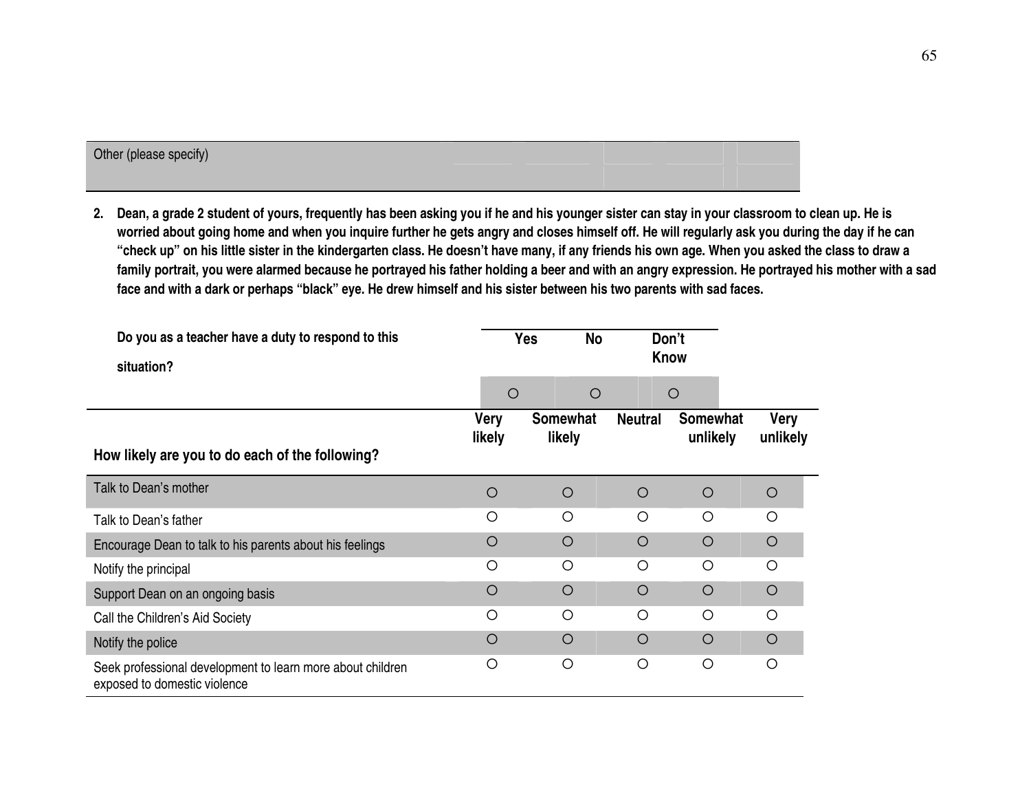| Other (please specify) | | | | | |
|---|---|---|---|---|---|

2. **Dean, a grade 2 student of yours, frequently has been asking you if he and his younger sister can stay in your classroom to clean up. He is worried about going home and when you inquire further he gets angry and closes himself off. He will regularly ask you during the day if he can "check up" on his little sister in the kindergarten class. He doesn't have many, if any friends his own age. When you asked the class to draw a family portrait, you were alarmed because he portrayed his father holding a beer and with an angry expression. He portrayed his mother with a sad face and with a dark or perhaps "black" eye. He drew himself and his sister between his two parents with sad faces.**

| Do you as a teacher have a duty to respond to this situation? | Yes | No | Don't Know |
|---|---|---|---|
| | ○ | ○ | ○ |

| How likely are you to do each of the following? | Very likely | Somewhat likely | Neutral | Somewhat unlikely | Very unlikely |
|---|---|---|---|---|---|
| Talk to Dean's mother | ○ | ○ | ○ | ○ | ○ |
| Talk to Dean's father | ○ | ○ | ○ | ○ | ○ |
| Encourage Dean to talk to his parents about his feelings | ○ | ○ | ○ | ○ | ○ |
| Notify the principal | ○ | ○ | ○ | ○ | ○ |
| Support Dean on an ongoing basis | ○ | ○ | ○ | ○ | ○ |
| Call the Children's Aid Society | ○ | ○ | ○ | ○ | ○ |
| Notify the police | ○ | ○ | ○ | ○ | ○ |
| Seek professional development to learn more about children exposed to domestic violence | ○ | ○ | ○ | ○ | ○ |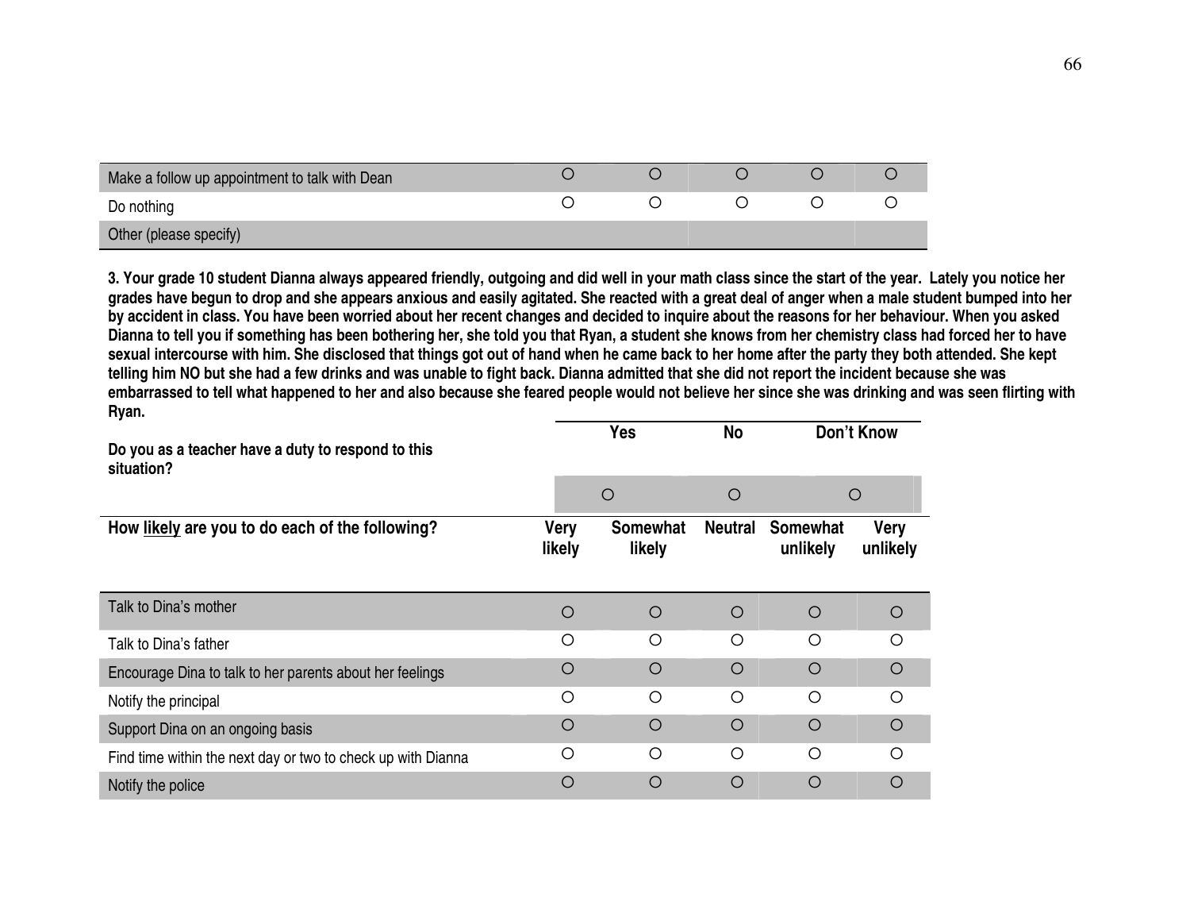| | | | | | |
|---|---|---|---|---|---|
| Make a follow up appointment to talk with Dean | ○ | ○ | ○ | ○ | ○ |
| Do nothing | ○ | ○ | ○ | ○ | ○ |
| Other (please specify) | | | | | |

**3. Your grade 10 student Dianna always appeared friendly, outgoing and did well in your math class since the start of the year. Lately you notice her grades have begun to drop and she appears anxious and easily agitated. She reacted with a great deal of anger when a male student bumped into her by accident in class. You have been worried about her recent changes and decided to inquire about the reasons for her behaviour. When you asked Dianna to tell you if something has been bothering her, she told you that Ryan, a student she knows from her chemistry class had forced her to have sexual intercourse with him. She disclosed that things got out of hand when he came back to her home after the party they both attended. She kept telling him NO but she had a few drinks and was unable to fight back. Dianna admitted that she did not report the incident because she was embarrassed to tell what happened to her and also because she feared people would not believe her since she was drinking and was seen flirting with Ryan.**

| **Do you as a teacher have a duty to respond to this situation?** | **Yes** | **No** | **Don't Know** |
|---|---|---|---|
| | ○ | ○ | ○ |

| **How likely are you to do each of the following?** | **Very likely** | **Somewhat likely** | **Neutral** | **Somewhat unlikely** | **Very unlikely** |
|---|---|---|---|---|---|
| Talk to Dina's mother | ○ | ○ | ○ | ○ | ○ |
| Talk to Dina's father | ○ | ○ | ○ | ○ | ○ |
| Encourage Dina to talk to her parents about her feelings | ○ | ○ | ○ | ○ | ○ |
| Notify the principal | ○ | ○ | ○ | ○ | ○ |
| Support Dina on an ongoing basis | ○ | ○ | ○ | ○ | ○ |
| Find time within the next day or two to check up with Dianna | ○ | ○ | ○ | ○ | ○ |
| Notify the police | ○ | ○ | ○ | ○ | ○ |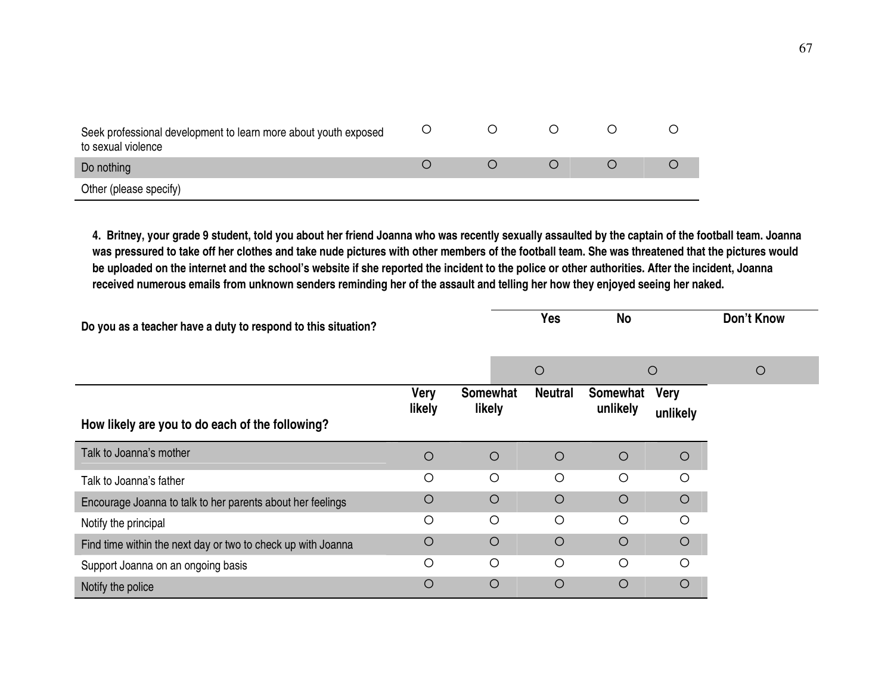| | | | | | |
|---|---|---|---|---|---|
| Seek professional development to learn more about youth exposed to sexual violence | ○ | ○ | ○ | ○ | ○ |
| Do nothing | ○ | ○ | ○ | ○ | ○ |
| Other (please specify) | | | | | |

**4. Britney, your grade 9 student, told you about her friend Joanna who was recently sexually assaulted by the captain of the football team. Joanna was pressured to take off her clothes and take nude pictures with other members of the football team. She was threatened that the pictures would be uploaded on the internet and the school's website if she reported the incident to the police or other authorities. After the incident, Joanna received numerous emails from unknown senders reminding her of the assault and telling her how they enjoyed seeing her naked.**

| | Yes | No | Don't Know |
|---|---|---|---|
| **Do you as a teacher have a duty to respond to this situation?** | ○ | ○ | ○ |

| How likely are you to do each of the following? | Very likely | Somewhat likely | Neutral | Somewhat unlikely | Very unlikely |
|---|---|---|---|---|---|
| Talk to Joanna's mother | ○ | ○ | ○ | ○ | ○ |
| Talk to Joanna's father | ○ | ○ | ○ | ○ | ○ |
| Encourage Joanna to talk to her parents about her feelings | ○ | ○ | ○ | ○ | ○ |
| Notify the principal | ○ | ○ | ○ | ○ | ○ |
| Find time within the next day or two to check up with Joanna | ○ | ○ | ○ | ○ | ○ |
| Support Joanna on an ongoing basis | ○ | ○ | ○ | ○ | ○ |
| Notify the police | ○ | ○ | ○ | ○ | ○ |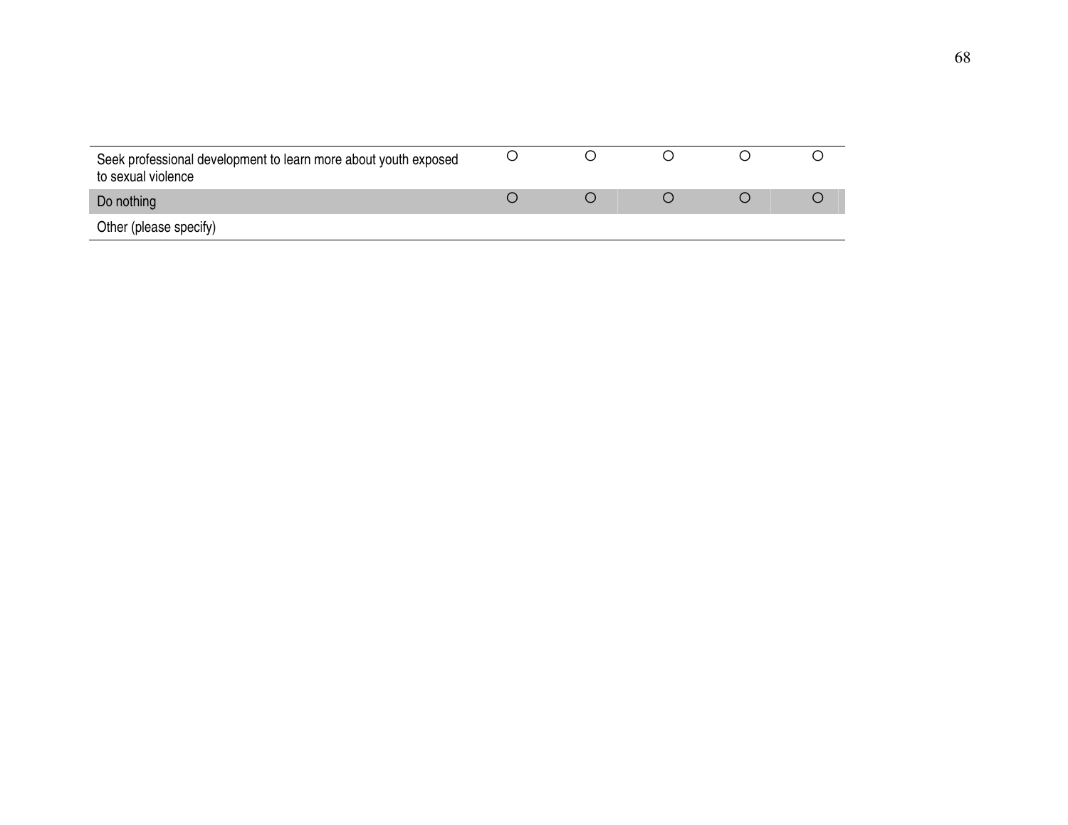| | | | | | |
|---|---|---|---|---|---|
| Seek professional development to learn more about youth exposed to sexual violence | ○ | ○ | ○ | ○ | ○ |
| Do nothing | ○ | ○ | ○ | ○ | ○ |
| Other (please specify) | | | | | |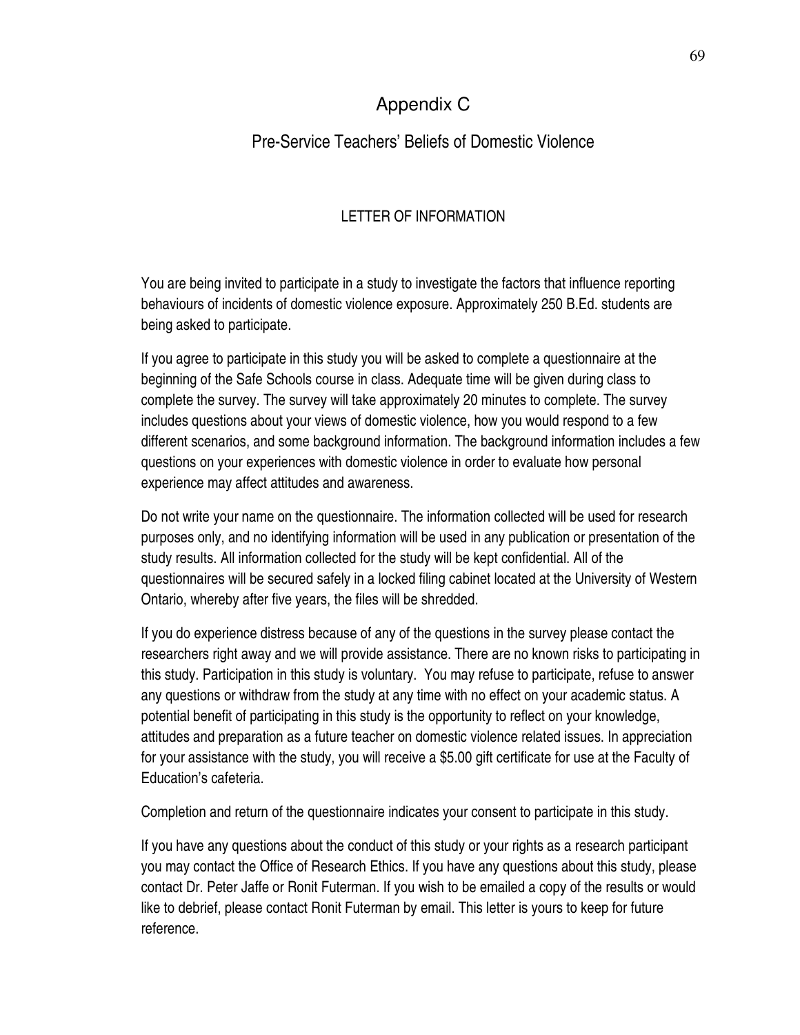# Appendix C

## Pre-Service Teachers' Beliefs of Domestic Violence

### LETTER OF INFORMATION

You are being invited to participate in a study to investigate the factors that influence reporting behaviours of incidents of domestic violence exposure. Approximately 250 B.Ed. students are being asked to participate.

If you agree to participate in this study you will be asked to complete a questionnaire at the beginning of the Safe Schools course in class. Adequate time will be given during class to complete the survey. The survey will take approximately 20 minutes to complete. The survey includes questions about your views of domestic violence, how you would respond to a few different scenarios, and some background information. The background information includes a few questions on your experiences with domestic violence in order to evaluate how personal experience may affect attitudes and awareness.

Do not write your name on the questionnaire. The information collected will be used for research purposes only, and no identifying information will be used in any publication or presentation of the study results. All information collected for the study will be kept confidential. All of the questionnaires will be secured safely in a locked filing cabinet located at the University of Western Ontario, whereby after five years, the files will be shredded.

If you do experience distress because of any of the questions in the survey please contact the researchers right away and we will provide assistance. There are no known risks to participating in this study. Participation in this study is voluntary. You may refuse to participate, refuse to answer any questions or withdraw from the study at any time with no effect on your academic status. A potential benefit of participating in this study is the opportunity to reflect on your knowledge, attitudes and preparation as a future teacher on domestic violence related issues. In appreciation for your assistance with the study, you will receive a $5.00 gift certificate for use at the Faculty of Education's cafeteria.

Completion and return of the questionnaire indicates your consent to participate in this study.

If you have any questions about the conduct of this study or your rights as a research participant you may contact the Office of Research Ethics. If you have any questions about this study, please contact Dr. Peter Jaffe or Ronit Futerman. If you wish to be emailed a copy of the results or would like to debrief, please contact Ronit Futerman by email. This letter is yours to keep for future reference.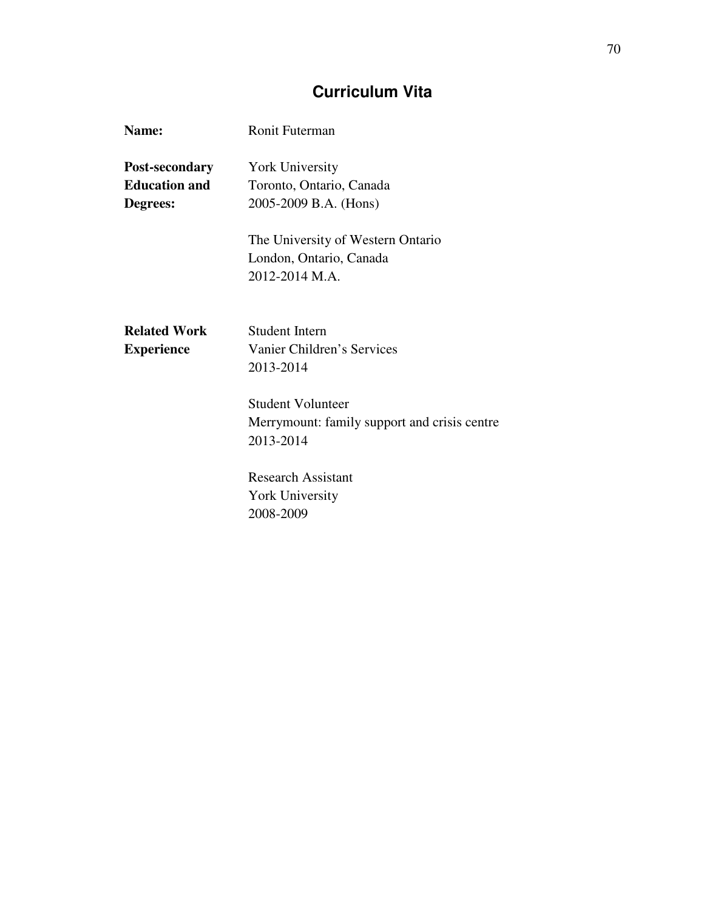# Curriculum Vita

**Name:** Ronit Futerman

**Post-secondary Education and Degrees:**

York University
Toronto, Ontario, Canada
2005-2009 B.A. (Hons)

The University of Western Ontario
London, Ontario, Canada
2012-2014 M.A.

**Related Work Experience**

Student Intern
Vanier Children's Services
2013-2014

Student Volunteer
Merrymount: family support and crisis centre
2013-2014

Research Assistant
York University
2008-2009